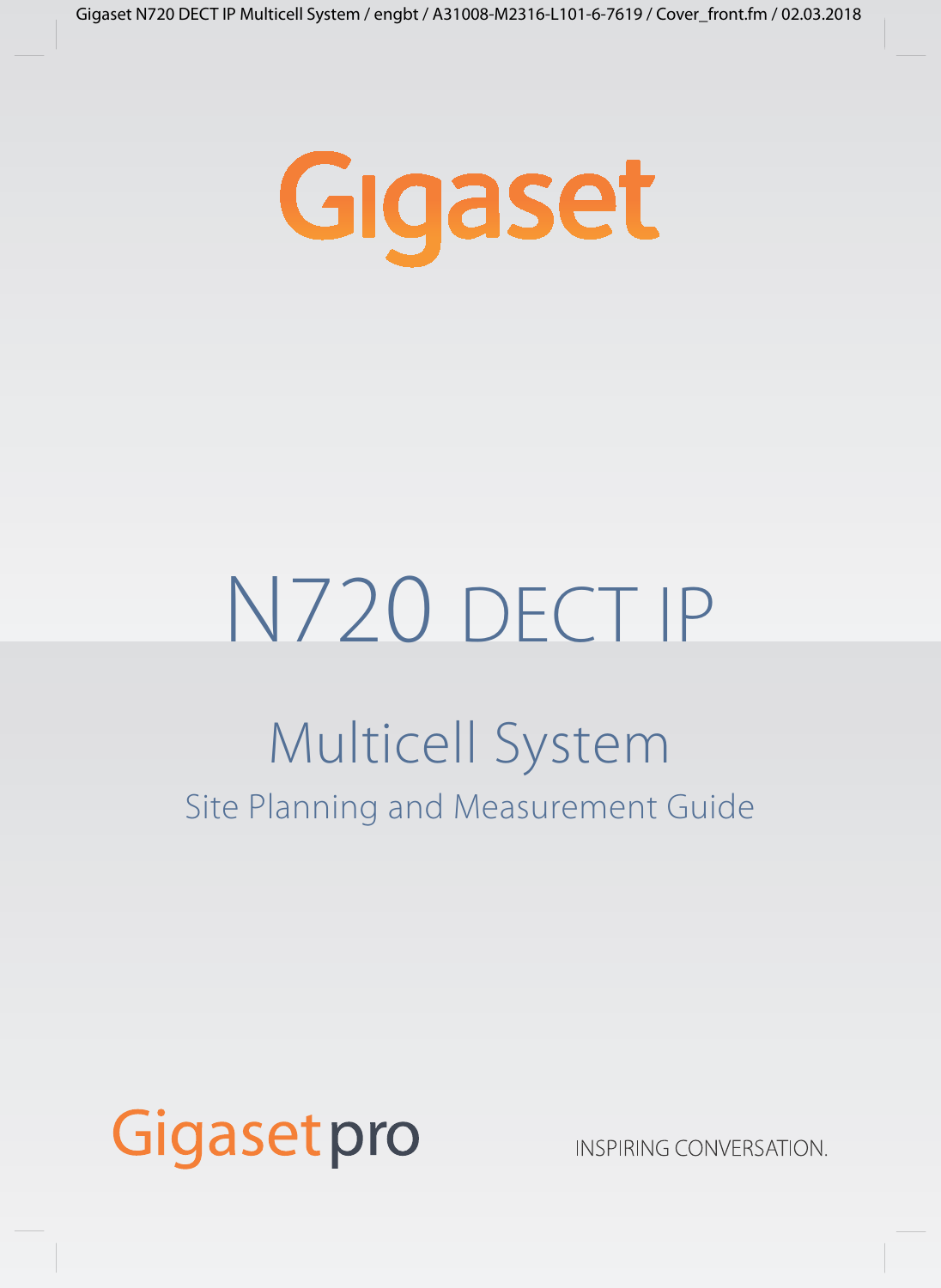# Gigaset

# N720 DECT IP

## Multicell System

### Site Planning and Measurement Guide

Gigaset pro

INSPIRING CONVERSATION.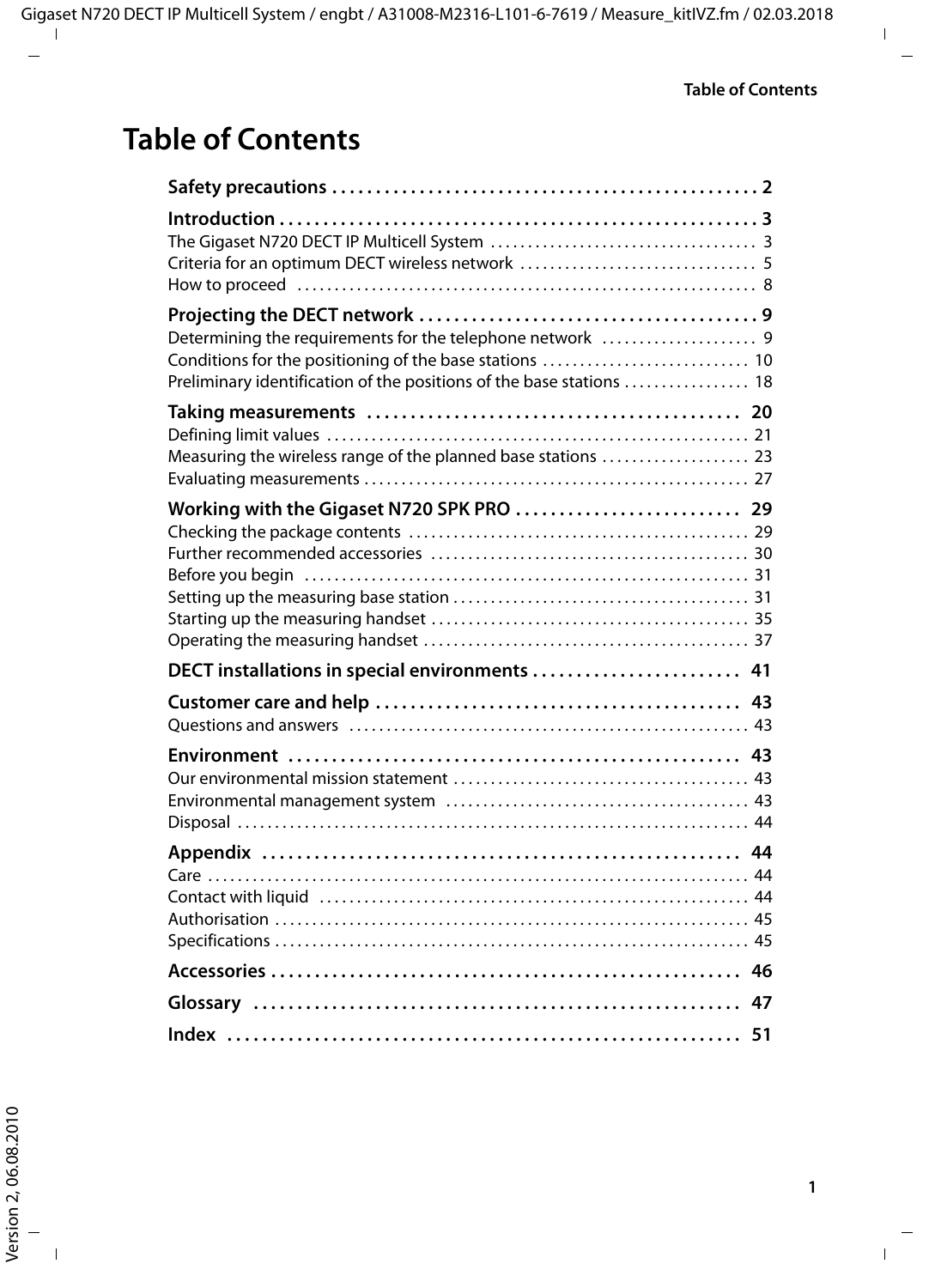# Table of Contents

**Safety precautions . . . . . . . . . . . . . . . . . . . . . . . . . . . . . . . . . . . . . . . . . . . . . . . 2**

**Introduction . . . . . . . . . . . . . . . . . . . . . . . . . . . . . . . . . . . . . . . . . . . . . . . . . . . . 3**

The Gigaset N720 DECT IP Multicell System . . . . . . . . . . . . . . . . . . . . . . . . . . . . . . . . . . 3
Criteria for an optimum DECT wireless network . . . . . . . . . . . . . . . . . . . . . . . . . . . . . . . 5
How to proceed . . . . . . . . . . . . . . . . . . . . . . . . . . . . . . . . . . . . . . . . . . . . . . . . . . . . . . . . . 8

**Projecting the DECT network . . . . . . . . . . . . . . . . . . . . . . . . . . . . . . . . . . . . . . 9**

Determining the requirements for the telephone network . . . . . . . . . . . . . . . . . . . . 9
Conditions for the positioning of the base stations . . . . . . . . . . . . . . . . . . . . . . . . . . 10
Preliminary identification of the positions of the base stations . . . . . . . . . . . . . . . . 18

**Taking measurements . . . . . . . . . . . . . . . . . . . . . . . . . . . . . . . . . . . . . . . . . . 20**

Defining limit values . . . . . . . . . . . . . . . . . . . . . . . . . . . . . . . . . . . . . . . . . . . . . . . . . . . . . 21
Measuring the wireless range of the planned base stations . . . . . . . . . . . . . . . . . . . 23
Evaluating measurements . . . . . . . . . . . . . . . . . . . . . . . . . . . . . . . . . . . . . . . . . . . . . . . . . 27

**Working with the Gigaset N720 SPK PRO . . . . . . . . . . . . . . . . . . . . . . . . . 29**

Checking the package contents . . . . . . . . . . . . . . . . . . . . . . . . . . . . . . . . . . . . . . . . . . . 29
Further recommended accessories . . . . . . . . . . . . . . . . . . . . . . . . . . . . . . . . . . . . . . . . . 30
Before you begin . . . . . . . . . . . . . . . . . . . . . . . . . . . . . . . . . . . . . . . . . . . . . . . . . . . . . . . . 31
Setting up the measuring base station . . . . . . . . . . . . . . . . . . . . . . . . . . . . . . . . . . . . . . 31
Starting up the measuring handset . . . . . . . . . . . . . . . . . . . . . . . . . . . . . . . . . . . . . . . . . 35
Operating the measuring handset . . . . . . . . . . . . . . . . . . . . . . . . . . . . . . . . . . . . . . . . . . 37

**DECT installations in special environments . . . . . . . . . . . . . . . . . . . . . . . 41**

**Customer care and help . . . . . . . . . . . . . . . . . . . . . . . . . . . . . . . . . . . . . . . . . 43**

Questions and answers . . . . . . . . . . . . . . . . . . . . . . . . . . . . . . . . . . . . . . . . . . . . . . . . . . . 43

**Environment . . . . . . . . . . . . . . . . . . . . . . . . . . . . . . . . . . . . . . . . . . . . . . . . . . . 43**

Our environmental mission statement . . . . . . . . . . . . . . . . . . . . . . . . . . . . . . . . . . . . . . 43
Environmental management system . . . . . . . . . . . . . . . . . . . . . . . . . . . . . . . . . . . . . . . 43
Disposal . . . . . . . . . . . . . . . . . . . . . . . . . . . . . . . . . . . . . . . . . . . . . . . . . . . . . . . . . . . . . . . . 44

**Appendix . . . . . . . . . . . . . . . . . . . . . . . . . . . . . . . . . . . . . . . . . . . . . . . . . . . . . . 44**

Care . . . . . . . . . . . . . . . . . . . . . . . . . . . . . . . . . . . . . . . . . . . . . . . . . . . . . . . . . . . . . . . . . . . 44
Contact with liquid . . . . . . . . . . . . . . . . . . . . . . . . . . . . . . . . . . . . . . . . . . . . . . . . . . . . . . . 44
Authorisation . . . . . . . . . . . . . . . . . . . . . . . . . . . . . . . . . . . . . . . . . . . . . . . . . . . . . . . . . . . . 45
Specifications . . . . . . . . . . . . . . . . . . . . . . . . . . . . . . . . . . . . . . . . . . . . . . . . . . . . . . . . . . . 45

**Accessories . . . . . . . . . . . . . . . . . . . . . . . . . . . . . . . . . . . . . . . . . . . . . . . . . . . . 46**

**Glossary . . . . . . . . . . . . . . . . . . . . . . . . . . . . . . . . . . . . . . . . . . . . . . . . . . . . . . . 47**

**Index . . . . . . . . . . . . . . . . . . . . . . . . . . . . . . . . . . . . . . . . . . . . . . . . . . . . . . . . . 51**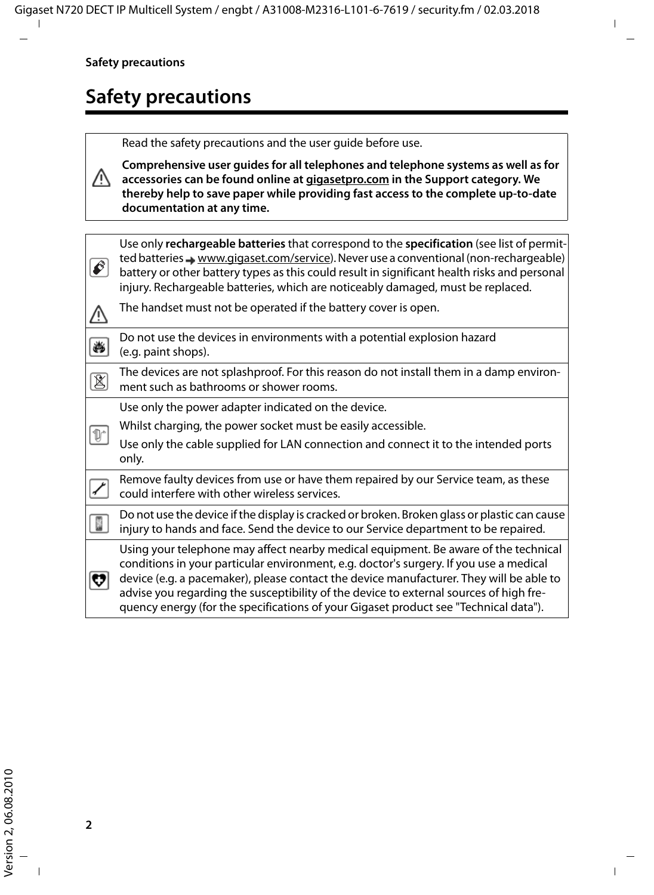# Safety precautions

| | |
|---|---|
| ⚠ | Read the safety precautions and the user guide before use.<br><br>**Comprehensive user guides for all telephones and telephone systems as well as for accessories can be found online at gigasetpro.com in the Support category. We thereby help to save paper while providing fast access to the complete up-to-date documentation at any time.** |

| | |
|---|---|
| | Use only **rechargeable batteries** that correspond to the **specification** (see list of permitted batteries → www.gigaset.com/service). Never use a conventional (non-rechargeable) battery or other battery types as this could result in significant health risks and personal injury. Rechargeable batteries, which are noticeably damaged, must be replaced. |
| ⚠ | The handset must not be operated if the battery cover is open. |
| | Do not use the devices in environments with a potential explosion hazard (e.g. paint shops). |
| | The devices are not splashproof. For this reason do not install them in a damp environment such as bathrooms or shower rooms. |
| | Use only the power adapter indicated on the device.<br><br>Whilst charging, the power socket must be easily accessible.<br><br>Use only the cable supplied for LAN connection and connect it to the intended ports only. |
| | Remove faulty devices from use or have them repaired by our Service team, as these could interfere with other wireless services. |
| | Do not use the device if the display is cracked or broken. Broken glass or plastic can cause injury to hands and face. Send the device to our Service department to be repaired. |
| | Using your telephone may affect nearby medical equipment. Be aware of the technical conditions in your particular environment, e.g. doctor's surgery. If you use a medical device (e.g. a pacemaker), please contact the device manufacturer. They will be able to advise you regarding the susceptibility of the device to external sources of high frequency energy (for the specifications of your Gigaset product see "Technical data"). |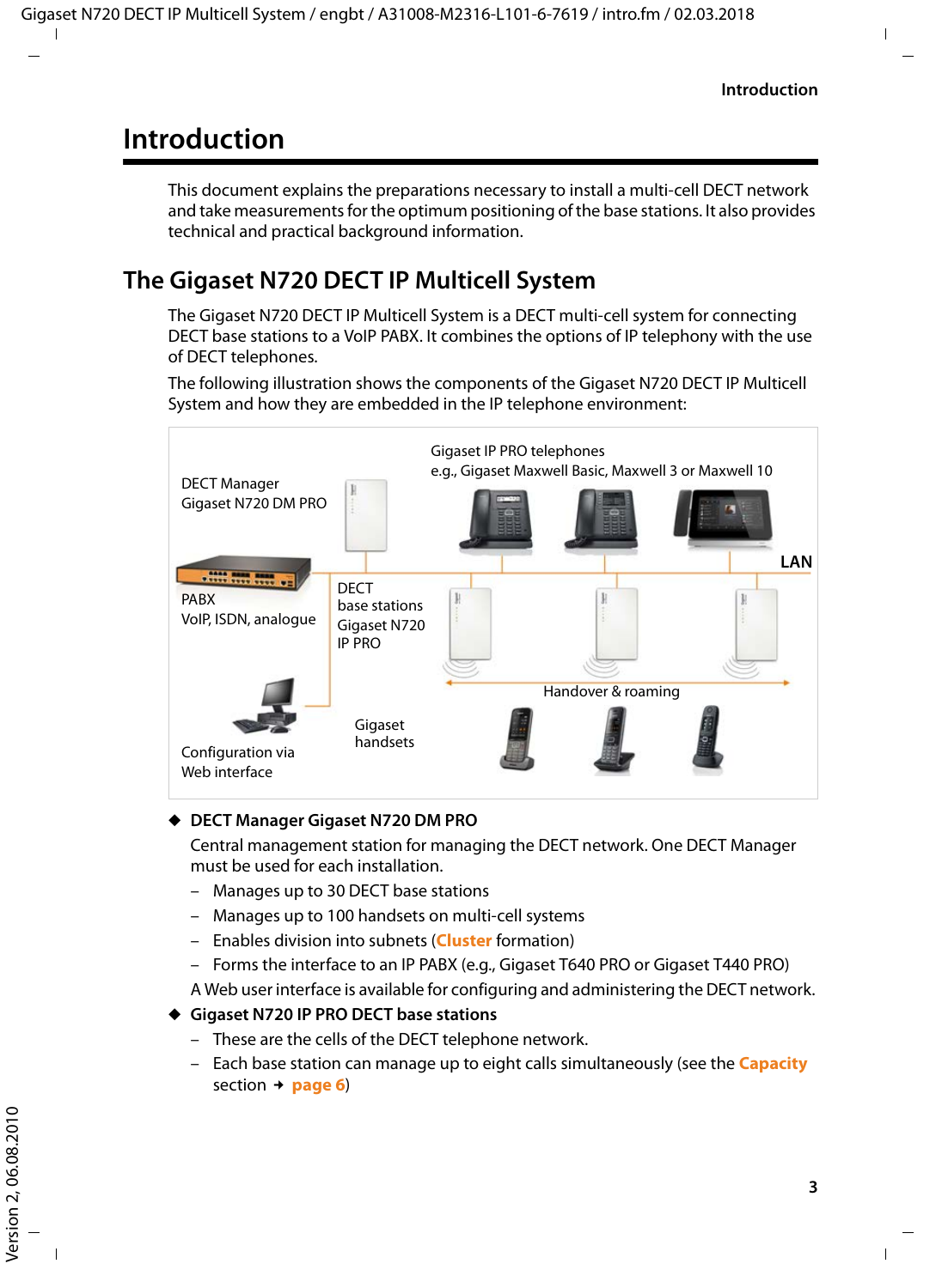# Introduction

This document explains the preparations necessary to install a multi-cell DECT network and take measurements for the optimum positioning of the base stations. It also provides technical and practical background information.

## The Gigaset N720 DECT IP Multicell System

The Gigaset N720 DECT IP Multicell System is a DECT multi-cell system for connecting DECT base stations to a VoIP PABX. It combines the options of IP telephony with the use of DECT telephones.

The following illustration shows the components of the Gigaset N720 DECT IP Multicell System and how they are embedded in the IP telephone environment:

DECT Manager Gigaset N720 DM PRO

Gigaset IP PRO telephones e.g., Gigaset Maxwell Basic, Maxwell 3 or Maxwell 10

LAN

PABX VoIP, ISDN, analogue

DECT base stations Gigaset N720 IP PRO

Handover & roaming

Gigaset handsets

Configuration via Web interface

◆ **DECT Manager Gigaset N720 DM PRO**

Central management station for managing the DECT network. One DECT Manager must be used for each installation.

- Manages up to 30 DECT base stations
- Manages up to 100 handsets on multi-cell systems
- Enables division into subnets (**Cluster** formation)
- Forms the interface to an IP PABX (e.g., Gigaset T640 PRO or Gigaset T440 PRO)

A Web user interface is available for configuring and administering the DECT network.

◆ **Gigaset N720 IP PRO DECT base stations**

- These are the cells of the DECT telephone network.
- Each base station can manage up to eight calls simultaneously (see the **Capacity** section → **page 6**)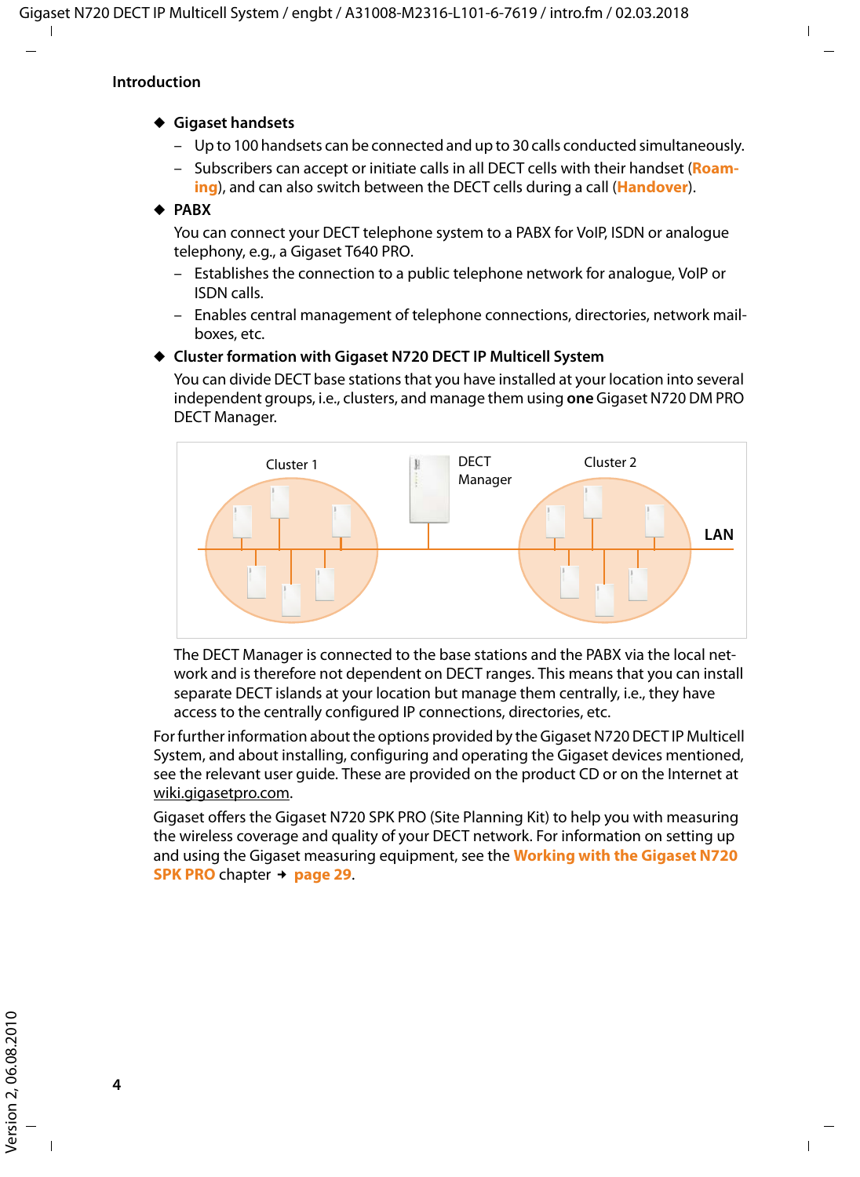## Introduction

- **Gigaset handsets**
  - Up to 100 handsets can be connected and up to 30 calls conducted simultaneously.
  - Subscribers can accept or initiate calls in all DECT cells with their handset (**Roaming**), and can also switch between the DECT cells during a call (**Handover**).
- **PABX**

  You can connect your DECT telephone system to a PABX for VoIP, ISDN or analogue telephony, e.g., a Gigaset T640 PRO.
  - Establishes the connection to a public telephone network for analogue, VoIP or ISDN calls.
  - Enables central management of telephone connections, directories, network mailboxes, etc.
- **Cluster formation with Gigaset N720 DECT IP Multicell System**

  You can divide DECT base stations that you have installed at your location into several independent groups, i.e., clusters, and manage them using **one** Gigaset N720 DM PRO DECT Manager.

  The DECT Manager is connected to the base stations and the PABX via the local network and is therefore not dependent on DECT ranges. This means that you can install separate DECT islands at your location but manage them centrally, i.e., they have access to the centrally configured IP connections, directories, etc.

For further information about the options provided by the Gigaset N720 DECT IP Multicell System, and about installing, configuring and operating the Gigaset devices mentioned, see the relevant user guide. These are provided on the product CD or on the Internet at wiki.gigasetpro.com.

Gigaset offers the Gigaset N720 SPK PRO (Site Planning Kit) to help you with measuring the wireless coverage and quality of your DECT network. For information on setting up and using the Gigaset measuring equipment, see the **Working with the Gigaset N720 SPK PRO** chapter → **page 29**.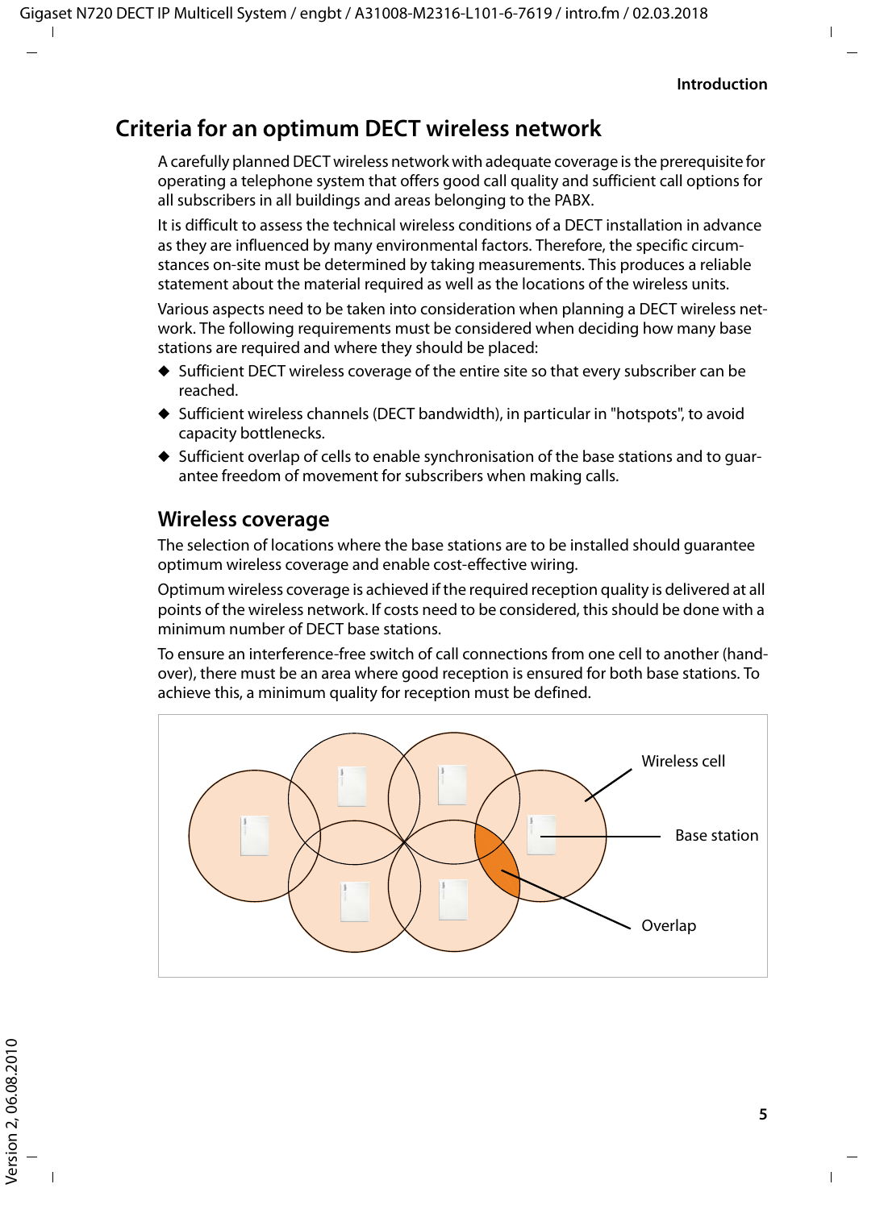# Criteria for an optimum DECT wireless network

A carefully planned DECT wireless network with adequate coverage is the prerequisite for operating a telephone system that offers good call quality and sufficient call options for all subscribers in all buildings and areas belonging to the PABX.

It is difficult to assess the technical wireless conditions of a DECT installation in advance as they are influenced by many environmental factors. Therefore, the specific circumstances on-site must be determined by taking measurements. This produces a reliable statement about the material required as well as the locations of the wireless units.

Various aspects need to be taken into consideration when planning a DECT wireless network. The following requirements must be considered when deciding how many base stations are required and where they should be placed:

- Sufficient DECT wireless coverage of the entire site so that every subscriber can be reached.
- Sufficient wireless channels (DECT bandwidth), in particular in "hotspots", to avoid capacity bottlenecks.
- Sufficient overlap of cells to enable synchronisation of the base stations and to guarantee freedom of movement for subscribers when making calls.

## Wireless coverage

The selection of locations where the base stations are to be installed should guarantee optimum wireless coverage and enable cost-effective wiring.

Optimum wireless coverage is achieved if the required reception quality is delivered at all points of the wireless network. If costs need to be considered, this should be done with a minimum number of DECT base stations.

To ensure an interference-free switch of call connections from one cell to another (handover), there must be an area where good reception is ensured for both base stations. To achieve this, a minimum quality for reception must be defined.

Wireless cell

Base station

Overlap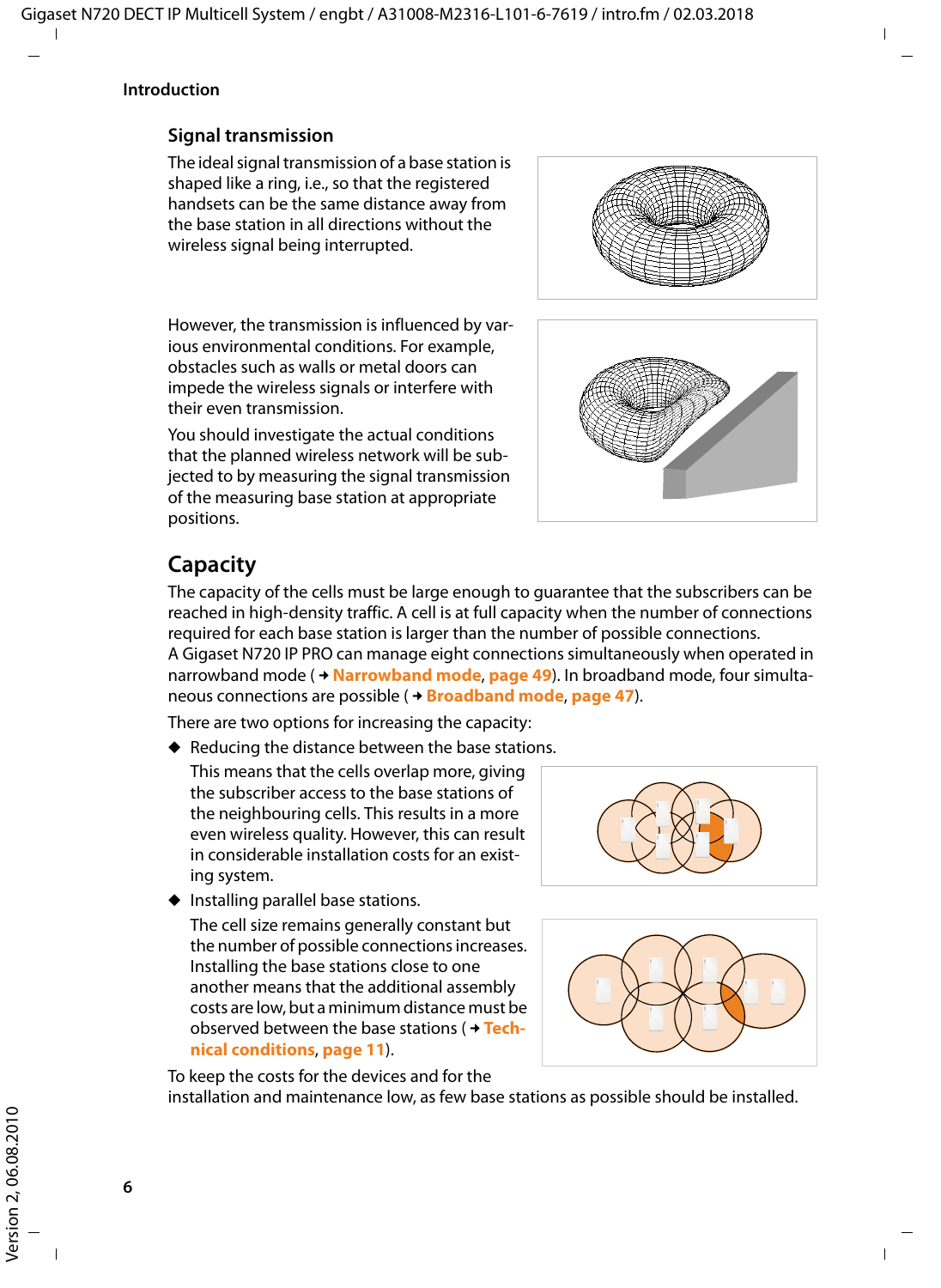## Signal transmission

The ideal signal transmission of a base station is shaped like a ring, i.e., so that the registered handsets can be the same distance away from the base station in all directions without the wireless signal being interrupted.

However, the transmission is influenced by various environmental conditions. For example, obstacles such as walls or metal doors can impede the wireless signals or interfere with their even transmission.

You should investigate the actual conditions that the planned wireless network will be subjected to by measuring the signal transmission of the measuring base station at appropriate positions.

## Capacity

The capacity of the cells must be large enough to guarantee that the subscribers can be reached in high-density traffic. A cell is at full capacity when the number of connections required for each base station is larger than the number of possible connections.
A Gigaset N720 IP PRO can manage eight connections simultaneously when operated in narrowband mode (→ **Narrowband mode**, **page 49**). In broadband mode, four simultaneous connections are possible (→ **Broadband mode**, **page 47**).

There are two options for increasing the capacity:

- Reducing the distance between the base stations.

  This means that the cells overlap more, giving the subscriber access to the base stations of the neighbouring cells. This results in a more even wireless quality. However, this can result in considerable installation costs for an existing system.

- Installing parallel base stations.

  The cell size remains generally constant but the number of possible connections increases. Installing the base stations close to one another means that the additional assembly costs are low, but a minimum distance must be observed between the base stations (→ **Technical conditions**, **page 11**).

To keep the costs for the devices and for the installation and maintenance low, as few base stations as possible should be installed.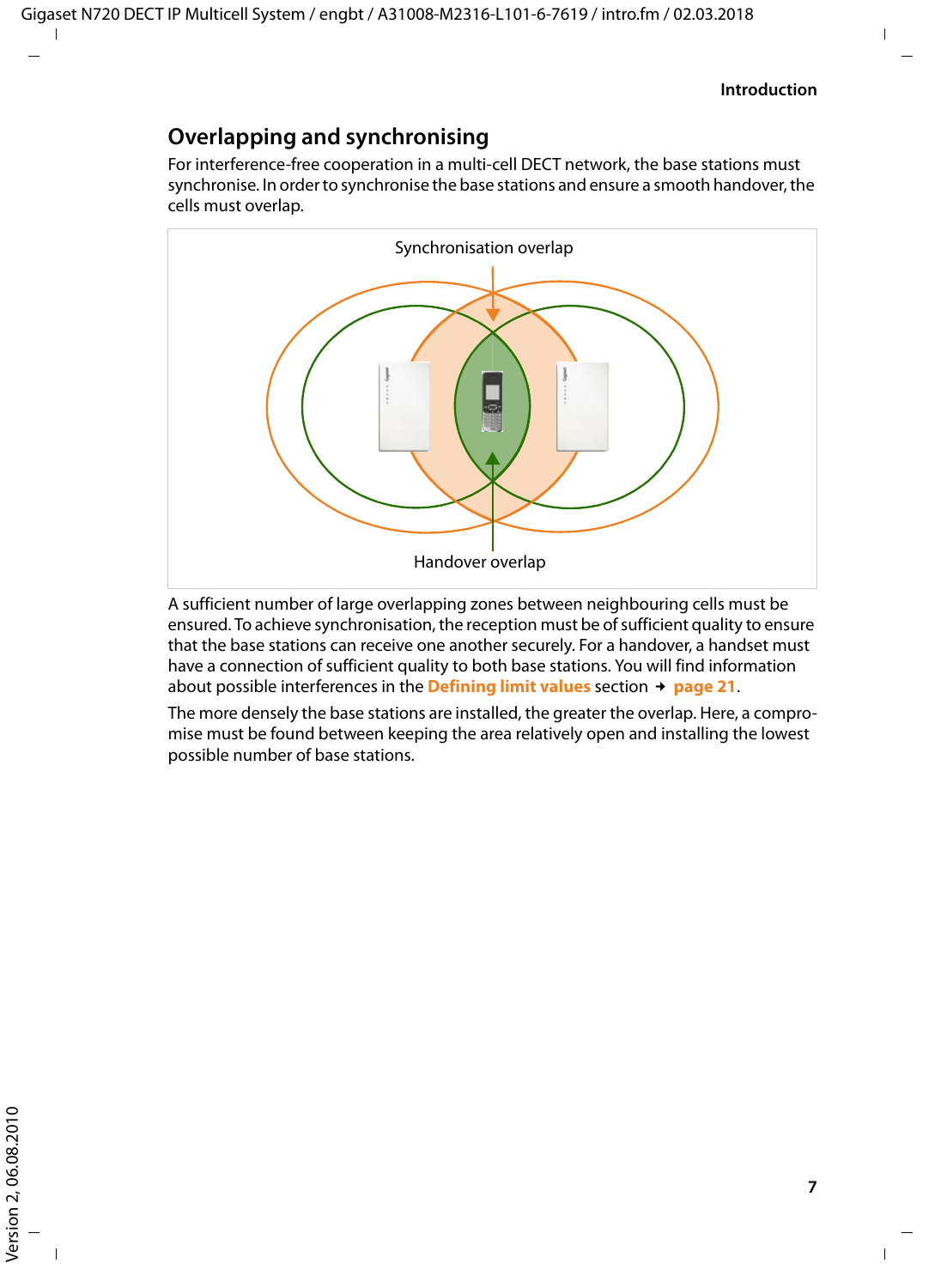## Overlapping and synchronising

For interference-free cooperation in a multi-cell DECT network, the base stations must synchronise. In order to synchronise the base stations and ensure a smooth handover, the cells must overlap.

Synchronisation overlap

Handover overlap

A sufficient number of large overlapping zones between neighbouring cells must be ensured. To achieve synchronisation, the reception must be of sufficient quality to ensure that the base stations can receive one another securely. For a handover, a handset must have a connection of sufficient quality to both base stations. You will find information about possible interferences in the **Defining limit values** section → **page 21**.

The more densely the base stations are installed, the greater the overlap. Here, a compromise must be found between keeping the area relatively open and installing the lowest possible number of base stations.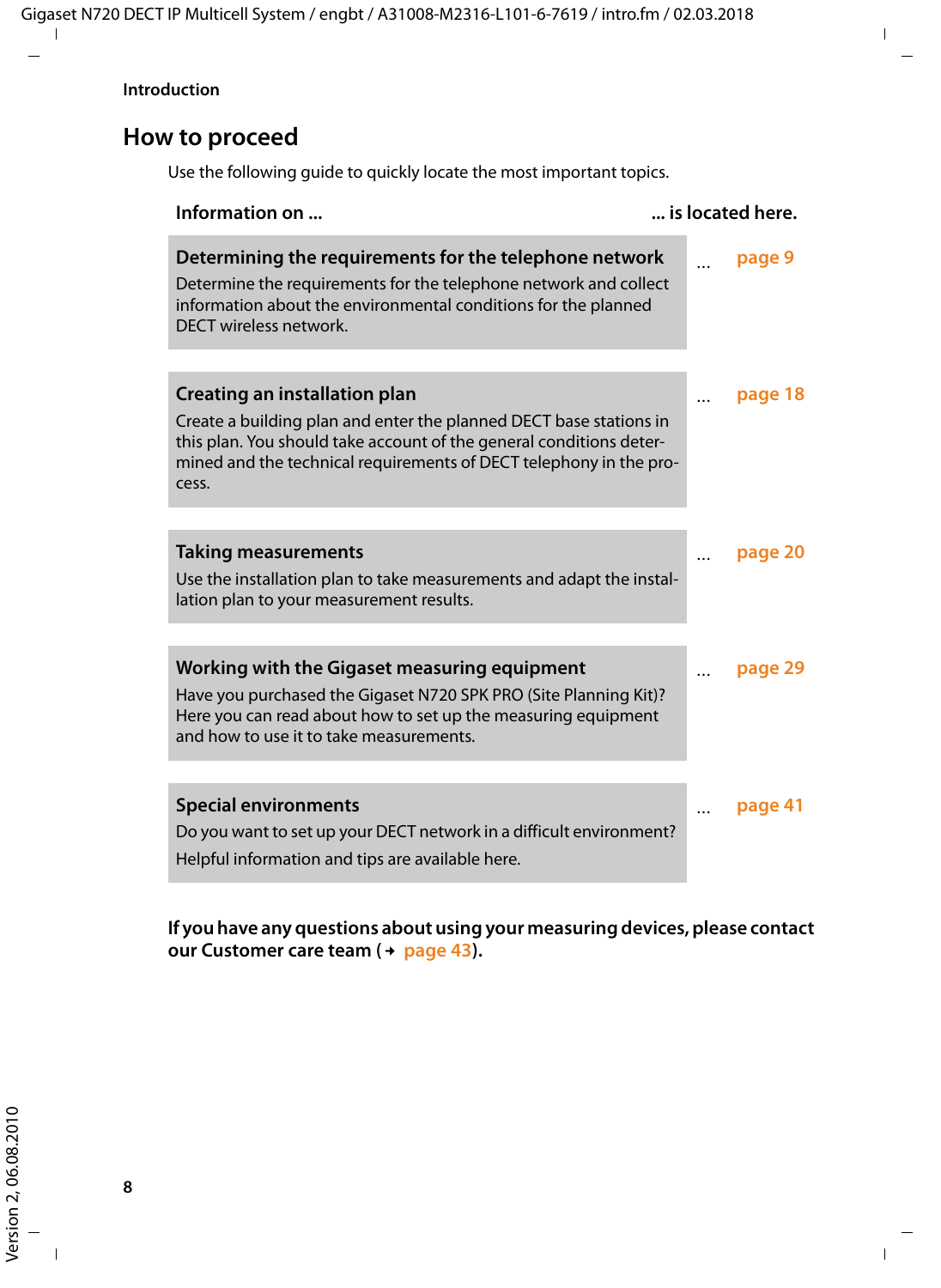## How to proceed

Use the following guide to quickly locate the most important topics.

| Information on ... | ... is located here. |
|---|---|
| **Determining the requirements for the telephone network**<br>Determine the requirements for the telephone network and collect information about the environmental conditions for the planned DECT wireless network. | ... page 9 |
| **Creating an installation plan**<br>Create a building plan and enter the planned DECT base stations in this plan. You should take account of the general conditions determined and the technical requirements of DECT telephony in the process. | ... page 18 |
| **Taking measurements**<br>Use the installation plan to take measurements and adapt the installation plan to your measurement results. | ... page 20 |
| **Working with the Gigaset measuring equipment**<br>Have you purchased the Gigaset N720 SPK PRO (Site Planning Kit)? Here you can read about how to set up the measuring equipment and how to use it to take measurements. | ... page 29 |
| **Special environments**<br>Do you want to set up your DECT network in a difficult environment?<br>Helpful information and tips are available here. | ... page 41 |

**If you have any questions about using your measuring devices, please contact our Customer care team (→ page 43).**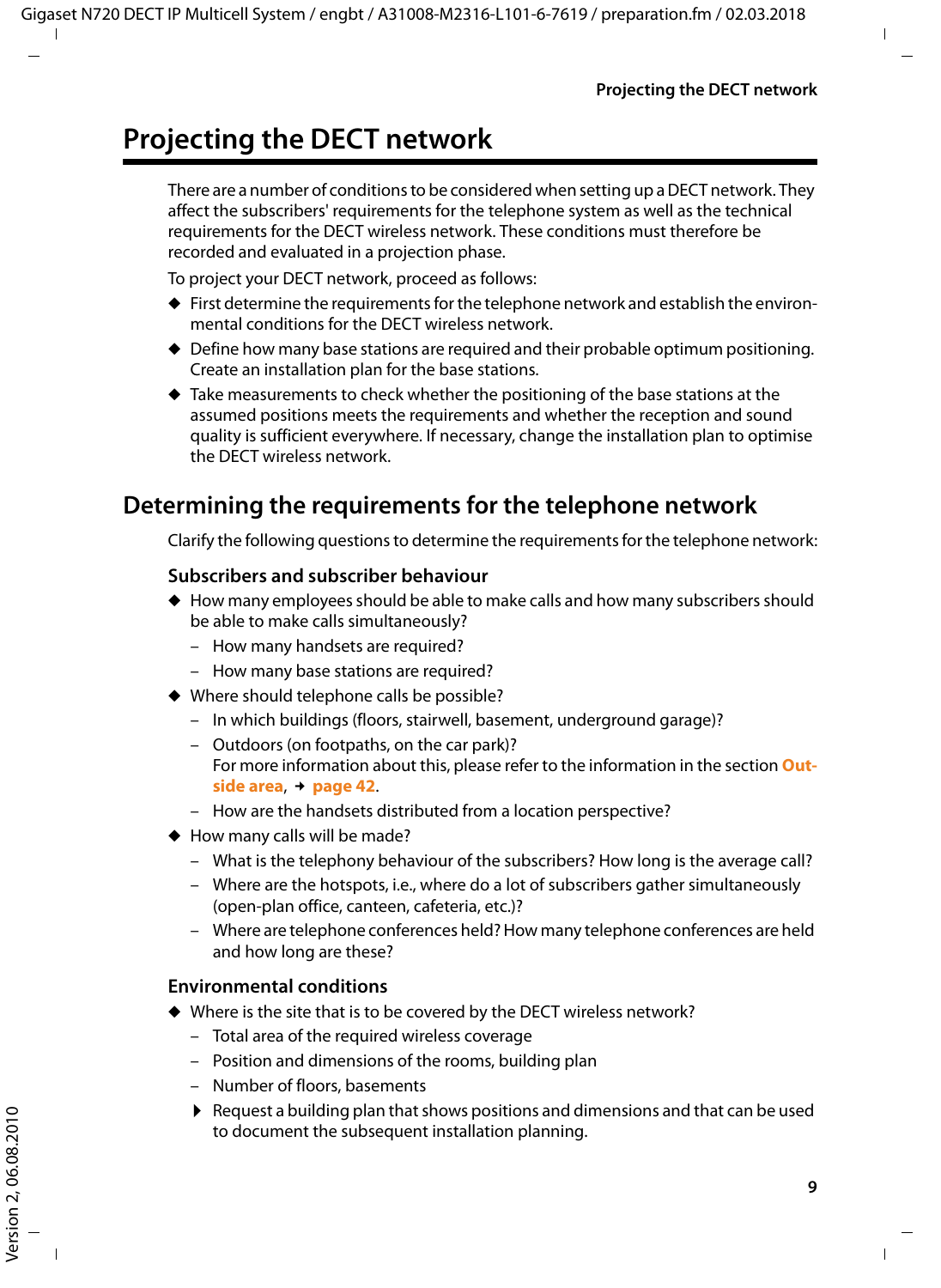# Projecting the DECT network

There are a number of conditions to be considered when setting up a DECT network. They affect the subscribers' requirements for the telephone system as well as the technical requirements for the DECT wireless network. These conditions must therefore be recorded and evaluated in a projection phase.

To project your DECT network, proceed as follows:

- First determine the requirements for the telephone network and establish the environmental conditions for the DECT wireless network.
- Define how many base stations are required and their probable optimum positioning. Create an installation plan for the base stations.
- Take measurements to check whether the positioning of the base stations at the assumed positions meets the requirements and whether the reception and sound quality is sufficient everywhere. If necessary, change the installation plan to optimise the DECT wireless network.

## Determining the requirements for the telephone network

Clarify the following questions to determine the requirements for the telephone network:

### Subscribers and subscriber behaviour

- How many employees should be able to make calls and how many subscribers should be able to make calls simultaneously?
  - How many handsets are required?
  - How many base stations are required?
- Where should telephone calls be possible?
  - In which buildings (floors, stairwell, basement, underground garage)?
  - Outdoors (on footpaths, on the car park)?
    For more information about this, please refer to the information in the section **Outside area**, → **page 42**.
  - How are the handsets distributed from a location perspective?
- How many calls will be made?
  - What is the telephony behaviour of the subscribers? How long is the average call?
  - Where are the hotspots, i.e., where do a lot of subscribers gather simultaneously (open-plan office, canteen, cafeteria, etc.)?
  - Where are telephone conferences held? How many telephone conferences are held and how long are these?

### Environmental conditions

- Where is the site that is to be covered by the DECT wireless network?
  - Total area of the required wireless coverage
  - Position and dimensions of the rooms, building plan
  - Number of floors, basements
  - ▶ Request a building plan that shows positions and dimensions and that can be used to document the subsequent installation planning.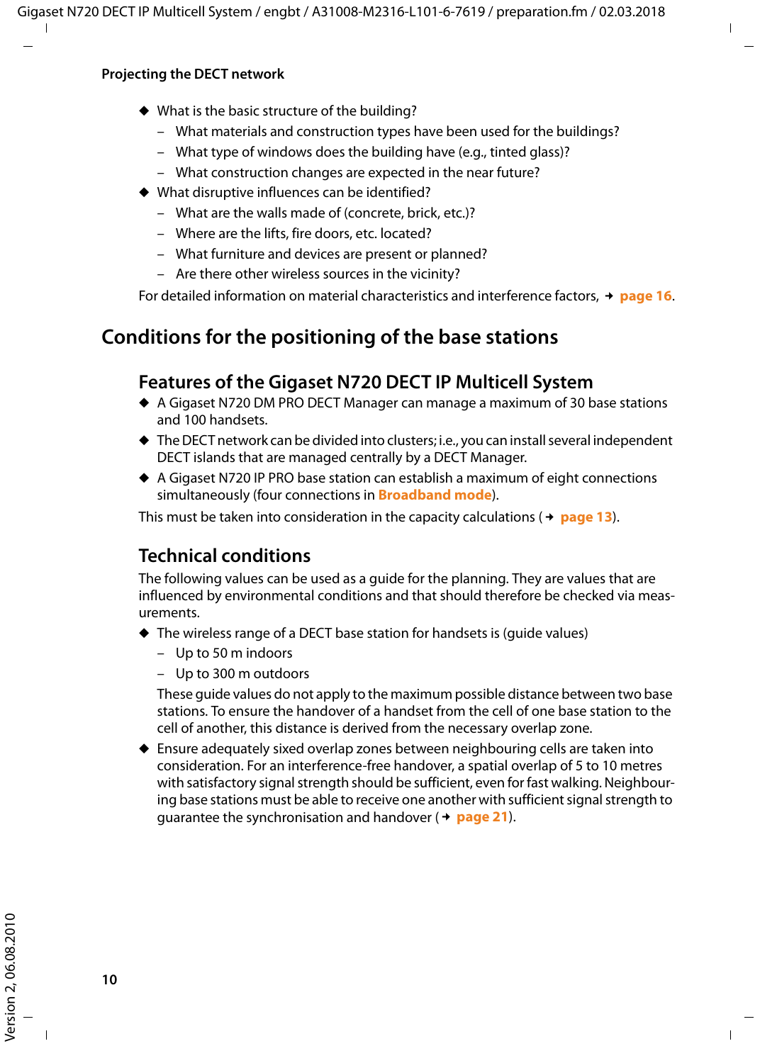- What is the basic structure of the building?
  - What materials and construction types have been used for the buildings?
  - What type of windows does the building have (e.g., tinted glass)?
  - What construction changes are expected in the near future?
- What disruptive influences can be identified?
  - What are the walls made of (concrete, brick, etc.)?
  - Where are the lifts, fire doors, etc. located?
  - What furniture and devices are present or planned?
  - Are there other wireless sources in the vicinity?

For detailed information on material characteristics and interference factors, → **page 16**.

## Conditions for the positioning of the base stations

### Features of the Gigaset N720 DECT IP Multicell System

- A Gigaset N720 DM PRO DECT Manager can manage a maximum of 30 base stations and 100 handsets.
- The DECT network can be divided into clusters; i.e., you can install several independent DECT islands that are managed centrally by a DECT Manager.
- A Gigaset N720 IP PRO base station can establish a maximum of eight connections simultaneously (four connections in **Broadband mode**).

This must be taken into consideration in the capacity calculations (→ **page 13**).

### Technical conditions

The following values can be used as a guide for the planning. They are values that are influenced by environmental conditions and that should therefore be checked via measurements.

- The wireless range of a DECT base station for handsets is (guide values)
  - Up to 50 m indoors
  - Up to 300 m outdoors

  These guide values do not apply to the maximum possible distance between two base stations. To ensure the handover of a handset from the cell of one base station to the cell of another, this distance is derived from the necessary overlap zone.
- Ensure adequately sixed overlap zones between neighbouring cells are taken into consideration. For an interference-free handover, a spatial overlap of 5 to 10 metres with satisfactory signal strength should be sufficient, even for fast walking. Neighbouring base stations must be able to receive one another with sufficient signal strength to guarantee the synchronisation and handover (→ **page 21**).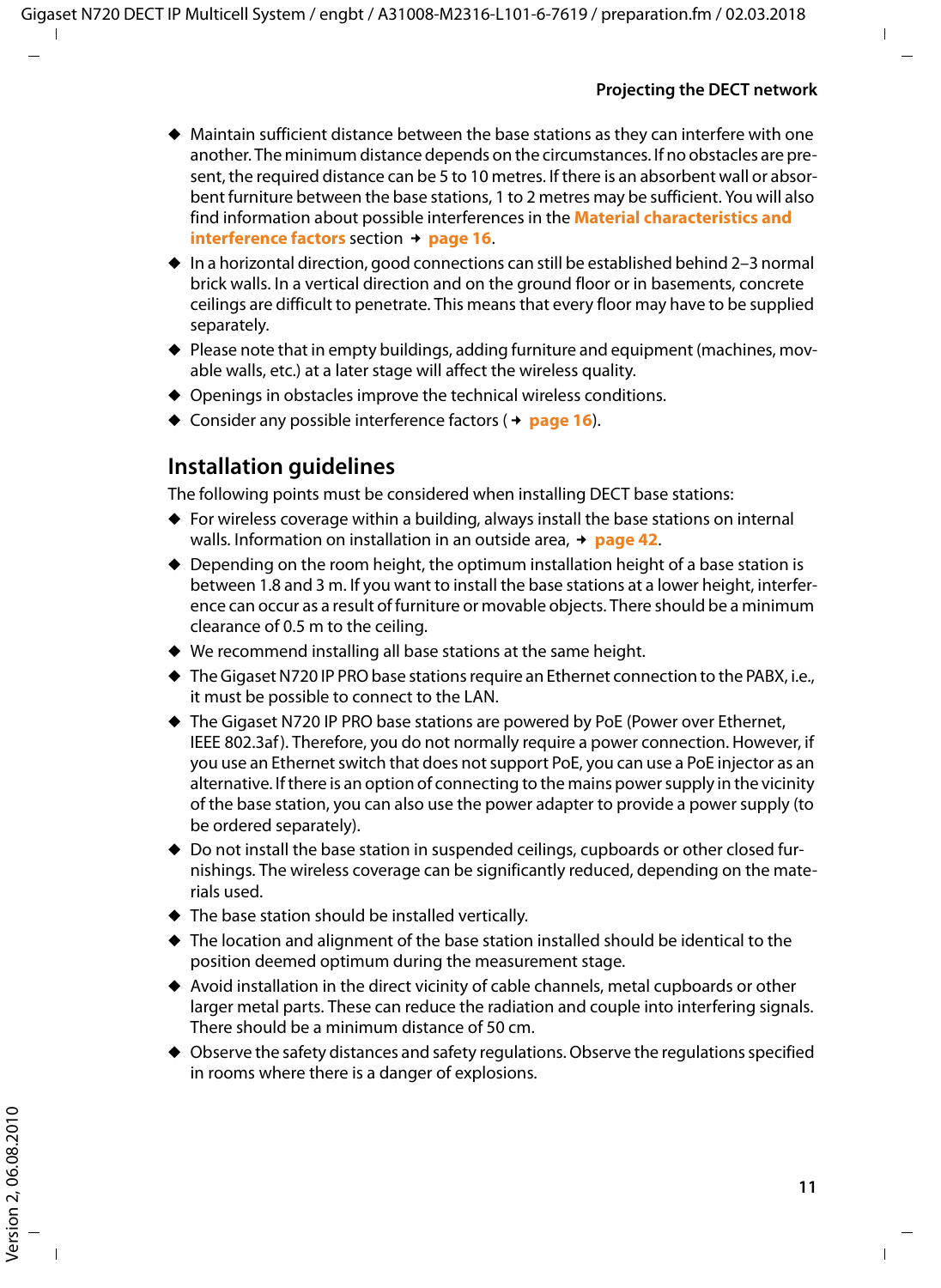- Maintain sufficient distance between the base stations as they can interfere with one another. The minimum distance depends on the circumstances. If no obstacles are present, the required distance can be 5 to 10 metres. If there is an absorbent wall or absorbent furniture between the base stations, 1 to 2 metres may be sufficient. You will also find information about possible interferences in the **Material characteristics and interference factors** section → **page 16**.
- In a horizontal direction, good connections can still be established behind 2–3 normal brick walls. In a vertical direction and on the ground floor or in basements, concrete ceilings are difficult to penetrate. This means that every floor may have to be supplied separately.
- Please note that in empty buildings, adding furniture and equipment (machines, movable walls, etc.) at a later stage will affect the wireless quality.
- Openings in obstacles improve the technical wireless conditions.
- Consider any possible interference factors (→ **page 16**).

## Installation guidelines

The following points must be considered when installing DECT base stations:

- For wireless coverage within a building, always install the base stations on internal walls. Information on installation in an outside area, → **page 42**.
- Depending on the room height, the optimum installation height of a base station is between 1.8 and 3 m. If you want to install the base stations at a lower height, interference can occur as a result of furniture or movable objects. There should be a minimum clearance of 0.5 m to the ceiling.
- We recommend installing all base stations at the same height.
- The Gigaset N720 IP PRO base stations require an Ethernet connection to the PABX, i.e., it must be possible to connect to the LAN.
- The Gigaset N720 IP PRO base stations are powered by PoE (Power over Ethernet, IEEE 802.3af). Therefore, you do not normally require a power connection. However, if you use an Ethernet switch that does not support PoE, you can use a PoE injector as an alternative. If there is an option of connecting to the mains power supply in the vicinity of the base station, you can also use the power adapter to provide a power supply (to be ordered separately).
- Do not install the base station in suspended ceilings, cupboards or other closed furnishings. The wireless coverage can be significantly reduced, depending on the materials used.
- The base station should be installed vertically.
- The location and alignment of the base station installed should be identical to the position deemed optimum during the measurement stage.
- Avoid installation in the direct vicinity of cable channels, metal cupboards or other larger metal parts. These can reduce the radiation and couple into interfering signals. There should be a minimum distance of 50 cm.
- Observe the safety distances and safety regulations. Observe the regulations specified in rooms where there is a danger of explosions.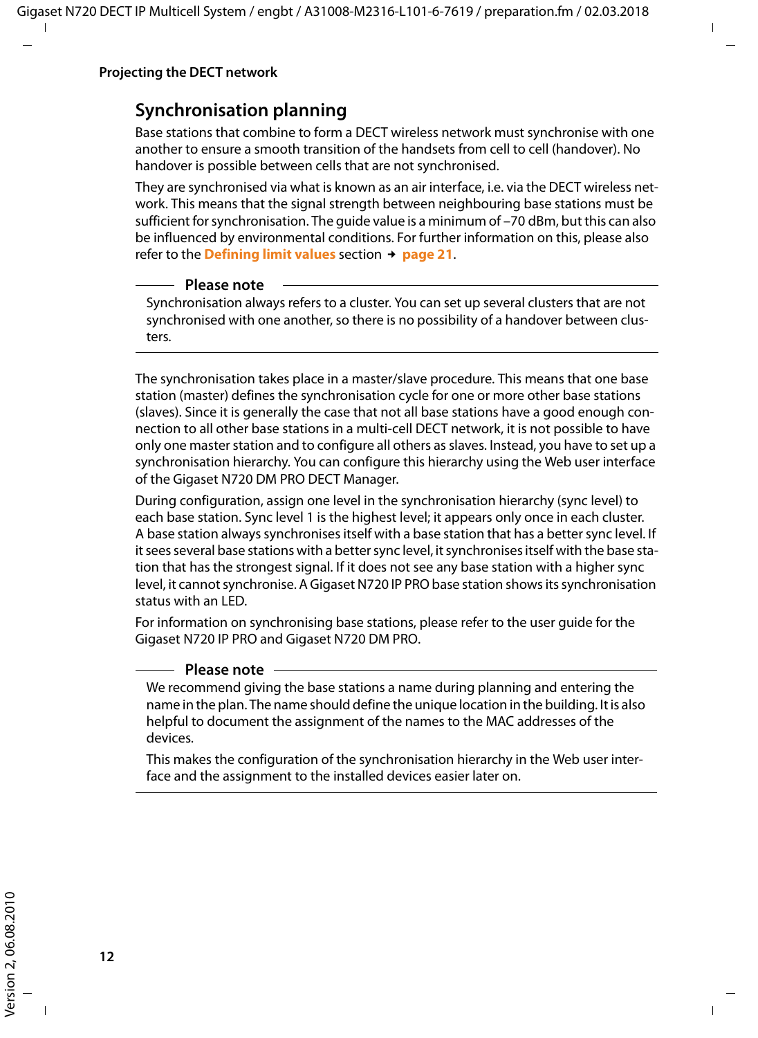## Synchronisation planning

Base stations that combine to form a DECT wireless network must synchronise with one another to ensure a smooth transition of the handsets from cell to cell (handover). No handover is possible between cells that are not synchronised.

They are synchronised via what is known as an air interface, i.e. via the DECT wireless network. This means that the signal strength between neighbouring base stations must be sufficient for synchronisation. The guide value is a minimum of –70 dBm, but this can also be influenced by environmental conditions. For further information on this, please also refer to the **Defining limit values** section → **page 21**.

**Please note**

Synchronisation always refers to a cluster. You can set up several clusters that are not synchronised with one another, so there is no possibility of a handover between clusters.

The synchronisation takes place in a master/slave procedure. This means that one base station (master) defines the synchronisation cycle for one or more other base stations (slaves). Since it is generally the case that not all base stations have a good enough connection to all other base stations in a multi-cell DECT network, it is not possible to have only one master station and to configure all others as slaves. Instead, you have to set up a synchronisation hierarchy. You can configure this hierarchy using the Web user interface of the Gigaset N720 DM PRO DECT Manager.

During configuration, assign one level in the synchronisation hierarchy (sync level) to each base station. Sync level 1 is the highest level; it appears only once in each cluster. A base station always synchronises itself with a base station that has a better sync level. If it sees several base stations with a better sync level, it synchronises itself with the base station that has the strongest signal. If it does not see any base station with a higher sync level, it cannot synchronise. A Gigaset N720 IP PRO base station shows its synchronisation status with an LED.

For information on synchronising base stations, please refer to the user guide for the Gigaset N720 IP PRO and Gigaset N720 DM PRO.

**Please note**

We recommend giving the base stations a name during planning and entering the name in the plan. The name should define the unique location in the building. It is also helpful to document the assignment of the names to the MAC addresses of the devices.

This makes the configuration of the synchronisation hierarchy in the Web user interface and the assignment to the installed devices easier later on.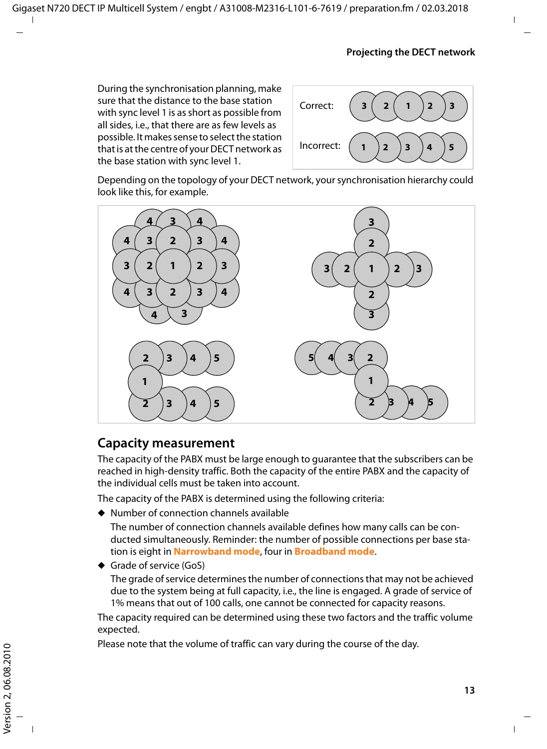During the synchronisation planning, make sure that the distance to the base station with sync level 1 is as short as possible from all sides, i.e., that there are as few levels as possible. It makes sense to select the station that is at the centre of your DECT network as the base station with sync level 1.

Correct: 3 2 1 2 3

Incorrect: 1 2 3 4 5

Depending on the topology of your DECT network, your synchronisation hierarchy could look like this, for example.

## Capacity measurement

The capacity of the PABX must be large enough to guarantee that the subscribers can be reached in high-density traffic. Both the capacity of the entire PABX and the capacity of the individual cells must be taken into account.

The capacity of the PABX is determined using the following criteria:

- Number of connection channels available

  The number of connection channels available defines how many calls can be conducted simultaneously. Reminder: the number of possible connections per base station is eight in **Narrowband mode**, four in **Broadband mode**.

- Grade of service (GoS)

  The grade of service determines the number of connections that may not be achieved due to the system being at full capacity, i.e., the line is engaged. A grade of service of 1% means that out of 100 calls, one cannot be connected for capacity reasons.

The capacity required can be determined using these two factors and the traffic volume expected.

Please note that the volume of traffic can vary during the course of the day.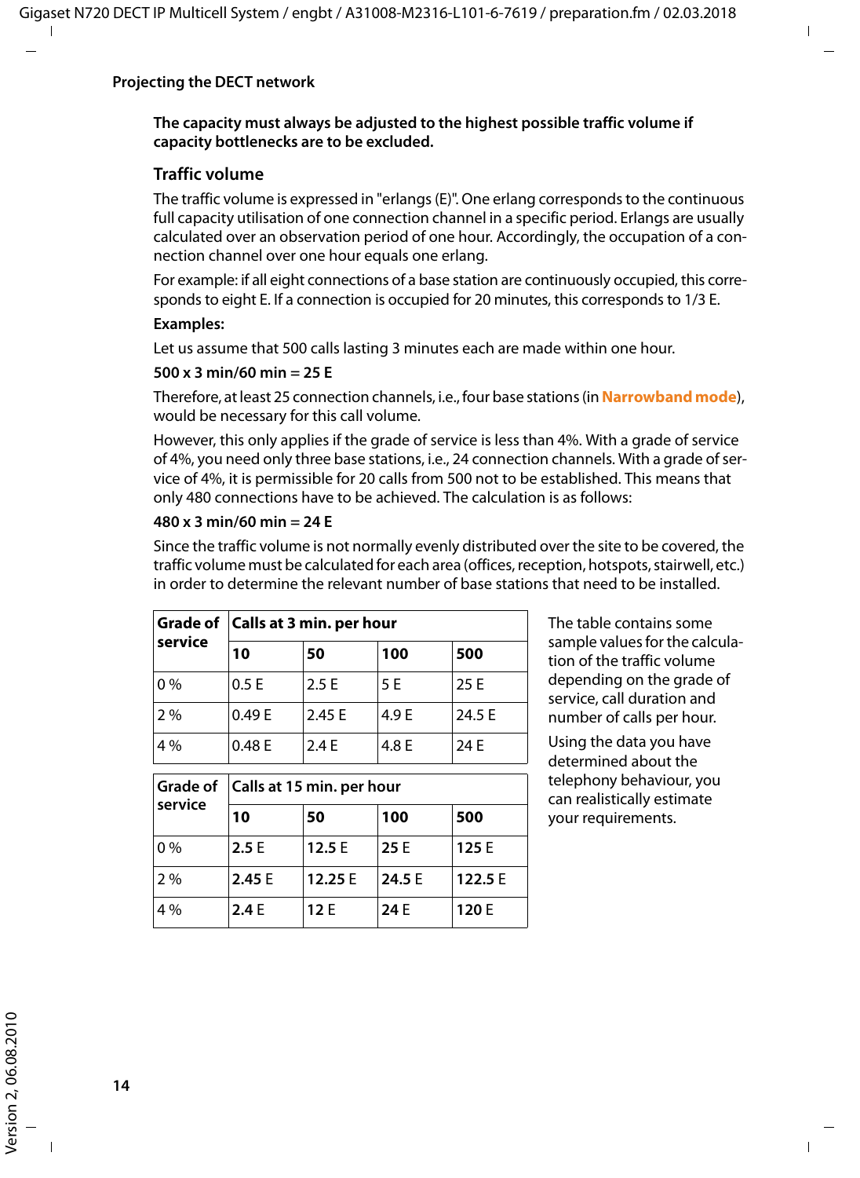## Projecting the DECT network

**The capacity must always be adjusted to the highest possible traffic volume if capacity bottlenecks are to be excluded.**

### Traffic volume

The traffic volume is expressed in "erlangs (E)". One erlang corresponds to the continuous full capacity utilisation of one connection channel in a specific period. Erlangs are usually calculated over an observation period of one hour. Accordingly, the occupation of a connection channel over one hour equals one erlang.

For example: if all eight connections of a base station are continuously occupied, this corresponds to eight E. If a connection is occupied for 20 minutes, this corresponds to 1/3 E.

**Examples:**

Let us assume that 500 calls lasting 3 minutes each are made within one hour.

**500 x 3 min/60 min = 25 E**

Therefore, at least 25 connection channels, i.e., four base stations (in **Narrowband mode**), would be necessary for this call volume.

However, this only applies if the grade of service is less than 4%. With a grade of service of 4%, you need only three base stations, i.e., 24 connection channels. With a grade of service of 4%, it is permissible for 20 calls from 500 not to be established. This means that only 480 connections have to be achieved. The calculation is as follows:

**480 x 3 min/60 min = 24 E**

Since the traffic volume is not normally evenly distributed over the site to be covered, the traffic volume must be calculated for each area (offices, reception, hotspots, stairwell, etc.) in order to determine the relevant number of base stations that need to be installed.

| Grade of service | Calls at 3 min. per hour | | | |
|---|---|---|---|---|
| | **10** | **50** | **100** | **500** |
| 0 % | 0.5 E | 2.5 E | 5 E | 25 E |
| 2 % | 0.49 E | 2.45 E | 4.9 E | 24.5 E |
| 4 % | 0.48 E | 2.4 E | 4.8 E | 24 E |

| Grade of service | Calls at 15 min. per hour | | | |
|---|---|---|---|---|
| | **10** | **50** | **100** | **500** |
| 0 % | **2.5** E | **12.5** E | **25** E | **125** E |
| 2 % | **2.45** E | **12.25** E | **24.5** E | **122.5** E |
| 4 % | **2.4** E | **12** E | **24** E | **120** E |

The table contains some sample values for the calculation of the traffic volume depending on the grade of service, call duration and number of calls per hour.

Using the data you have determined about the telephony behaviour, you can realistically estimate your requirements.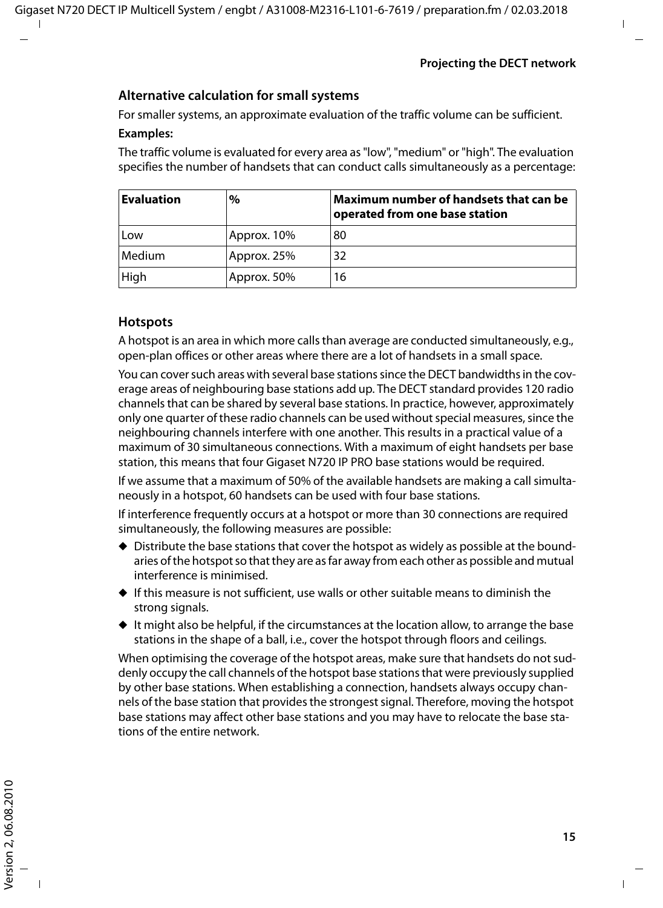## Alternative calculation for small systems

For smaller systems, an approximate evaluation of the traffic volume can be sufficient.

**Examples:**

The traffic volume is evaluated for every area as "low", "medium" or "high". The evaluation specifies the number of handsets that can conduct calls simultaneously as a percentage:

| Evaluation | % | Maximum number of handsets that can be operated from one base station |
|---|---|---|
| Low | Approx. 10% | 80 |
| Medium | Approx. 25% | 32 |
| High | Approx. 50% | 16 |

## Hotspots

A hotspot is an area in which more calls than average are conducted simultaneously, e.g., open-plan offices or other areas where there are a lot of handsets in a small space.

You can cover such areas with several base stations since the DECT bandwidths in the coverage areas of neighbouring base stations add up. The DECT standard provides 120 radio channels that can be shared by several base stations. In practice, however, approximately only one quarter of these radio channels can be used without special measures, since the neighbouring channels interfere with one another. This results in a practical value of a maximum of 30 simultaneous connections. With a maximum of eight handsets per base station, this means that four Gigaset N720 IP PRO base stations would be required.

If we assume that a maximum of 50% of the available handsets are making a call simultaneously in a hotspot, 60 handsets can be used with four base stations.

If interference frequently occurs at a hotspot or more than 30 connections are required simultaneously, the following measures are possible:

- Distribute the base stations that cover the hotspot as widely as possible at the boundaries of the hotspot so that they are as far away from each other as possible and mutual interference is minimised.
- If this measure is not sufficient, use walls or other suitable means to diminish the strong signals.
- It might also be helpful, if the circumstances at the location allow, to arrange the base stations in the shape of a ball, i.e., cover the hotspot through floors and ceilings.

When optimising the coverage of the hotspot areas, make sure that handsets do not suddenly occupy the call channels of the hotspot base stations that were previously supplied by other base stations. When establishing a connection, handsets always occupy channels of the base station that provides the strongest signal. Therefore, moving the hotspot base stations may affect other base stations and you may have to relocate the base stations of the entire network.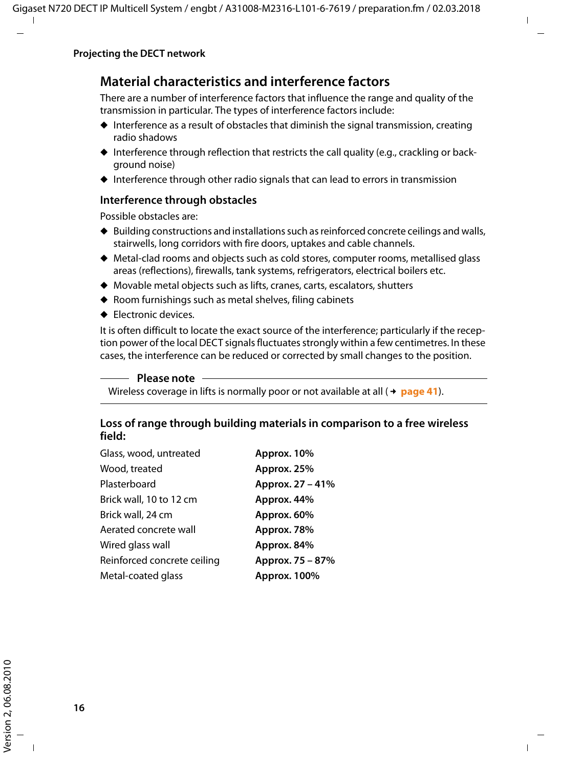## Material characteristics and interference factors

There are a number of interference factors that influence the range and quality of the transmission in particular. The types of interference factors include:

- Interference as a result of obstacles that diminish the signal transmission, creating radio shadows
- Interference through reflection that restricts the call quality (e.g., crackling or background noise)
- Interference through other radio signals that can lead to errors in transmission

### Interference through obstacles

Possible obstacles are:

- Building constructions and installations such as reinforced concrete ceilings and walls, stairwells, long corridors with fire doors, uptakes and cable channels.
- Metal-clad rooms and objects such as cold stores, computer rooms, metallised glass areas (reflections), firewalls, tank systems, refrigerators, electrical boilers etc.
- Movable metal objects such as lifts, cranes, carts, escalators, shutters
- Room furnishings such as metal shelves, filing cabinets
- Electronic devices.

It is often difficult to locate the exact source of the interference; particularly if the reception power of the local DECT signals fluctuates strongly within a few centimetres. In these cases, the interference can be reduced or corrected by small changes to the position.

**Please note**

Wireless coverage in lifts is normally poor or not available at all (→ **page 41**).

### Loss of range through building materials in comparison to a free wireless field:

| Material | Loss of range |
|---|---|
| Glass, wood, untreated | **Approx. 10%** |
| Wood, treated | **Approx. 25%** |
| Plasterboard | **Approx. 27 – 41%** |
| Brick wall, 10 to 12 cm | **Approx. 44%** |
| Brick wall, 24 cm | **Approx. 60%** |
| Aerated concrete wall | **Approx. 78%** |
| Wired glass wall | **Approx. 84%** |
| Reinforced concrete ceiling | **Approx. 75 – 87%** |
| Metal-coated glass | **Approx. 100%** |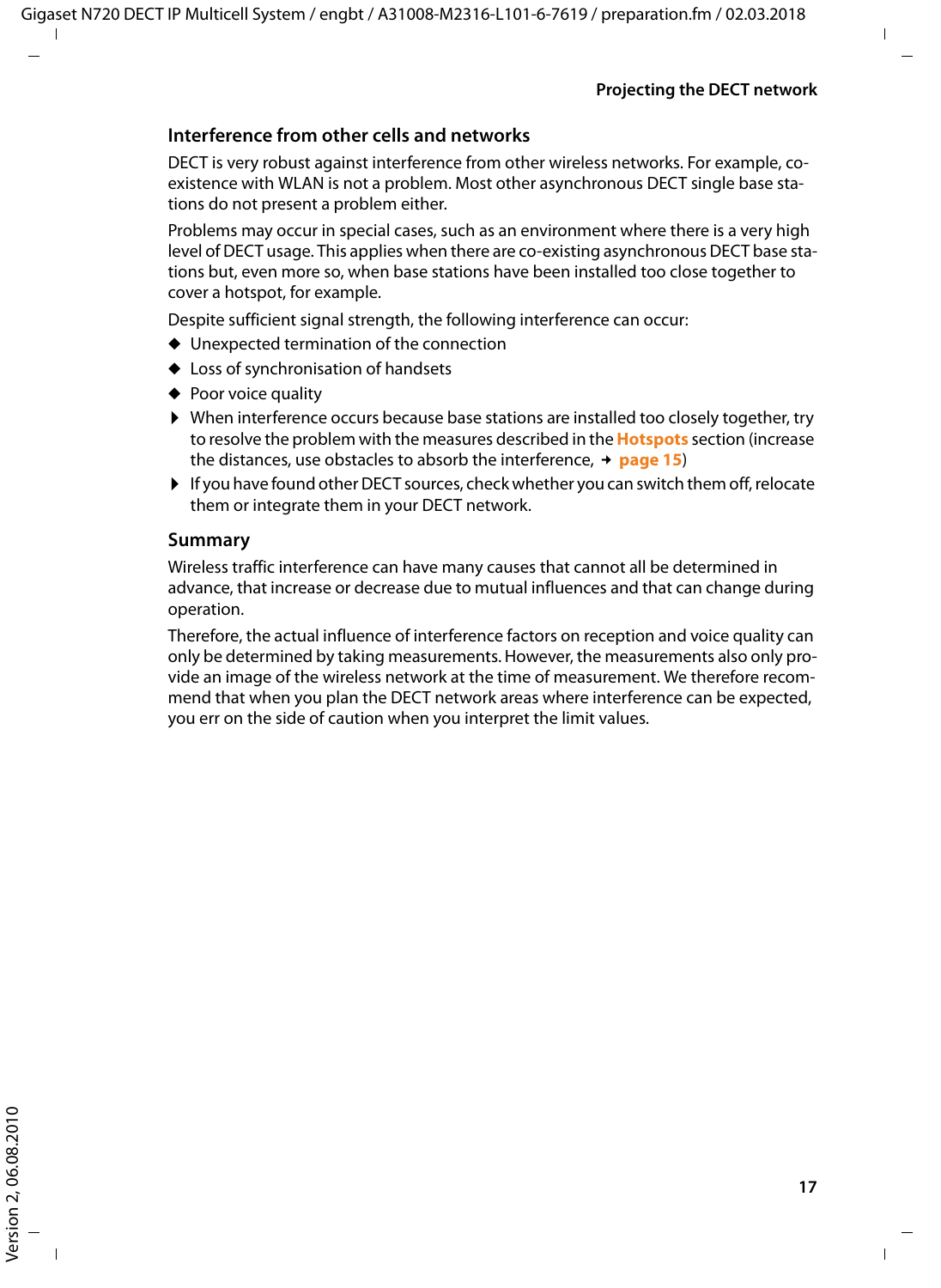## Interference from other cells and networks

DECT is very robust against interference from other wireless networks. For example, co-existence with WLAN is not a problem. Most other asynchronous DECT single base stations do not present a problem either.

Problems may occur in special cases, such as an environment where there is a very high level of DECT usage. This applies when there are co-existing asynchronous DECT base stations but, even more so, when base stations have been installed too close together to cover a hotspot, for example.

Despite sufficient signal strength, the following interference can occur:

- Unexpected termination of the connection
- Loss of synchronisation of handsets
- Poor voice quality

- When interference occurs because base stations are installed too closely together, try to resolve the problem with the measures described in the **Hotspots** section (increase the distances, use obstacles to absorb the interference, → **page 15**)
- If you have found other DECT sources, check whether you can switch them off, relocate them or integrate them in your DECT network.

## Summary

Wireless traffic interference can have many causes that cannot all be determined in advance, that increase or decrease due to mutual influences and that can change during operation.

Therefore, the actual influence of interference factors on reception and voice quality can only be determined by taking measurements. However, the measurements also only provide an image of the wireless network at the time of measurement. We therefore recommend that when you plan the DECT network areas where interference can be expected, you err on the side of caution when you interpret the limit values.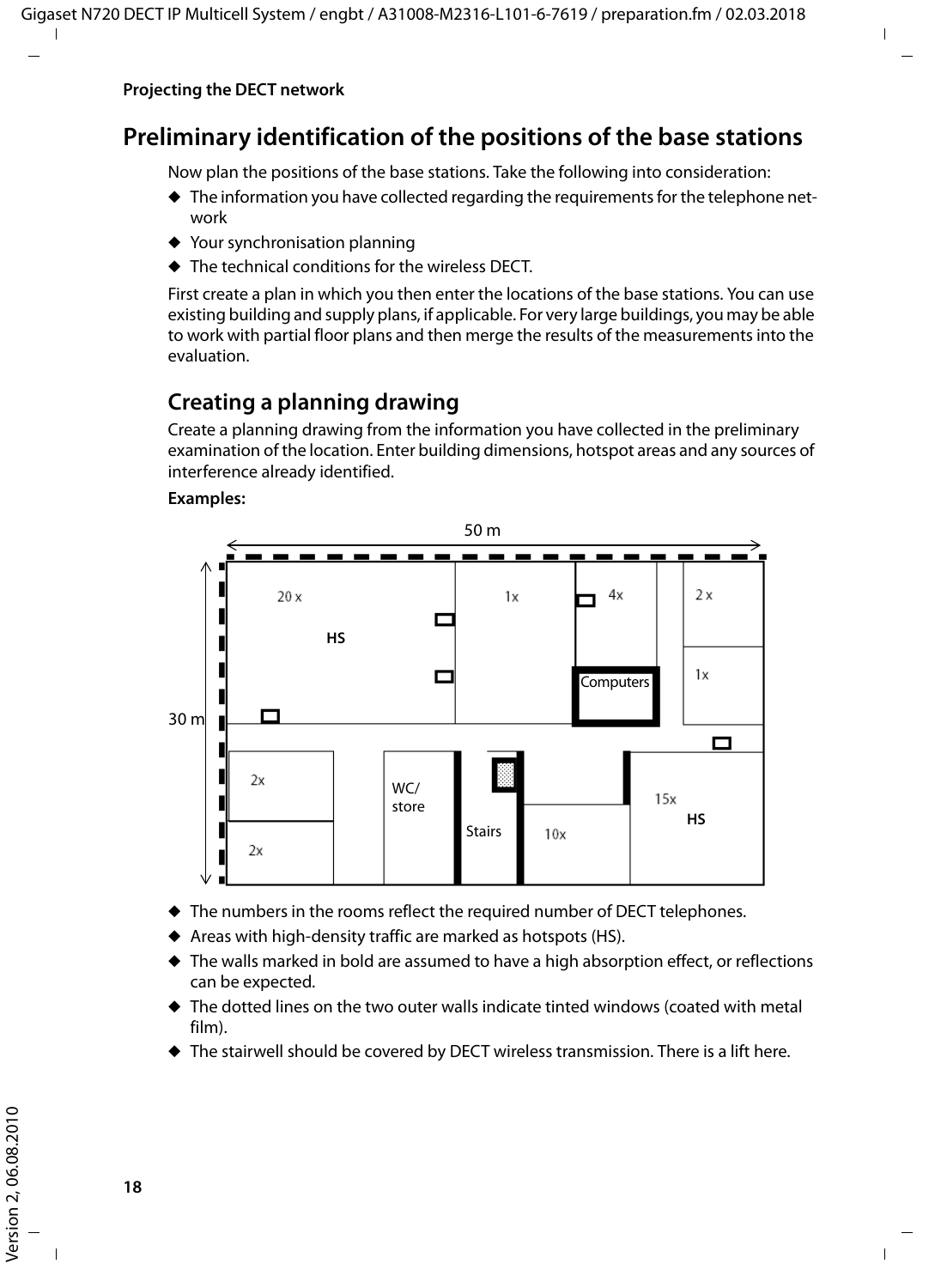Projecting the DECT network

## Preliminary identification of the positions of the base stations

Now plan the positions of the base stations. Take the following into consideration:

- The information you have collected regarding the requirements for the telephone network
- Your synchronisation planning
- The technical conditions for the wireless DECT.

First create a plan in which you then enter the locations of the base stations. You can use existing building and supply plans, if applicable. For very large buildings, you may be able to work with partial floor plans and then merge the results of the measurements into the evaluation.

### Creating a planning drawing

Create a planning drawing from the information you have collected in the preliminary examination of the location. Enter building dimensions, hotspot areas and any sources of interference already identified.

**Examples:**

- The numbers in the rooms reflect the required number of DECT telephones.
- Areas with high-density traffic are marked as hotspots (HS).
- The walls marked in bold are assumed to have a high absorption effect, or reflections can be expected.
- The dotted lines on the two outer walls indicate tinted windows (coated with metal film).
- The stairwell should be covered by DECT wireless transmission. There is a lift here.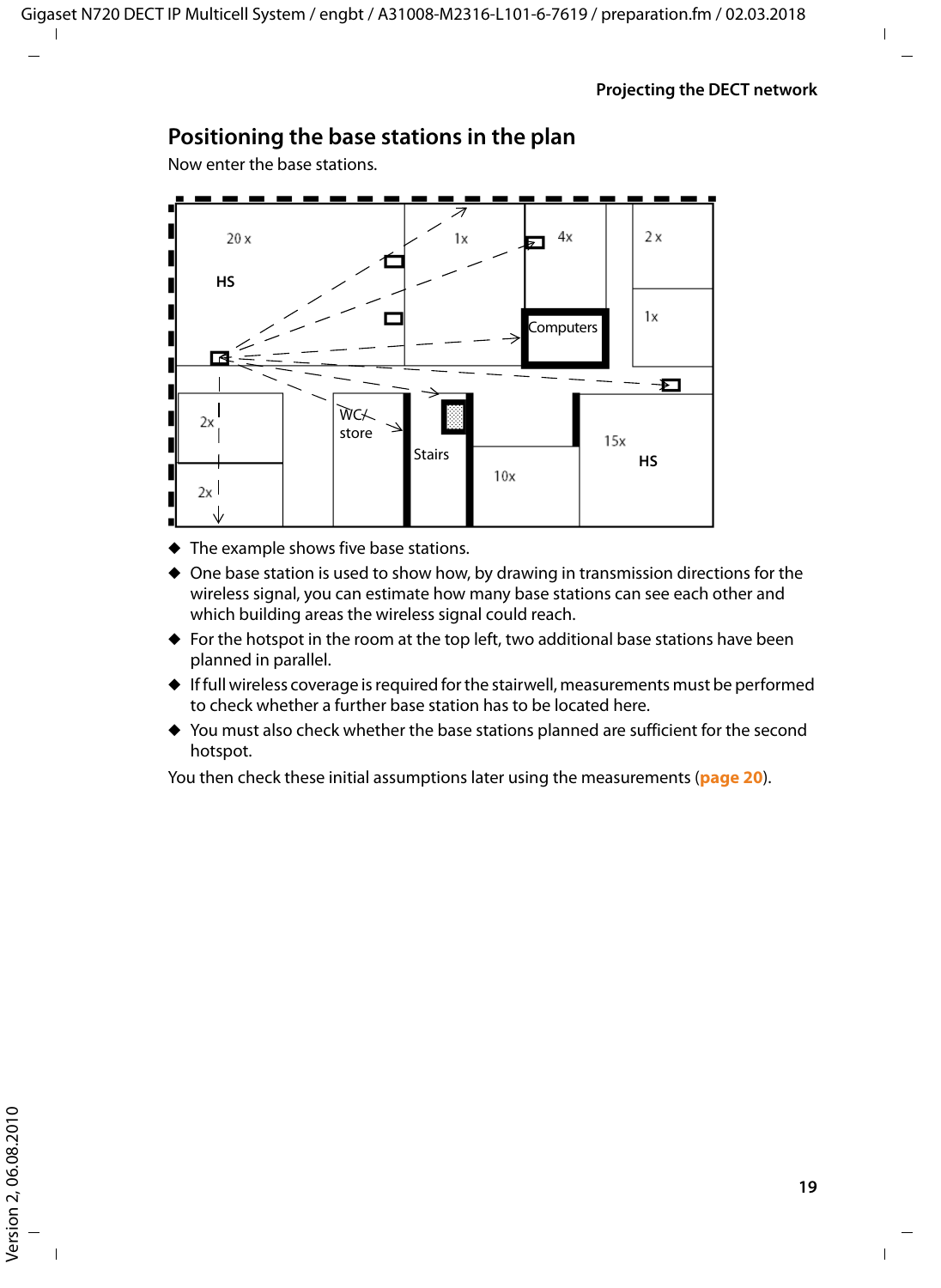## Positioning the base stations in the plan

Now enter the base stations.

- The example shows five base stations.
- One base station is used to show how, by drawing in transmission directions for the wireless signal, you can estimate how many base stations can see each other and which building areas the wireless signal could reach.
- For the hotspot in the room at the top left, two additional base stations have been planned in parallel.
- If full wireless coverage is required for the stairwell, measurements must be performed to check whether a further base station has to be located here.
- You must also check whether the base stations planned are sufficient for the second hotspot.

You then check these initial assumptions later using the measurements (**page 20**).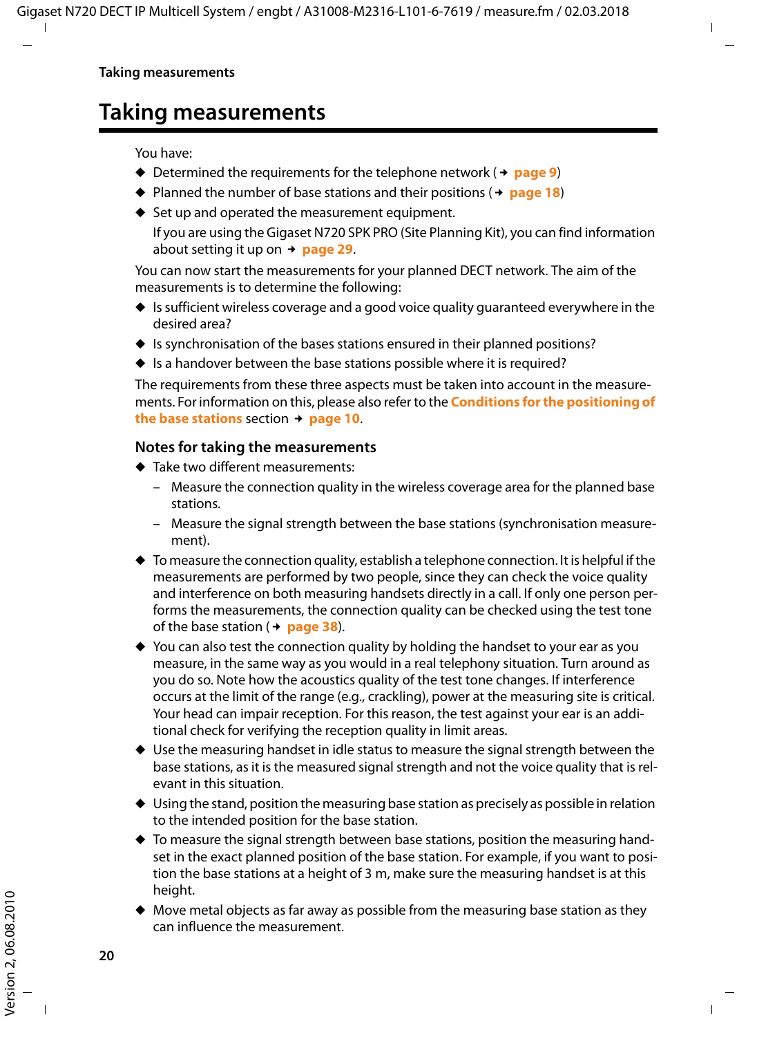# Taking measurements

You have:

- Determined the requirements for the telephone network (→ page 9)
- Planned the number of base stations and their positions (→ page 18)
- Set up and operated the measurement equipment.

  If you are using the Gigaset N720 SPK PRO (Site Planning Kit), you can find information about setting it up on → page 29.

You can now start the measurements for your planned DECT network. The aim of the measurements is to determine the following:

- Is sufficient wireless coverage and a good voice quality guaranteed everywhere in the desired area?
- Is synchronisation of the bases stations ensured in their planned positions?
- Is a handover between the base stations possible where it is required?

The requirements from these three aspects must be taken into account in the measurements. For information on this, please also refer to the **Conditions for the positioning of the base stations** section → page 10.

## Notes for taking the measurements

- Take two different measurements:
  - Measure the connection quality in the wireless coverage area for the planned base stations.
  - Measure the signal strength between the base stations (synchronisation measurement).
- To measure the connection quality, establish a telephone connection. It is helpful if the measurements are performed by two people, since they can check the voice quality and interference on both measuring handsets directly in a call. If only one person performs the measurements, the connection quality can be checked using the test tone of the base station (→ page 38).
- You can also test the connection quality by holding the handset to your ear as you measure, in the same way as you would in a real telephony situation. Turn around as you do so. Note how the acoustics quality of the test tone changes. If interference occurs at the limit of the range (e.g., crackling), power at the measuring site is critical. Your head can impair reception. For this reason, the test against your ear is an additional check for verifying the reception quality in limit areas.
- Use the measuring handset in idle status to measure the signal strength between the base stations, as it is the measured signal strength and not the voice quality that is relevant in this situation.
- Using the stand, position the measuring base station as precisely as possible in relation to the intended position for the base station.
- To measure the signal strength between base stations, position the measuring handset in the exact planned position of the base station. For example, if you want to position the base stations at a height of 3 m, make sure the measuring handset is at this height.
- Move metal objects as far away as possible from the measuring base station as they can influence the measurement.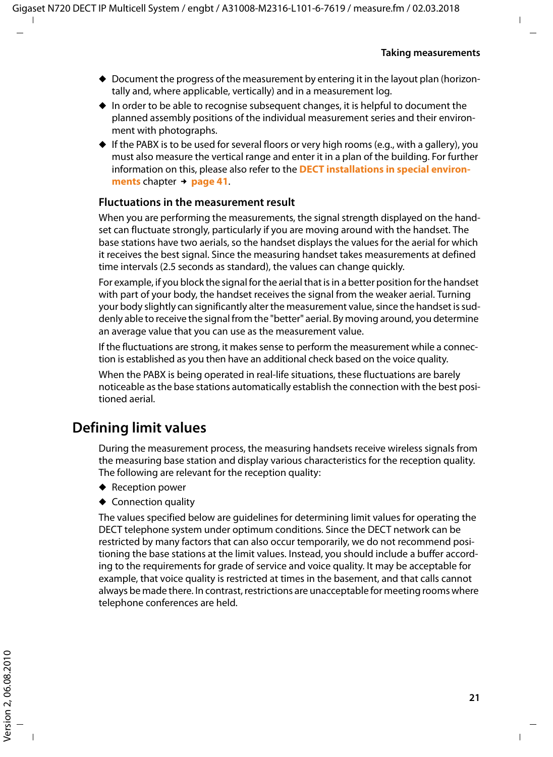- Document the progress of the measurement by entering it in the layout plan (horizontally and, where applicable, vertically) and in a measurement log.
- In order to be able to recognise subsequent changes, it is helpful to document the planned assembly positions of the individual measurement series and their environment with photographs.
- If the PABX is to be used for several floors or very high rooms (e.g., with a gallery), you must also measure the vertical range and enter it in a plan of the building. For further information on this, please also refer to the **DECT installations in special environments** chapter → **page 41**.

### Fluctuations in the measurement result

When you are performing the measurements, the signal strength displayed on the handset can fluctuate strongly, particularly if you are moving around with the handset. The base stations have two aerials, so the handset displays the values for the aerial for which it receives the best signal. Since the measuring handset takes measurements at defined time intervals (2.5 seconds as standard), the values can change quickly.

For example, if you block the signal for the aerial that is in a better position for the handset with part of your body, the handset receives the signal from the weaker aerial. Turning your body slightly can significantly alter the measurement value, since the handset is suddenly able to receive the signal from the "better" aerial. By moving around, you determine an average value that you can use as the measurement value.

If the fluctuations are strong, it makes sense to perform the measurement while a connection is established as you then have an additional check based on the voice quality.

When the PABX is being operated in real-life situations, these fluctuations are barely noticeable as the base stations automatically establish the connection with the best positioned aerial.

## Defining limit values

During the measurement process, the measuring handsets receive wireless signals from the measuring base station and display various characteristics for the reception quality. The following are relevant for the reception quality:

- Reception power
- Connection quality

The values specified below are guidelines for determining limit values for operating the DECT telephone system under optimum conditions. Since the DECT network can be restricted by many factors that can also occur temporarily, we do not recommend positioning the base stations at the limit values. Instead, you should include a buffer according to the requirements for grade of service and voice quality. It may be acceptable for example, that voice quality is restricted at times in the basement, and that calls cannot always be made there. In contrast, restrictions are unacceptable for meeting rooms where telephone conferences are held.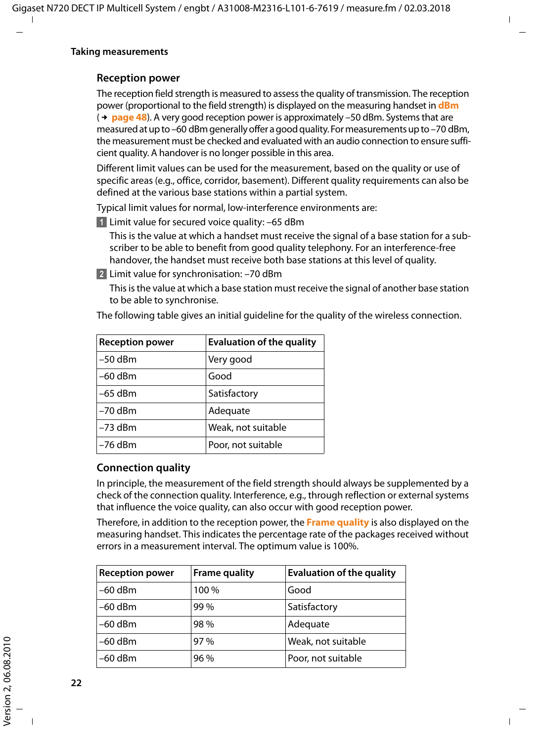## Taking measurements

### Reception power

The reception field strength is measured to assess the quality of transmission. The reception power (proportional to the field strength) is displayed on the measuring handset in **dBm** (→ **page 48**). A very good reception power is approximately –50 dBm. Systems that are measured at up to –60 dBm generally offer a good quality. For measurements up to –70 dBm, the measurement must be checked and evaluated with an audio connection to ensure sufficient quality. A handover is no longer possible in this area.

Different limit values can be used for the measurement, based on the quality or use of specific areas (e.g., office, corridor, basement). Different quality requirements can also be defined at the various base stations within a partial system.

Typical limit values for normal, low-interference environments are:

1 Limit value for secured voice quality: –65 dBm

This is the value at which a handset must receive the signal of a base station for a subscriber to be able to benefit from good quality telephony. For an interference-free handover, the handset must receive both base stations at this level of quality.

2 Limit value for synchronisation: –70 dBm

This is the value at which a base station must receive the signal of another base station to be able to synchronise.

The following table gives an initial guideline for the quality of the wireless connection.

| Reception power | Evaluation of the quality |
|---|---|
| –50 dBm | Very good |
| –60 dBm | Good |
| –65 dBm | Satisfactory |
| –70 dBm | Adequate |
| –73 dBm | Weak, not suitable |
| –76 dBm | Poor, not suitable |

### Connection quality

In principle, the measurement of the field strength should always be supplemented by a check of the connection quality. Interference, e.g., through reflection or external systems that influence the voice quality, can also occur with good reception power.

Therefore, in addition to the reception power, the **Frame quality** is also displayed on the measuring handset. This indicates the percentage rate of the packages received without errors in a measurement interval. The optimum value is 100%.

| Reception power | Frame quality | Evaluation of the quality |
|---|---|---|
| –60 dBm | 100 % | Good |
| –60 dBm | 99 % | Satisfactory |
| –60 dBm | 98 % | Adequate |
| –60 dBm | 97 % | Weak, not suitable |
| –60 dBm | 96 % | Poor, not suitable |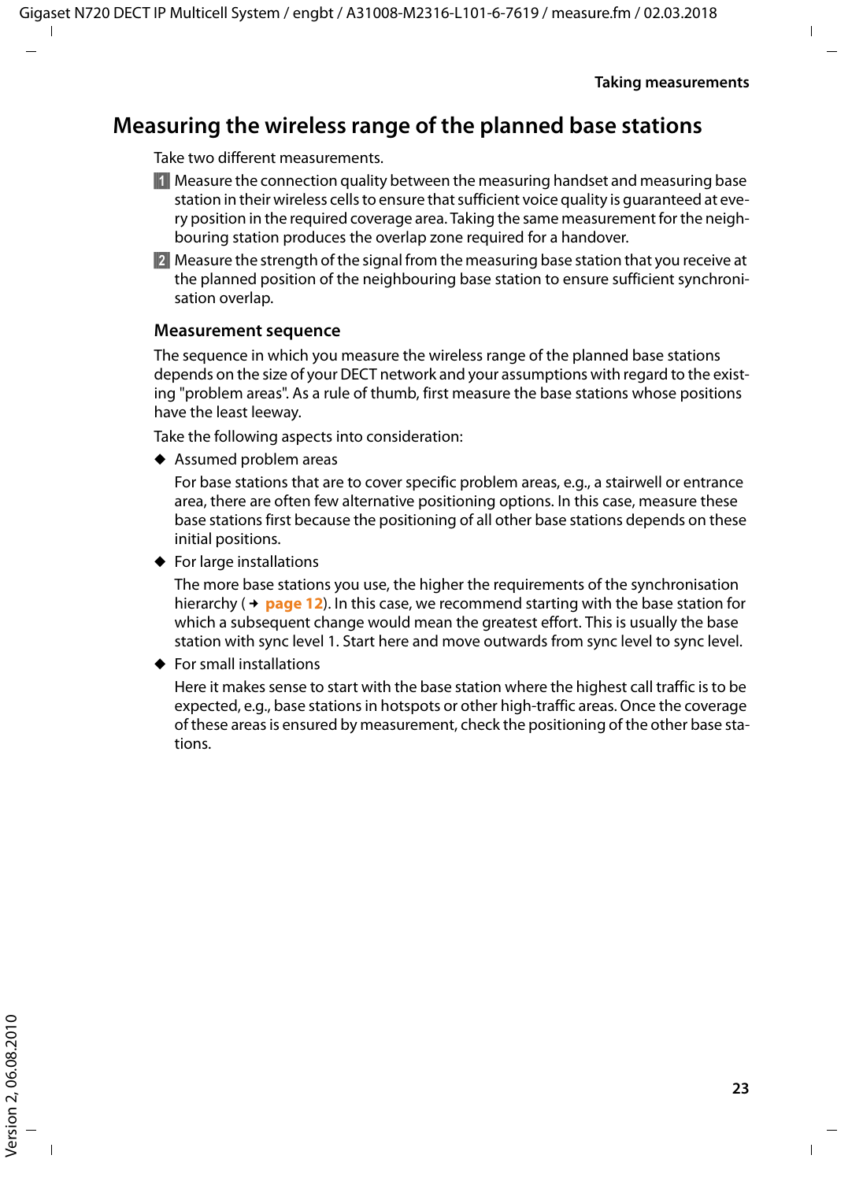## Measuring the wireless range of the planned base stations

Take two different measurements.

1. Measure the connection quality between the measuring handset and measuring base station in their wireless cells to ensure that sufficient voice quality is guaranteed at every position in the required coverage area. Taking the same measurement for the neighbouring station produces the overlap zone required for a handover.
2. Measure the strength of the signal from the measuring base station that you receive at the planned position of the neighbouring base station to ensure sufficient synchronisation overlap.

### Measurement sequence

The sequence in which you measure the wireless range of the planned base stations depends on the size of your DECT network and your assumptions with regard to the existing "problem areas". As a rule of thumb, first measure the base stations whose positions have the least leeway.

Take the following aspects into consideration:

- Assumed problem areas

  For base stations that are to cover specific problem areas, e.g., a stairwell or entrance area, there are often few alternative positioning options. In this case, measure these base stations first because the positioning of all other base stations depends on these initial positions.

- For large installations

  The more base stations you use, the higher the requirements of the synchronisation hierarchy (→ page 12). In this case, we recommend starting with the base station for which a subsequent change would mean the greatest effort. This is usually the base station with sync level 1. Start here and move outwards from sync level to sync level.

- For small installations

  Here it makes sense to start with the base station where the highest call traffic is to be expected, e.g., base stations in hotspots or other high-traffic areas. Once the coverage of these areas is ensured by measurement, check the positioning of the other base stations.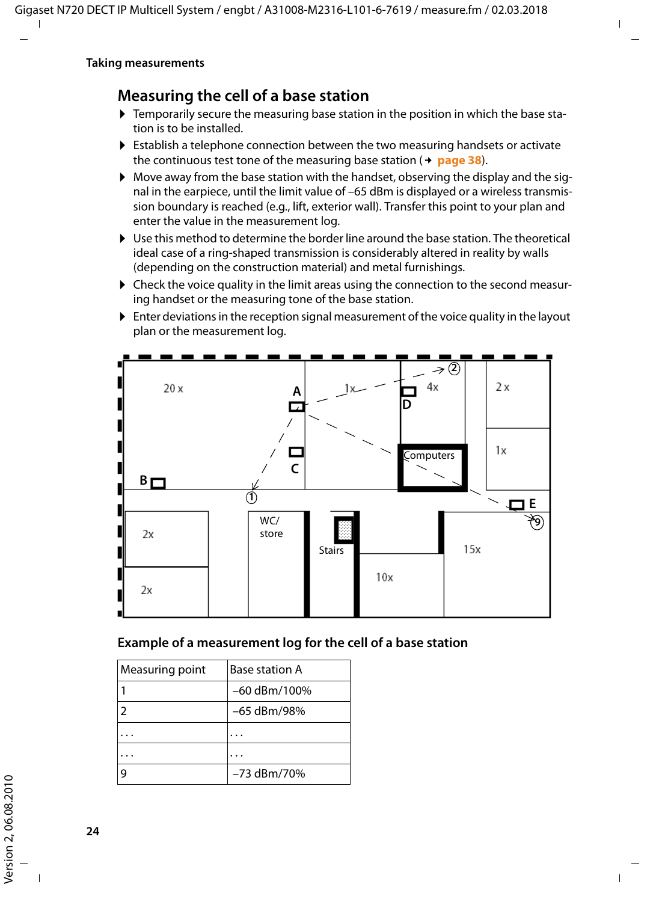## Measuring the cell of a base station

- Temporarily secure the measuring base station in the position in which the base station is to be installed.
- Establish a telephone connection between the two measuring handsets or activate the continuous test tone of the measuring base station (→ page 38).
- Move away from the base station with the handset, observing the display and the signal in the earpiece, until the limit value of –65 dBm is displayed or a wireless transmission boundary is reached (e.g., lift, exterior wall). Transfer this point to your plan and enter the value in the measurement log.
- Use this method to determine the border line around the base station. The theoretical ideal case of a ring-shaped transmission is considerably altered in reality by walls (depending on the construction material) and metal furnishings.
- Check the voice quality in the limit areas using the connection to the second measuring handset or the measuring tone of the base station.
- Enter deviations in the reception signal measurement of the voice quality in the layout plan or the measurement log.

### Example of a measurement log for the cell of a base station

| Measuring point | Base station A |
|---|---|
| 1 | –60 dBm/100% |
| 2 | –65 dBm/98% |
| ... | ... |
| ... | ... |
| 9 | –73 dBm/70% |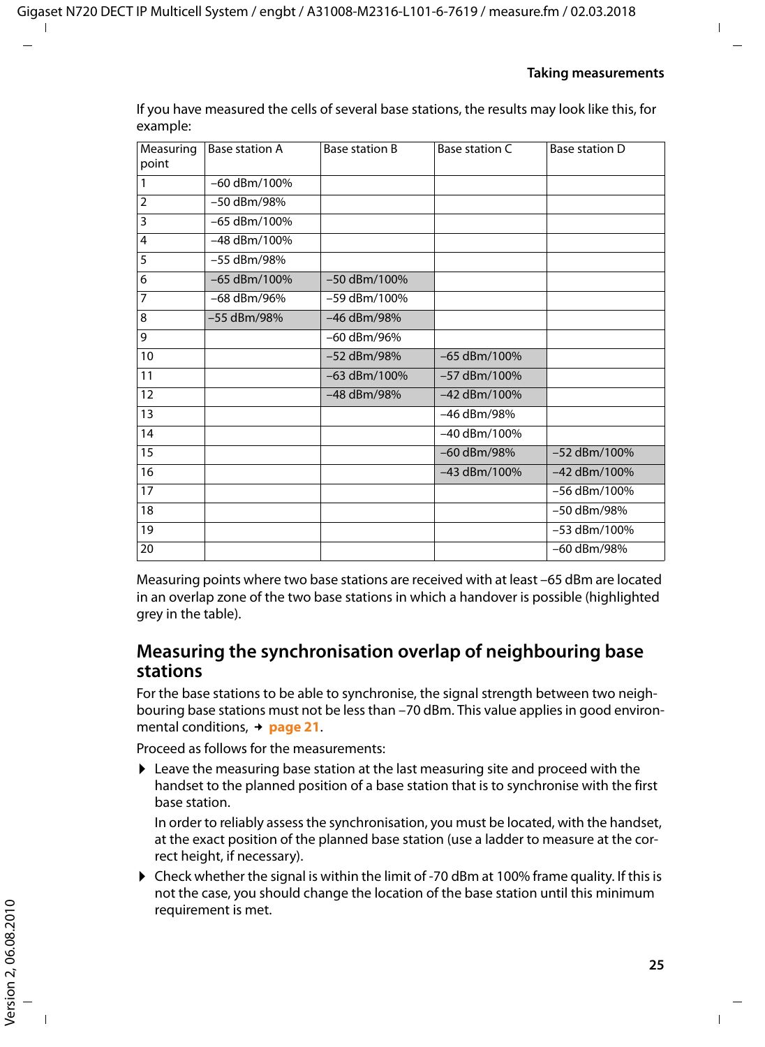If you have measured the cells of several base stations, the results may look like this, for example:

| Measuring point | Base station A | Base station B | Base station C | Base station D |
|---|---|---|---|---|
| 1 | –60 dBm/100% | | | |
| 2 | –50 dBm/98% | | | |
| 3 | –65 dBm/100% | | | |
| 4 | –48 dBm/100% | | | |
| 5 | –55 dBm/98% | | | |
| 6 | –65 dBm/100% | –50 dBm/100% | | |
| 7 | –68 dBm/96% | –59 dBm/100% | | |
| 8 | –55 dBm/98% | –46 dBm/98% | | |
| 9 | | –60 dBm/96% | | |
| 10 | | –52 dBm/98% | –65 dBm/100% | |
| 11 | | –63 dBm/100% | –57 dBm/100% | |
| 12 | | –48 dBm/98% | –42 dBm/100% | |
| 13 | | | –46 dBm/98% | |
| 14 | | | –40 dBm/100% | |
| 15 | | | –60 dBm/98% | –52 dBm/100% |
| 16 | | | –43 dBm/100% | –42 dBm/100% |
| 17 | | | | –56 dBm/100% |
| 18 | | | | –50 dBm/98% |
| 19 | | | | –53 dBm/100% |
| 20 | | | | –60 dBm/98% |

Measuring points where two base stations are received with at least –65 dBm are located in an overlap zone of the two base stations in which a handover is possible (highlighted grey in the table).

## Measuring the synchronisation overlap of neighbouring base stations

For the base stations to be able to synchronise, the signal strength between two neighbouring base stations must not be less than –70 dBm. This value applies in good environmental conditions, → **page 21**.

Proceed as follows for the measurements:

- Leave the measuring base station at the last measuring site and proceed with the handset to the planned position of a base station that is to synchronise with the first base station.

  In order to reliably assess the synchronisation, you must be located, with the handset, at the exact position of the planned base station (use a ladder to measure at the correct height, if necessary).

- Check whether the signal is within the limit of -70 dBm at 100% frame quality. If this is not the case, you should change the location of the base station until this minimum requirement is met.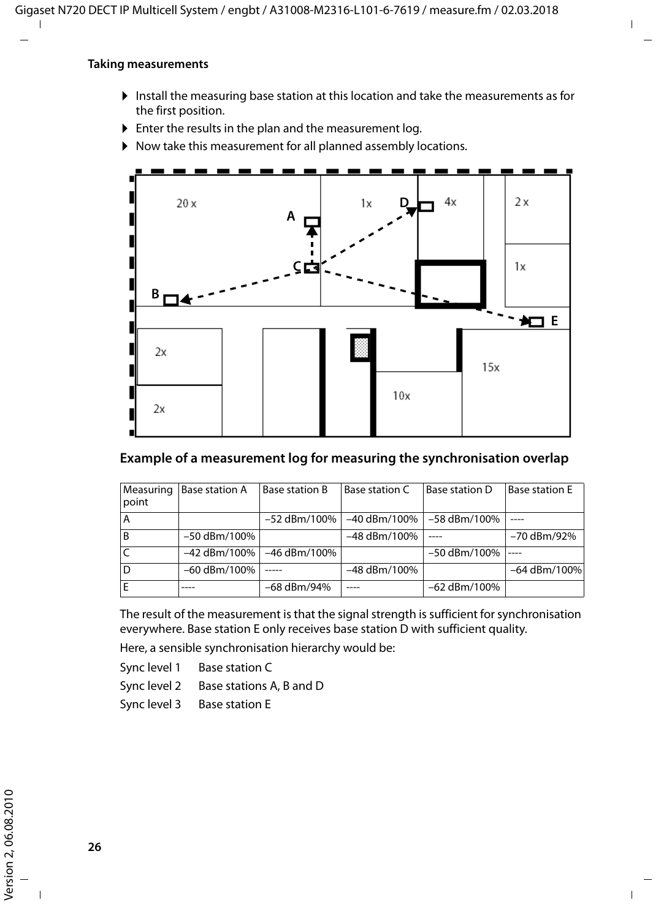**Taking measurements**

- Install the measuring base station at this location and take the measurements as for the first position.
- Enter the results in the plan and the measurement log.
- Now take this measurement for all planned assembly locations.

### Example of a measurement log for measuring the synchronisation overlap

| Measuring point | Base station A | Base station B | Base station C | Base station D | Base station E |
|---|---|---|---|---|---|
| A | | –52 dBm/100% | –40 dBm/100% | –58 dBm/100% | ---- |
| B | –50 dBm/100% | | –48 dBm/100% | ---- | –70 dBm/92% |
| C | –42 dBm/100% | –46 dBm/100% | | –50 dBm/100% | ---- |
| D | –60 dBm/100% | ----- | –48 dBm/100% | | –64 dBm/100% |
| E | ---- | –68 dBm/94% | ---- | –62 dBm/100% | |

The result of the measurement is that the signal strength is sufficient for synchronisation everywhere. Base station E only receives base station D with sufficient quality.

Here, a sensible synchronisation hierarchy would be:

Sync level 1 Base station C

Sync level 2 Base stations A, B and D

Sync level 3 Base station E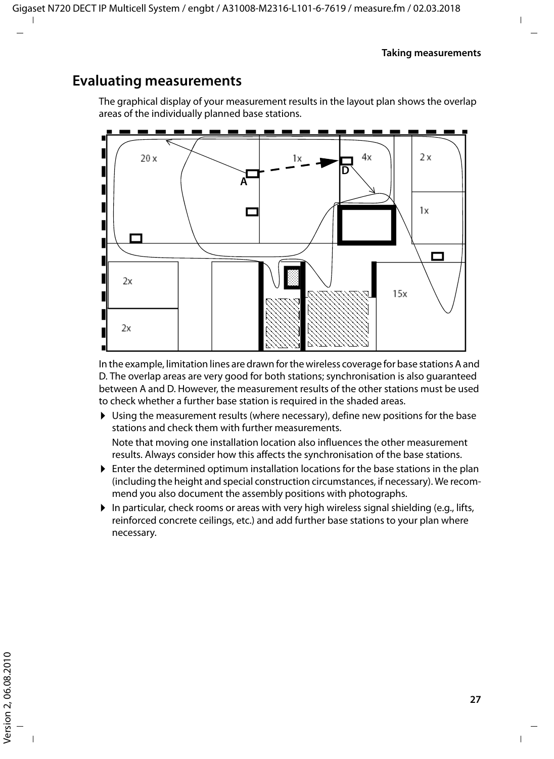## Evaluating measurements

The graphical display of your measurement results in the layout plan shows the overlap areas of the individually planned base stations.

In the example, limitation lines are drawn for the wireless coverage for base stations A and D. The overlap areas are very good for both stations; synchronisation is also guaranteed between A and D. However, the measurement results of the other stations must be used to check whether a further base station is required in the shaded areas.

- Using the measurement results (where necessary), define new positions for the base stations and check them with further measurements.

  Note that moving one installation location also influences the other measurement results. Always consider how this affects the synchronisation of the base stations.

- Enter the determined optimum installation locations for the base stations in the plan (including the height and special construction circumstances, if necessary). We recommend you also document the assembly positions with photographs.
- In particular, check rooms or areas with very high wireless signal shielding (e.g., lifts, reinforced concrete ceilings, etc.) and add further base stations to your plan where necessary.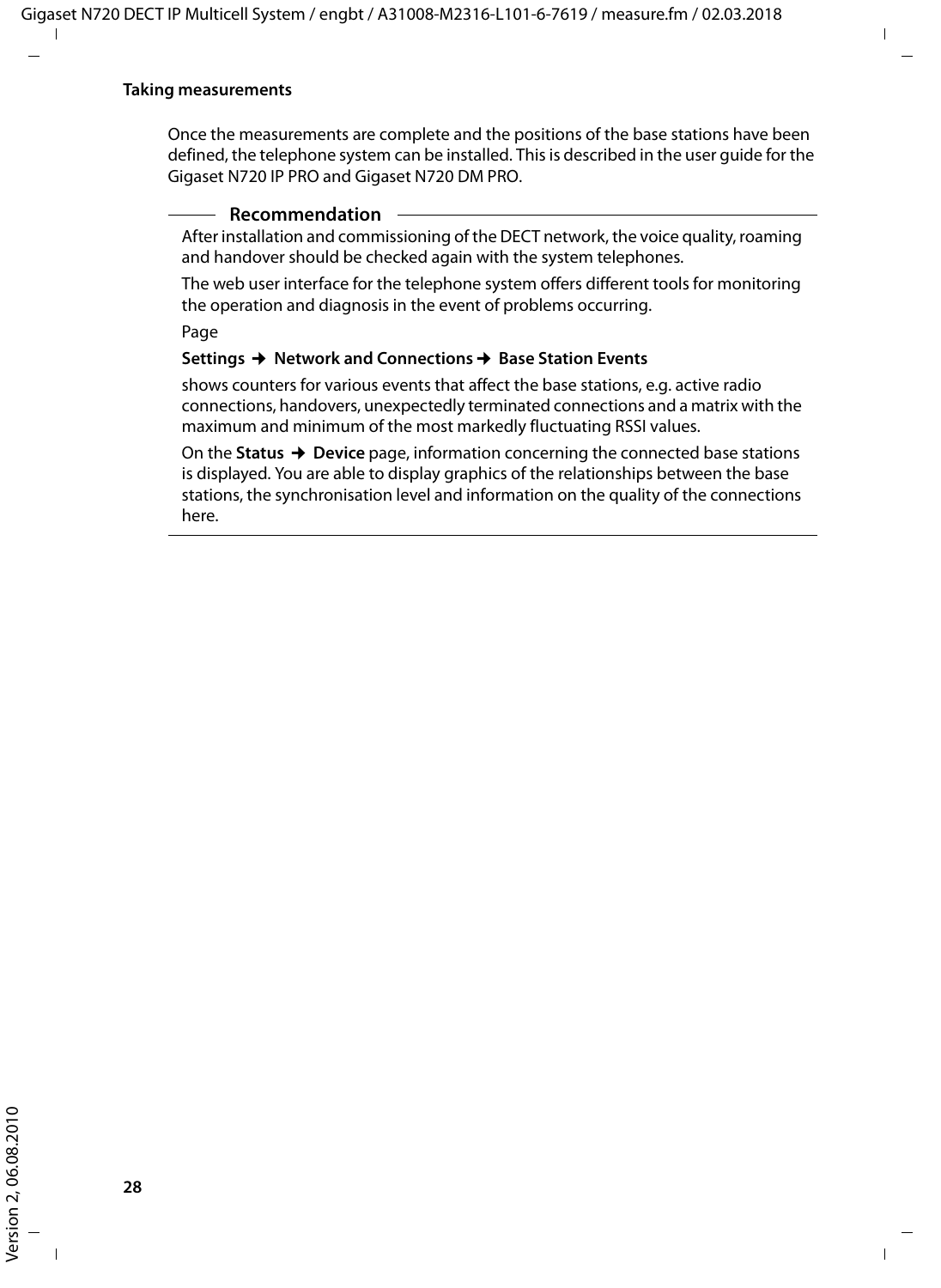Once the measurements are complete and the positions of the base stations have been defined, the telephone system can be installed. This is described in the user guide for the Gigaset N720 IP PRO and Gigaset N720 DM PRO.

**Recommendation**

After installation and commissioning of the DECT network, the voice quality, roaming and handover should be checked again with the system telephones.

The web user interface for the telephone system offers different tools for monitoring the operation and diagnosis in the event of problems occurring.

Page

**Settings → Network and Connections → Base Station Events**

shows counters for various events that affect the base stations, e.g. active radio connections, handovers, unexpectedly terminated connections and a matrix with the maximum and minimum of the most markedly fluctuating RSSI values.

On the **Status → Device** page, information concerning the connected base stations is displayed. You are able to display graphics of the relationships between the base stations, the synchronisation level and information on the quality of the connections here.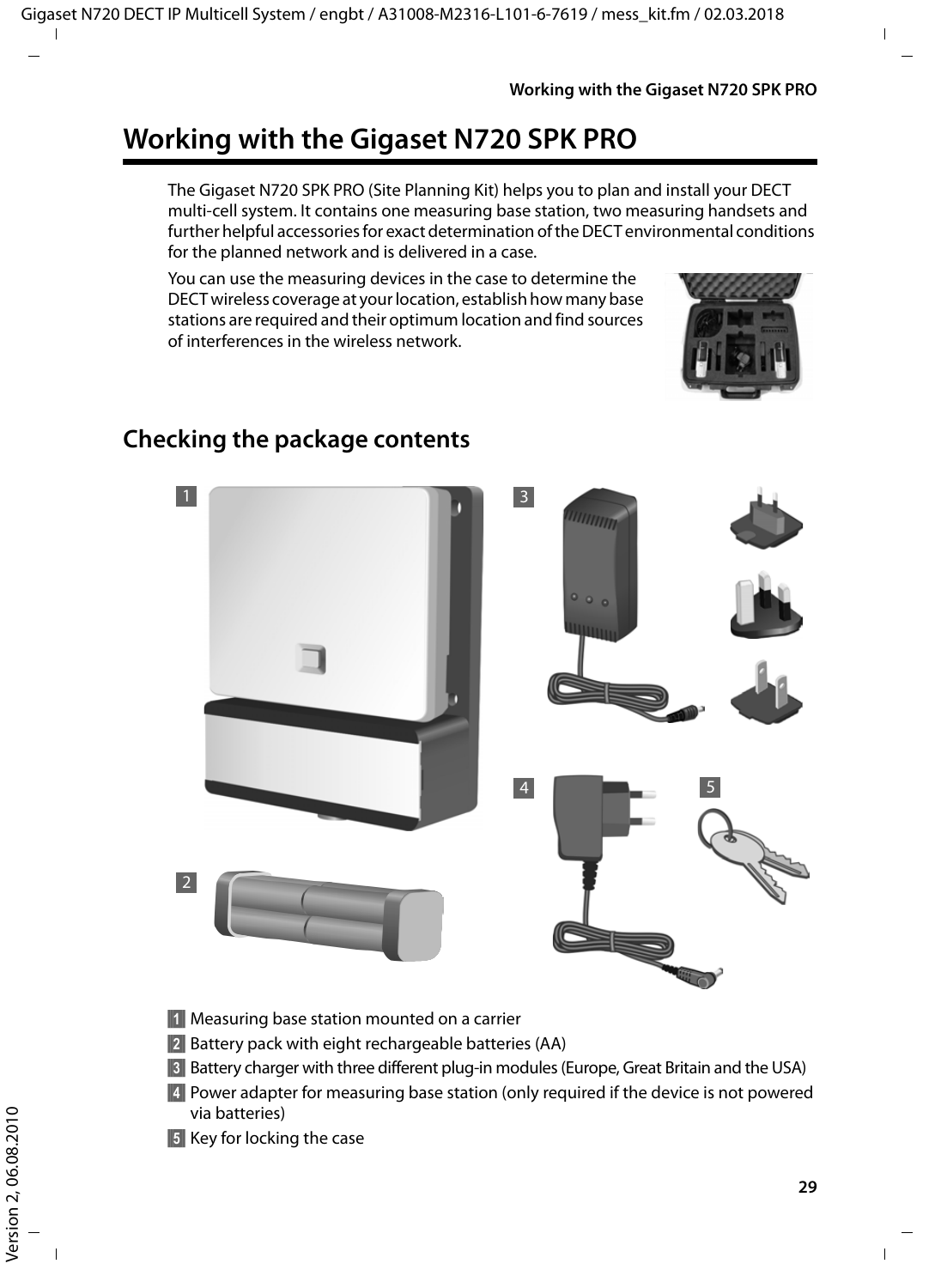# Working with the Gigaset N720 SPK PRO

The Gigaset N720 SPK PRO (Site Planning Kit) helps you to plan and install your DECT multi-cell system. It contains one measuring base station, two measuring handsets and further helpful accessories for exact determination of the DECT environmental conditions for the planned network and is delivered in a case.

You can use the measuring devices in the case to determine the DECT wireless coverage at your location, establish how many base stations are required and their optimum location and find sources of interferences in the wireless network.

## Checking the package contents

1 Measuring base station mounted on a carrier

2 Battery pack with eight rechargeable batteries (AA)

3 Battery charger with three different plug-in modules (Europe, Great Britain and the USA)

4 Power adapter for measuring base station (only required if the device is not powered via batteries)

5 Key for locking the case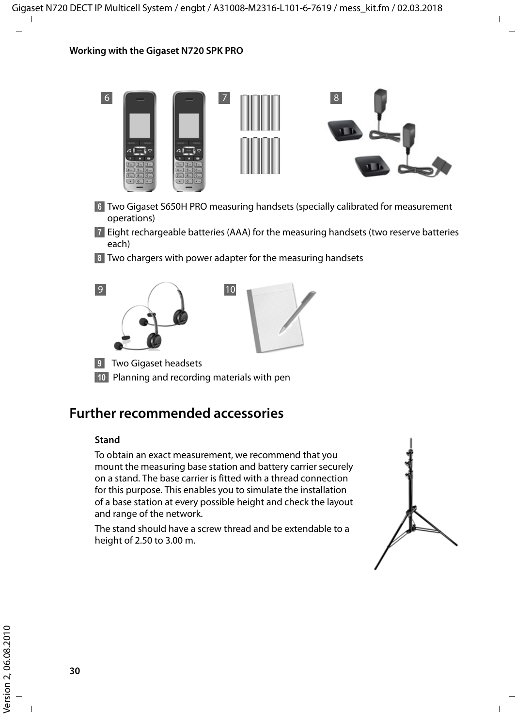6 Two Gigaset S650H PRO measuring handsets (specially calibrated for measurement operations)

7 Eight rechargeable batteries (AAA) for the measuring handsets (two reserve batteries each)

8 Two chargers with power adapter for the measuring handsets

9 Two Gigaset headsets

10 Planning and recording materials with pen

## Further recommended accessories

### Stand

To obtain an exact measurement, we recommend that you mount the measuring base station and battery carrier securely on a stand. The base carrier is fitted with a thread connection for this purpose. This enables you to simulate the installation of a base station at every possible height and check the layout and range of the network.

The stand should have a screw thread and be extendable to a height of 2.50 to 3.00 m.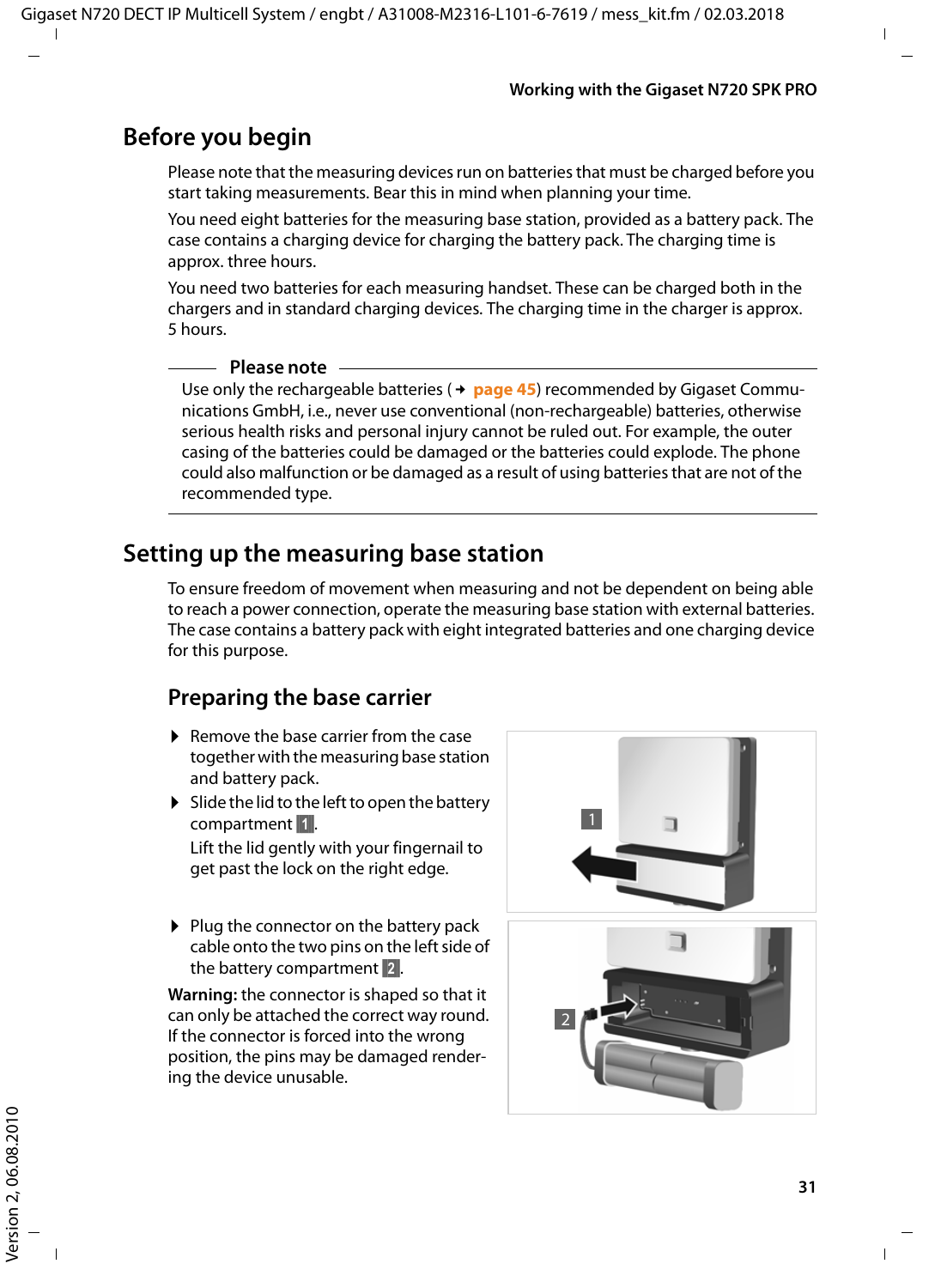## Before you begin

Please note that the measuring devices run on batteries that must be charged before you start taking measurements. Bear this in mind when planning your time.

You need eight batteries for the measuring base station, provided as a battery pack. The case contains a charging device for charging the battery pack. The charging time is approx. three hours.

You need two batteries for each measuring handset. These can be charged both in the chargers and in standard charging devices. The charging time in the charger is approx. 5 hours.

**Please note**

Use only the rechargeable batteries (→ page 45) recommended by Gigaset Communications GmbH, i.e., never use conventional (non-rechargeable) batteries, otherwise serious health risks and personal injury cannot be ruled out. For example, the outer casing of the batteries could be damaged or the batteries could explode. The phone could also malfunction or be damaged as a result of using batteries that are not of the recommended type.

## Setting up the measuring base station

To ensure freedom of movement when measuring and not be dependent on being able to reach a power connection, operate the measuring base station with external batteries. The case contains a battery pack with eight integrated batteries and one charging device for this purpose.

### Preparing the base carrier

- Remove the base carrier from the case together with the measuring base station and battery pack.
- Slide the lid to the left to open the battery compartment 1.

  Lift the lid gently with your fingernail to get past the lock on the right edge.

- Plug the connector on the battery pack cable onto the two pins on the left side of the battery compartment 2.

**Warning:** the connector is shaped so that it can only be attached the correct way round. If the connector is forced into the wrong position, the pins may be damaged rendering the device unusable.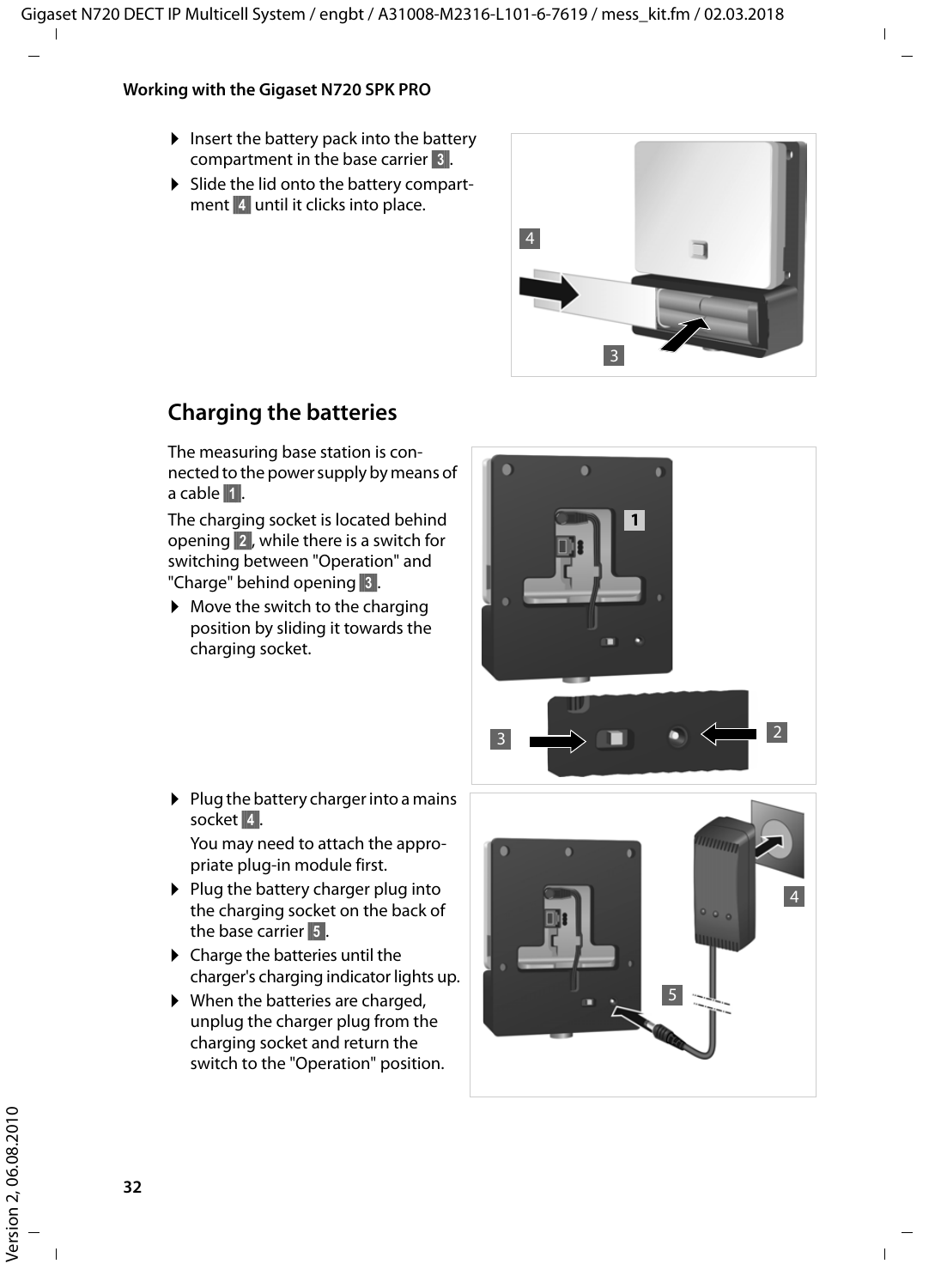- Insert the battery pack into the battery compartment in the base carrier 3.
- Slide the lid onto the battery compartment 4 until it clicks into place.

## Charging the batteries

The measuring base station is connected to the power supply by means of a cable 1.

The charging socket is located behind opening 2, while there is a switch for switching between "Operation" and "Charge" behind opening 3.

- Move the switch to the charging position by sliding it towards the charging socket.

- Plug the battery charger into a mains socket 4.

  You may need to attach the appropriate plug-in module first.
- Plug the battery charger plug into the charging socket on the back of the base carrier 5.
- Charge the batteries until the charger's charging indicator lights up.
- When the batteries are charged, unplug the charger plug from the charging socket and return the switch to the "Operation" position.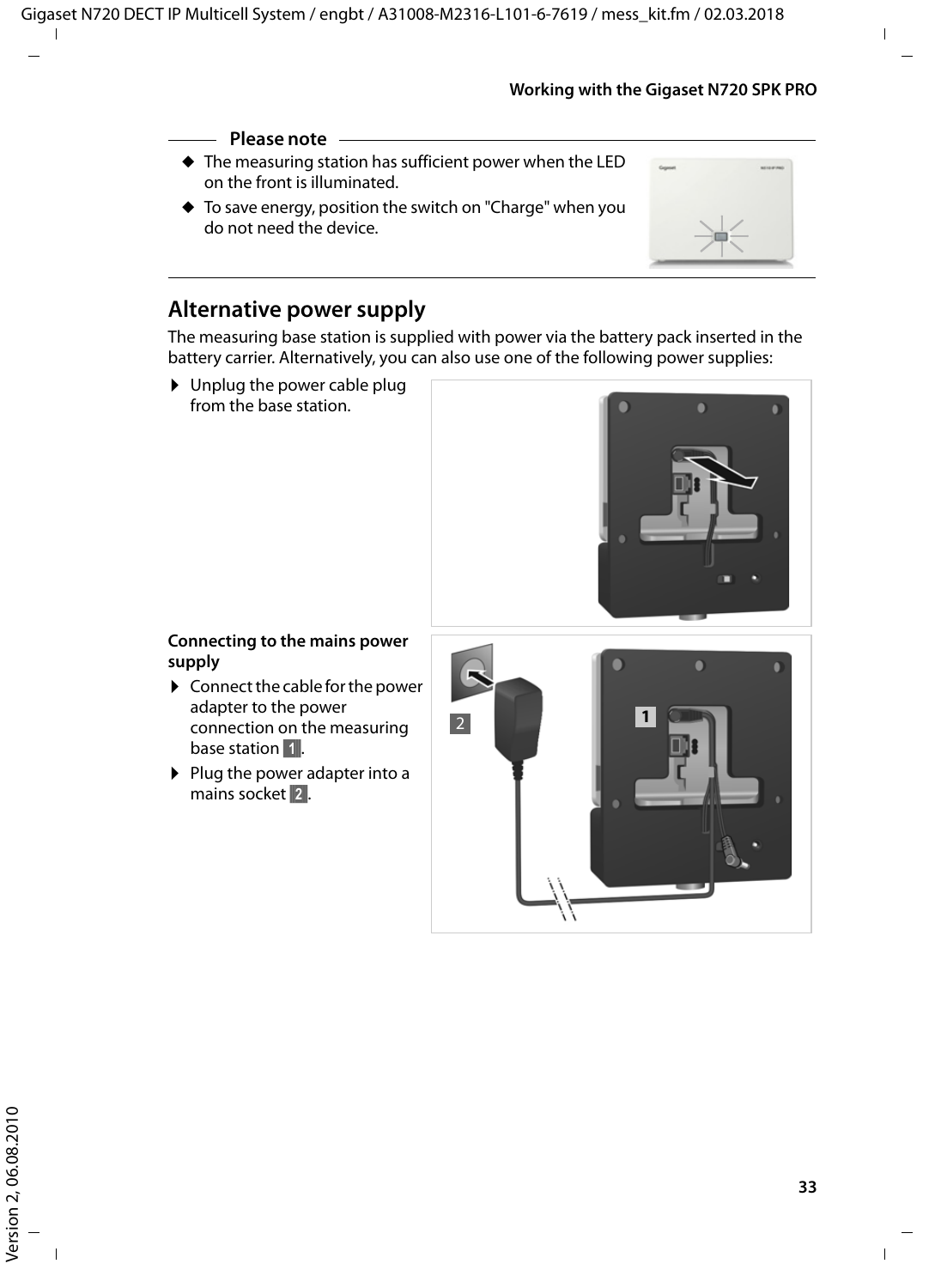**Please note**

- The measuring station has sufficient power when the LED on the front is illuminated.
- To save energy, position the switch on "Charge" when you do not need the device.

## Alternative power supply

The measuring base station is supplied with power via the battery pack inserted in the battery carrier. Alternatively, you can also use one of the following power supplies:

- Unplug the power cable plug from the base station.

**Connecting to the mains power supply**

- Connect the cable for the power adapter to the power connection on the measuring base station 1.
- Plug the power adapter into a mains socket 2.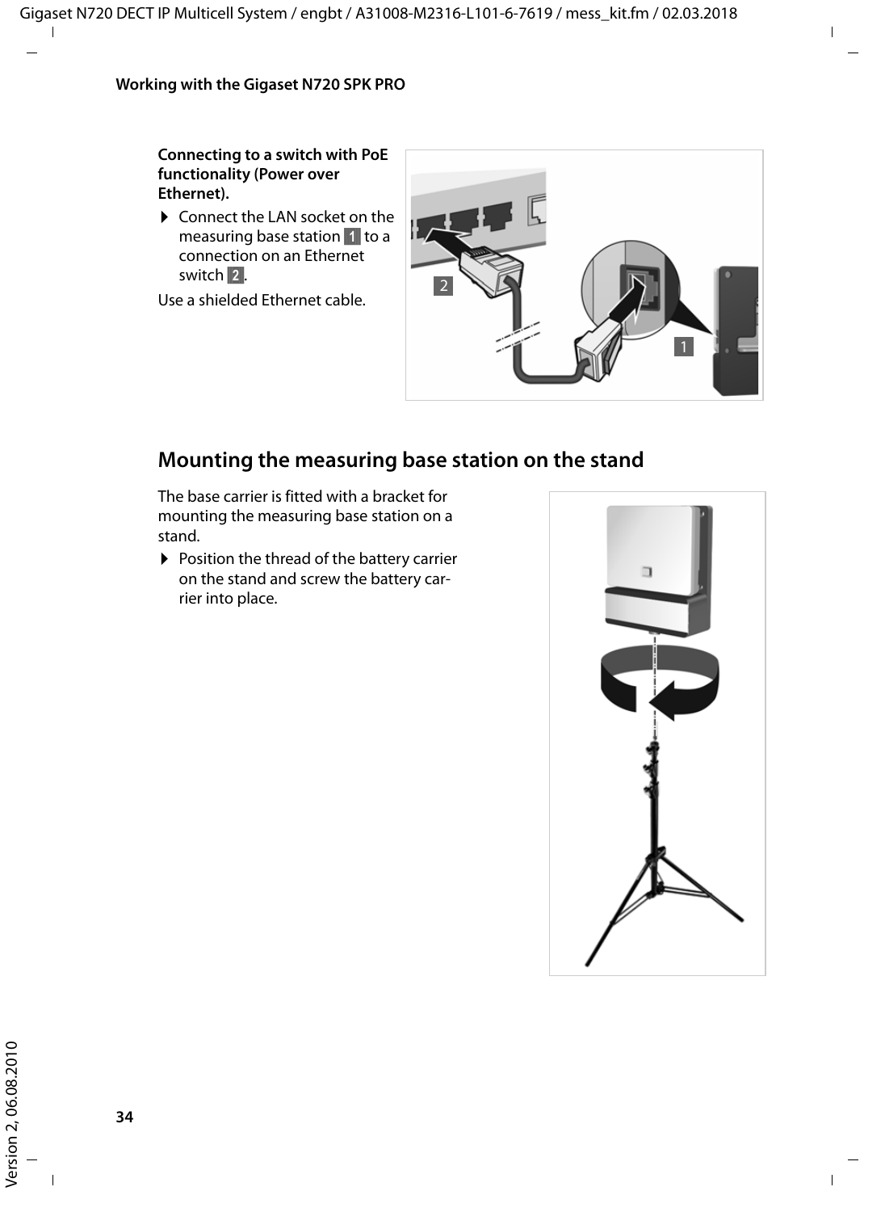**Connecting to a switch with PoE functionality (Power over Ethernet).**

- Connect the LAN socket on the measuring base station 1 to a connection on an Ethernet switch 2.

Use a shielded Ethernet cable.

## Mounting the measuring base station on the stand

The base carrier is fitted with a bracket for mounting the measuring base station on a stand.

- Position the thread of the battery carrier on the stand and screw the battery carrier into place.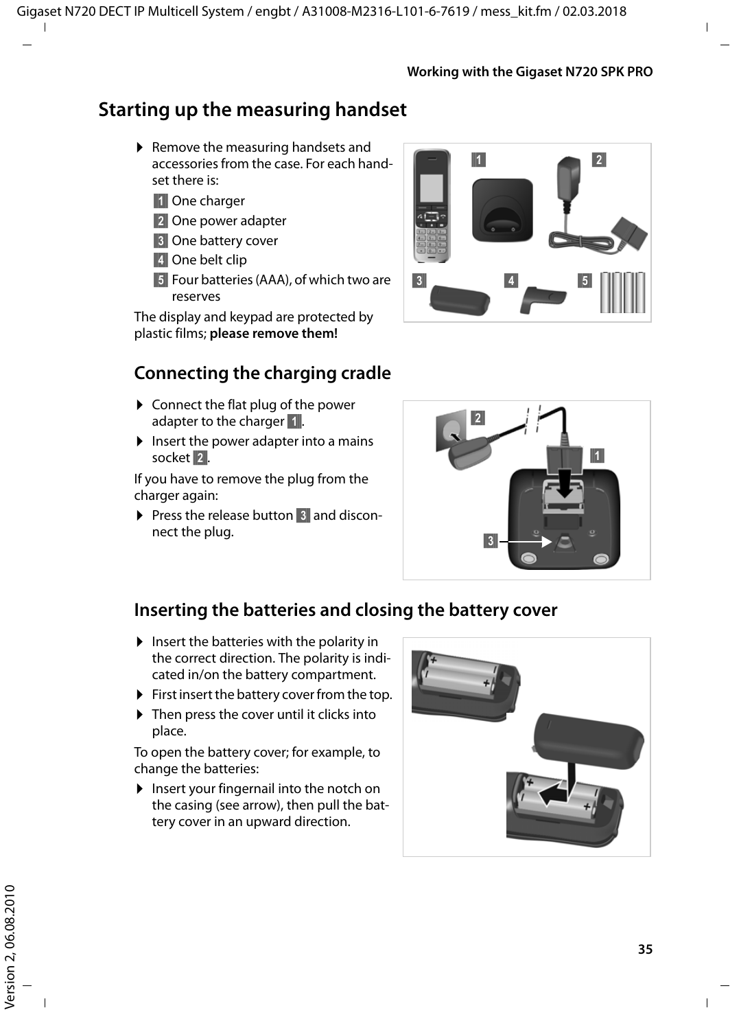# Starting up the measuring handset

- Remove the measuring handsets and accessories from the case. For each handset there is:
  - 1 One charger
  - 2 One power adapter
  - 3 One battery cover
  - 4 One belt clip
  - 5 Four batteries (AAA), of which two are reserves

The display and keypad are protected by plastic films; **please remove them!**

## Connecting the charging cradle

- Connect the flat plug of the power adapter to the charger 1.
- Insert the power adapter into a mains socket 2.

If you have to remove the plug from the charger again:

- Press the release button 3 and disconnect the plug.

## Inserting the batteries and closing the battery cover

- Insert the batteries with the polarity in the correct direction. The polarity is indicated in/on the battery compartment.
- First insert the battery cover from the top.
- Then press the cover until it clicks into place.

To open the battery cover; for example, to change the batteries:

- Insert your fingernail into the notch on the casing (see arrow), then pull the battery cover in an upward direction.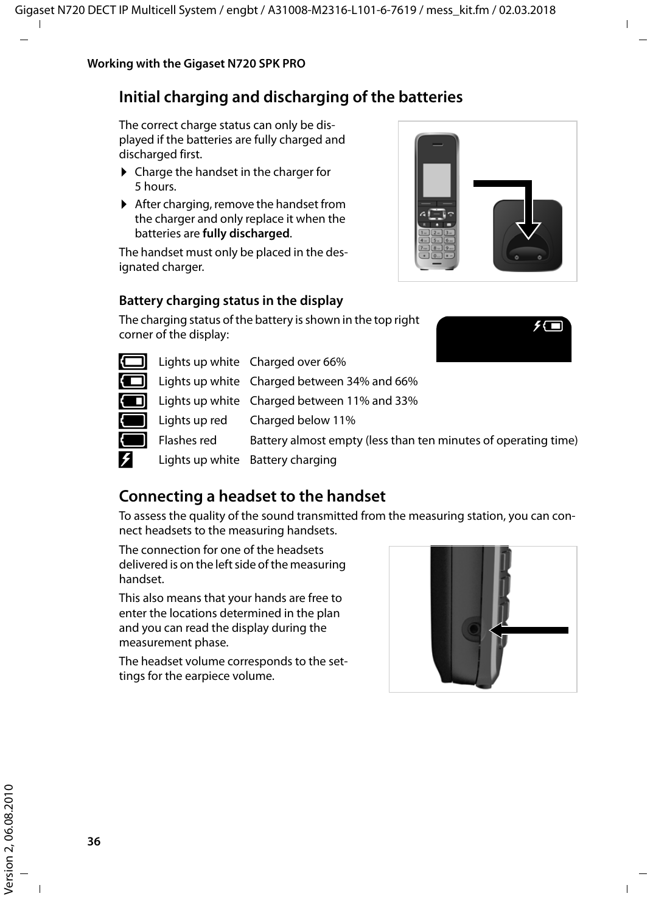## Initial charging and discharging of the batteries

The correct charge status can only be displayed if the batteries are fully charged and discharged first.

- Charge the handset in the charger for 5 hours.
- After charging, remove the handset from the charger and only replace it when the batteries are **fully discharged**.

The handset must only be placed in the designated charger.

### Battery charging status in the display

The charging status of the battery is shown in the top right corner of the display:

| Icon | Display | Status |
|---|---|---|
| | Lights up white | Charged over 66% |
| | Lights up white | Charged between 34% and 66% |
| | Lights up white | Charged between 11% and 33% |
| | Lights up red | Charged below 11% |
| | Flashes red | Battery almost empty (less than ten minutes of operating time) |
| | Lights up white | Battery charging |

## Connecting a headset to the handset

To assess the quality of the sound transmitted from the measuring station, you can connect headsets to the measuring handsets.

The connection for one of the headsets delivered is on the left side of the measuring handset.

This also means that your hands are free to enter the locations determined in the plan and you can read the display during the measurement phase.

The headset volume corresponds to the settings for the earpiece volume.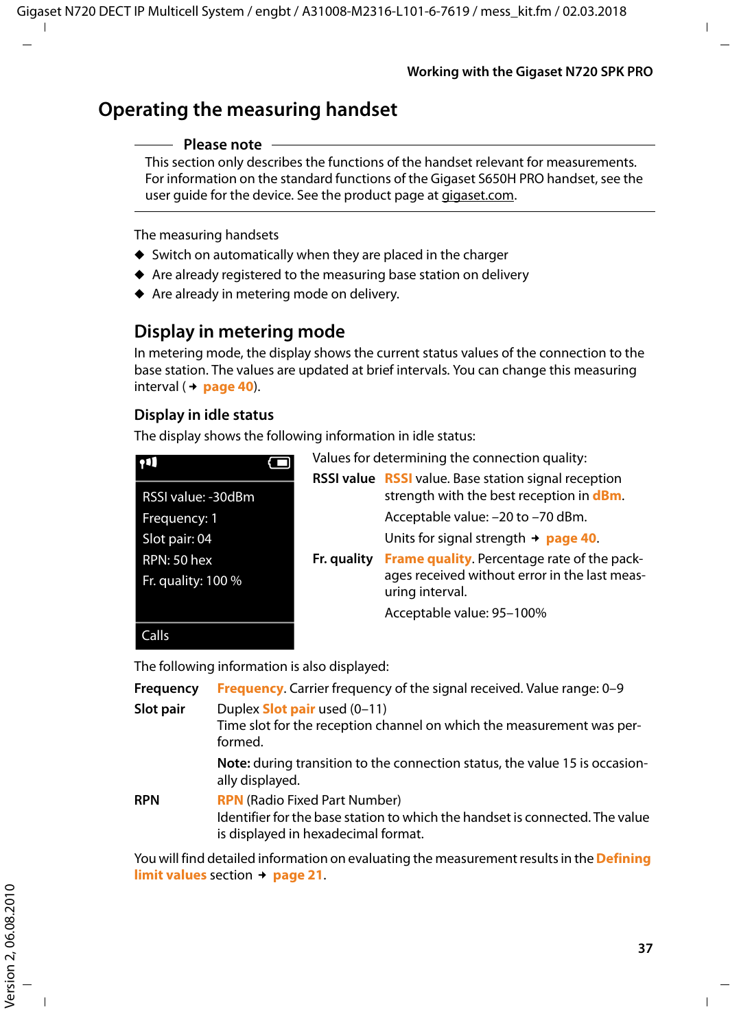## Operating the measuring handset

**Please note**

This section only describes the functions of the handset relevant for measurements. For information on the standard functions of the Gigaset S650H PRO handset, see the user guide for the device. See the product page at gigaset.com.

The measuring handsets

- Switch on automatically when they are placed in the charger
- Are already registered to the measuring base station on delivery
- Are already in metering mode on delivery.

### Display in metering mode

In metering mode, the display shows the current status values of the connection to the base station. The values are updated at brief intervals. You can change this measuring interval (→ page 40).

#### Display in idle status

The display shows the following information in idle status:

```
RSSI value: -30dBm
Frequency: 1
Slot pair: 04
RPN: 50 hex
Fr. quality: 100 %

Calls
```

Values for determining the connection quality:

**RSSI value** RSSI value. Base station signal reception strength with the best reception in dBm.

Acceptable value: –20 to –70 dBm.

Units for signal strength → page 40.

**Fr. quality** Frame quality. Percentage rate of the packages received without error in the last measuring interval.

Acceptable value: 95–100%

The following information is also displayed:

**Frequency** Frequency. Carrier frequency of the signal received. Value range: 0–9

**Slot pair** Duplex Slot pair used (0–11)
Time slot for the reception channel on which the measurement was performed.

**Note:** during transition to the connection status, the value 15 is occasionally displayed.

**RPN** RPN (Radio Fixed Part Number)
Identifier for the base station to which the handset is connected. The value is displayed in hexadecimal format.

You will find detailed information on evaluating the measurement results in the Defining limit values section → page 21.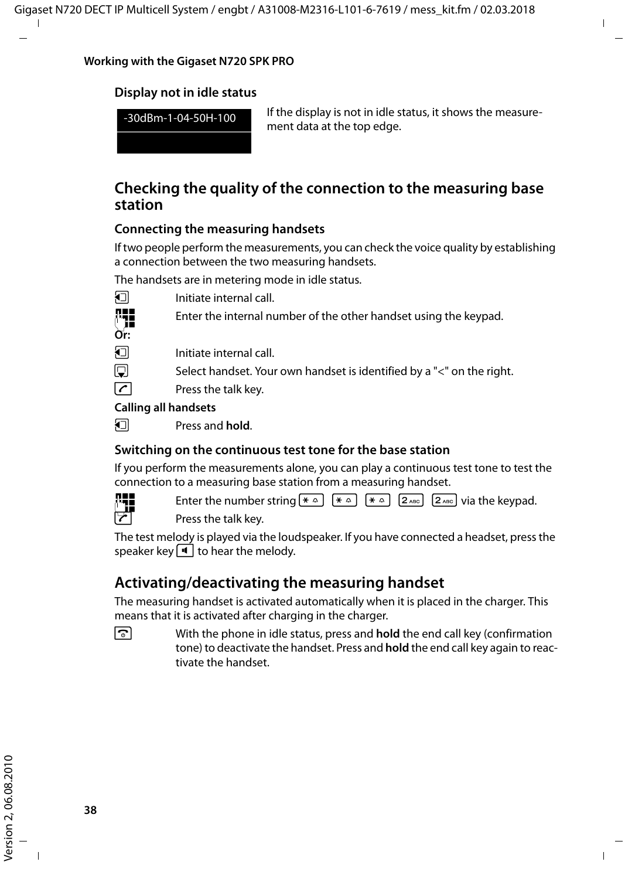## Display not in idle status

-30dBm-1-04-50H-100

If the display is not in idle status, it shows the measurement data at the top edge.

# Checking the quality of the connection to the measuring base station

## Connecting the measuring handsets

If two people perform the measurements, you can check the voice quality by establishing a connection between the two measuring handsets.

The handsets are in metering mode in idle status.

Initiate internal call.

Enter the internal number of the other handset using the keypad.

**Or:**

Initiate internal call.

Select handset. Your own handset is identified by a "<" on the right.

Press the talk key.

**Calling all handsets**

Press and **hold**.

## Switching on the continuous test tone for the base station

If you perform the measurements alone, you can play a continuous test tone to test the connection to a measuring base station from a measuring handset.

Enter the number string * * * 2 2 via the keypad.

Press the talk key.

The test melody is played via the loudspeaker. If you have connected a headset, press the speaker key to hear the melody.

# Activating/deactivating the measuring handset

The measuring handset is activated automatically when it is placed in the charger. This means that it is activated after charging in the charger.

With the phone in idle status, press and **hold** the end call key (confirmation tone) to deactivate the handset. Press and **hold** the end call key again to reactivate the handset.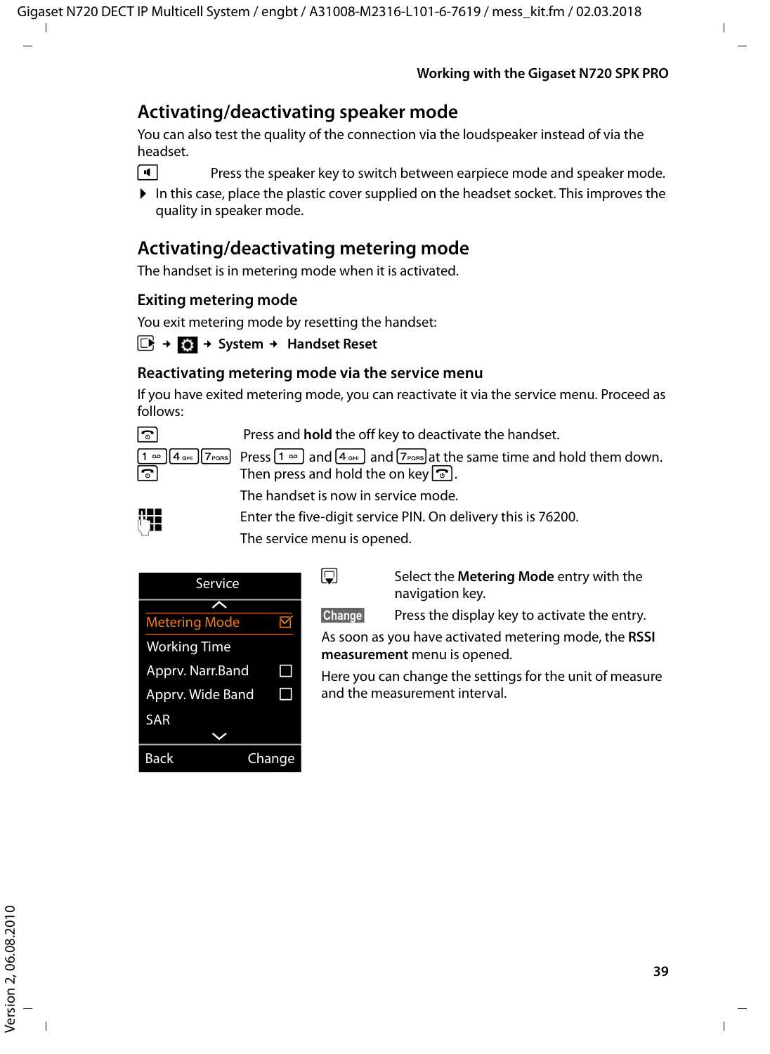## Activating/deactivating speaker mode

You can also test the quality of the connection via the loudspeaker instead of via the headset.

Press the speaker key to switch between earpiece mode and speaker mode.

- In this case, place the plastic cover supplied on the headset socket. This improves the quality in speaker mode.

## Activating/deactivating metering mode

The handset is in metering mode when it is activated.

### Exiting metering mode

You exit metering mode by resetting the handset:

→ → **System** → **Handset Reset**

### Reactivating metering mode via the service menu

If you have exited metering mode, you can reactivate it via the service menu. Proceed as follows:

Press and **hold** the off key to deactivate the handset.

Press 1 and 4 and 7 at the same time and hold them down. Then press and hold the on key.

The handset is now in service mode.

Enter the five-digit service PIN. On delivery this is 76200.

The service menu is opened.

| Service | |
|---|---|
| Metering Mode | ☑ |
| Working Time | |
| Apprv. Narr.Band | ☐ |
| Apprv. Wide Band | ☐ |
| SAR | |
| Back | Change |

Select the **Metering Mode** entry with the navigation key.

**Change** Press the display key to activate the entry.

As soon as you have activated metering mode, the **RSSI measurement** menu is opened.

Here you can change the settings for the unit of measure and the measurement interval.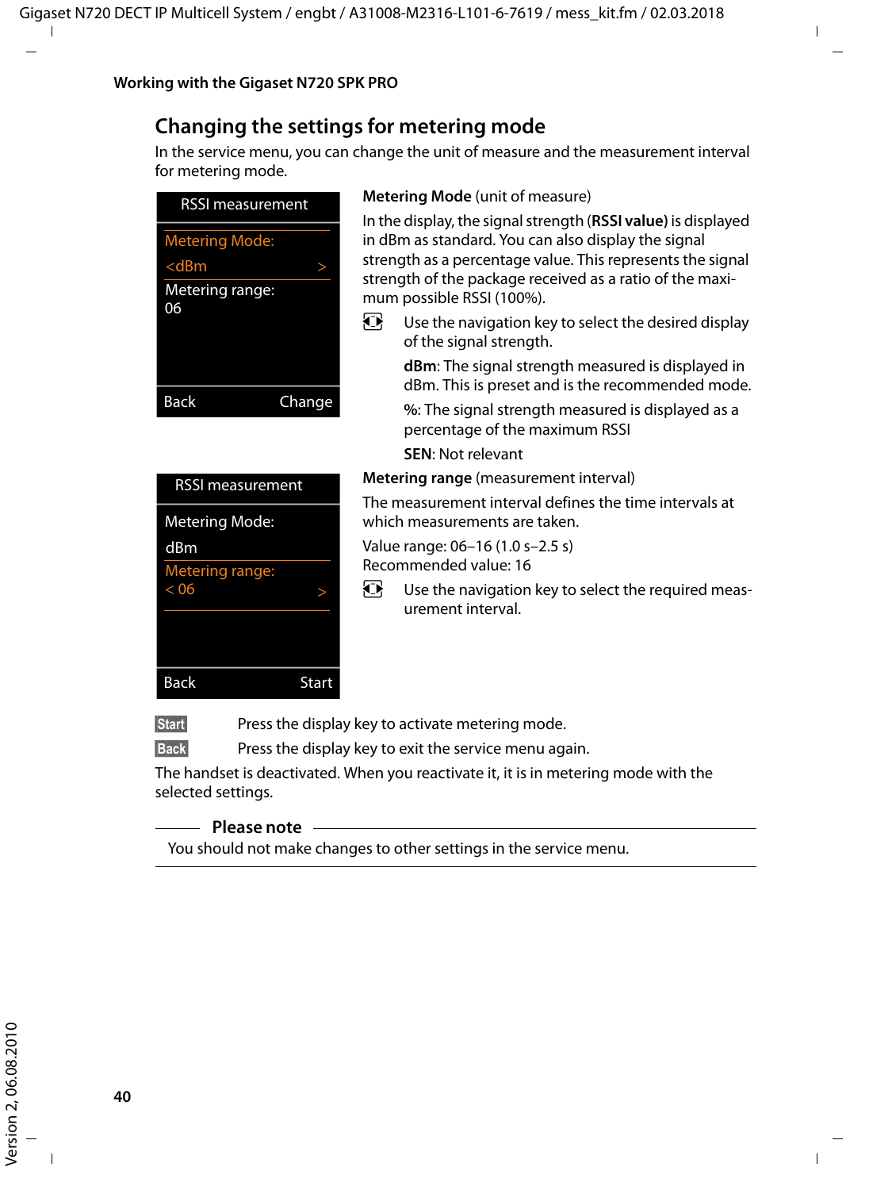## Changing the settings for metering mode

In the service menu, you can change the unit of measure and the measurement interval for metering mode.

RSSI measurement

Metering Mode:
<dBm >
Metering range:
06

Back Change

**Metering Mode** (unit of measure)

In the display, the signal strength (**RSSI value**) is displayed in dBm as standard. You can also display the signal strength as a percentage value. This represents the signal strength of the package received as a ratio of the maximum possible RSSI (100%).

Use the navigation key to select the desired display of the signal strength.

**dBm**: The signal strength measured is displayed in dBm. This is preset and is the recommended mode.

**%**: The signal strength measured is displayed as a percentage of the maximum RSSI

**SEN**: Not relevant

RSSI measurement

Metering Mode:
dBm
Metering range:
< 06 >

Back Start

**Metering range** (measurement interval)

The measurement interval defines the time intervals at which measurements are taken.

Value range: 06–16 (1.0 s–2.5 s)
Recommended value: 16

Use the navigation key to select the required measurement interval.

**Start** Press the display key to activate metering mode.

**Back** Press the display key to exit the service menu again.

The handset is deactivated. When you reactivate it, it is in metering mode with the selected settings.

**Please note**

You should not make changes to other settings in the service menu.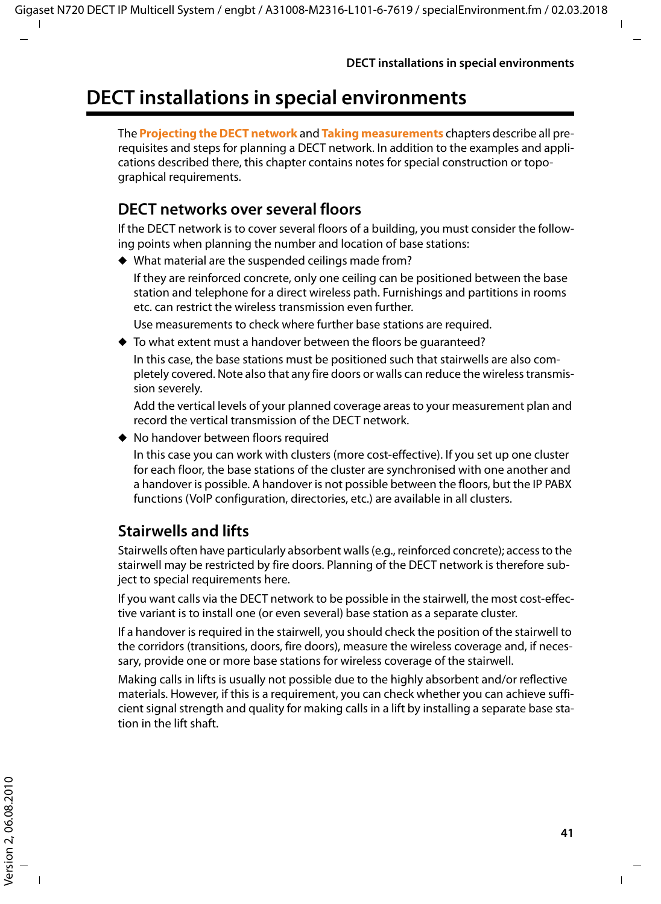# DECT installations in special environments

The **Projecting the DECT network** and **Taking measurements** chapters describe all prerequisites and steps for planning a DECT network. In addition to the examples and applications described there, this chapter contains notes for special construction or topographical requirements.

## DECT networks over several floors

If the DECT network is to cover several floors of a building, you must consider the following points when planning the number and location of base stations:

- What material are the suspended ceilings made from?

  If they are reinforced concrete, only one ceiling can be positioned between the base station and telephone for a direct wireless path. Furnishings and partitions in rooms etc. can restrict the wireless transmission even further.

  Use measurements to check where further base stations are required.

- To what extent must a handover between the floors be guaranteed?

  In this case, the base stations must be positioned such that stairwells are also completely covered. Note also that any fire doors or walls can reduce the wireless transmission severely.

  Add the vertical levels of your planned coverage areas to your measurement plan and record the vertical transmission of the DECT network.

- No handover between floors required

  In this case you can work with clusters (more cost-effective). If you set up one cluster for each floor, the base stations of the cluster are synchronised with one another and a handover is possible. A handover is not possible between the floors, but the IP PABX functions (VoIP configuration, directories, etc.) are available in all clusters.

## Stairwells and lifts

Stairwells often have particularly absorbent walls (e.g., reinforced concrete); access to the stairwell may be restricted by fire doors. Planning of the DECT network is therefore subject to special requirements here.

If you want calls via the DECT network to be possible in the stairwell, the most cost-effective variant is to install one (or even several) base station as a separate cluster.

If a handover is required in the stairwell, you should check the position of the stairwell to the corridors (transitions, doors, fire doors), measure the wireless coverage and, if necessary, provide one or more base stations for wireless coverage of the stairwell.

Making calls in lifts is usually not possible due to the highly absorbent and/or reflective materials. However, if this is a requirement, you can check whether you can achieve sufficient signal strength and quality for making calls in a lift by installing a separate base station in the lift shaft.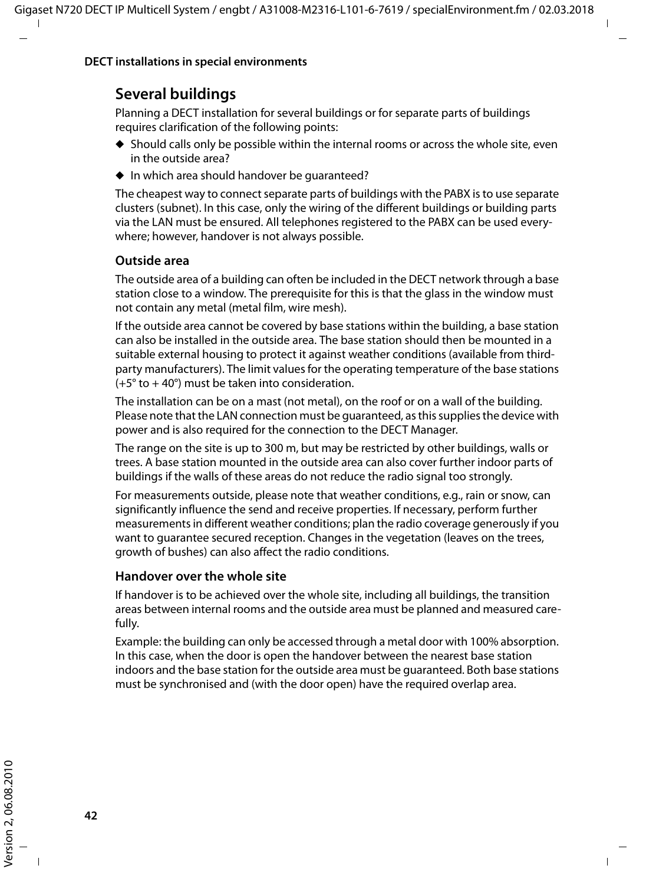## Several buildings

Planning a DECT installation for several buildings or for separate parts of buildings requires clarification of the following points:

- Should calls only be possible within the internal rooms or across the whole site, even in the outside area?
- In which area should handover be guaranteed?

The cheapest way to connect separate parts of buildings with the PABX is to use separate clusters (subnet). In this case, only the wiring of the different buildings or building parts via the LAN must be ensured. All telephones registered to the PABX can be used everywhere; however, handover is not always possible.

### Outside area

The outside area of a building can often be included in the DECT network through a base station close to a window. The prerequisite for this is that the glass in the window must not contain any metal (metal film, wire mesh).

If the outside area cannot be covered by base stations within the building, a base station can also be installed in the outside area. The base station should then be mounted in a suitable external housing to protect it against weather conditions (available from third-party manufacturers). The limit values for the operating temperature of the base stations (+5° to + 40°) must be taken into consideration.

The installation can be on a mast (not metal), on the roof or on a wall of the building. Please note that the LAN connection must be guaranteed, as this supplies the device with power and is also required for the connection to the DECT Manager.

The range on the site is up to 300 m, but may be restricted by other buildings, walls or trees. A base station mounted in the outside area can also cover further indoor parts of buildings if the walls of these areas do not reduce the radio signal too strongly.

For measurements outside, please note that weather conditions, e.g., rain or snow, can significantly influence the send and receive properties. If necessary, perform further measurements in different weather conditions; plan the radio coverage generously if you want to guarantee secured reception. Changes in the vegetation (leaves on the trees, growth of bushes) can also affect the radio conditions.

### Handover over the whole site

If handover is to be achieved over the whole site, including all buildings, the transition areas between internal rooms and the outside area must be planned and measured carefully.

Example: the building can only be accessed through a metal door with 100% absorption. In this case, when the door is open the handover between the nearest base station indoors and the base station for the outside area must be guaranteed. Both base stations must be synchronised and (with the door open) have the required overlap area.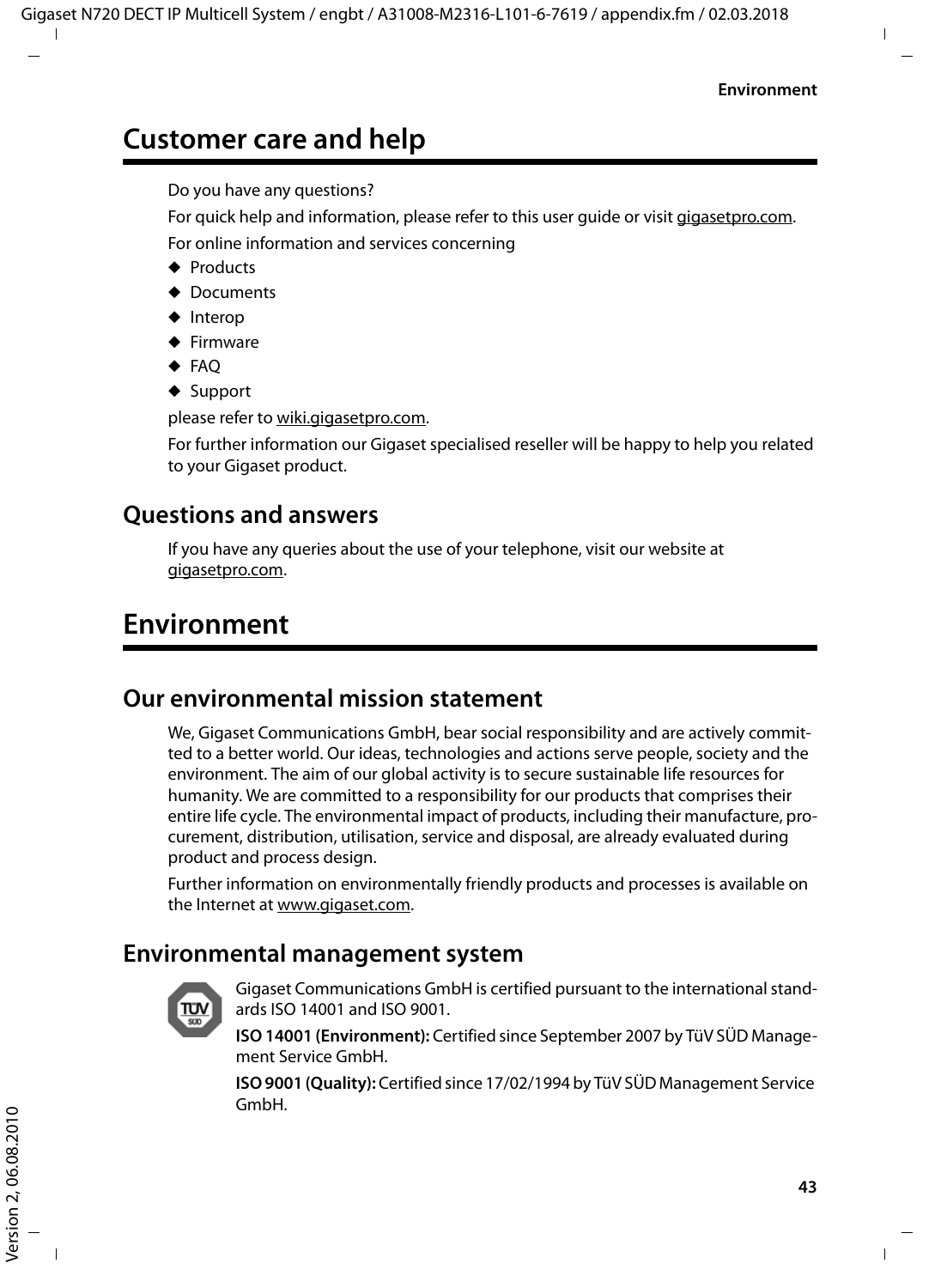# Customer care and help

Do you have any questions?

For quick help and information, please refer to this user guide or visit gigasetpro.com.

For online information and services concerning

- Products
- Documents
- Interop
- Firmware
- FAQ
- Support

please refer to wiki.gigasetpro.com.

For further information our Gigaset specialised reseller will be happy to help you related to your Gigaset product.

## Questions and answers

If you have any queries about the use of your telephone, visit our website at gigasetpro.com.

# Environment

## Our environmental mission statement

We, Gigaset Communications GmbH, bear social responsibility and are actively committed to a better world. Our ideas, technologies and actions serve people, society and the environment. The aim of our global activity is to secure sustainable life resources for humanity. We are committed to a responsibility for our products that comprises their entire life cycle. The environmental impact of products, including their manufacture, procurement, distribution, utilisation, service and disposal, are already evaluated during product and process design.

Further information on environmentally friendly products and processes is available on the Internet at www.gigaset.com.

## Environmental management system

Gigaset Communications GmbH is certified pursuant to the international standards ISO 14001 and ISO 9001.

**ISO 14001 (Environment):** Certified since September 2007 by TüV SÜD Management Service GmbH.

**ISO 9001 (Quality):** Certified since 17/02/1994 by TüV SÜD Management Service GmbH.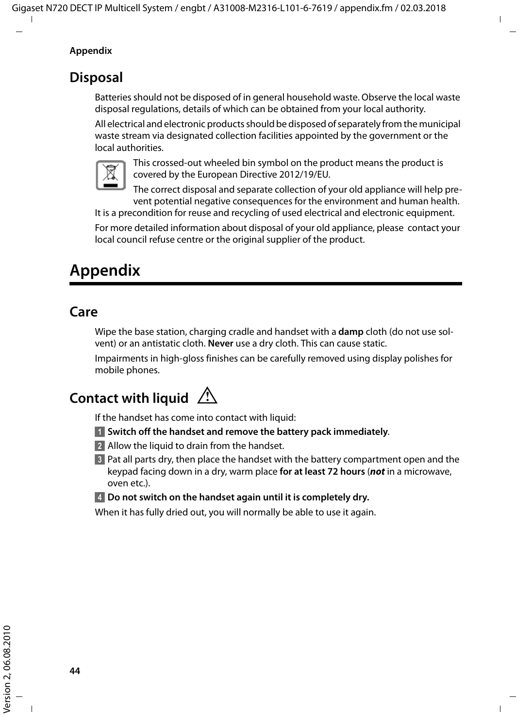## Disposal

Batteries should not be disposed of in general household waste. Observe the local waste disposal regulations, details of which can be obtained from your local authority.

All electrical and electronic products should be disposed of separately from the municipal waste stream via designated collection facilities appointed by the government or the local authorities.

This crossed-out wheeled bin symbol on the product means the product is covered by the European Directive 2012/19/EU.

The correct disposal and separate collection of your old appliance will help prevent potential negative consequences for the environment and human health. It is a precondition for reuse and recycling of used electrical and electronic equipment.

For more detailed information about disposal of your old appliance, please contact your local council refuse centre or the original supplier of the product.

# Appendix

## Care

Wipe the base station, charging cradle and handset with a **damp** cloth (do not use solvent) or an antistatic cloth. **Never** use a dry cloth. This can cause static.

Impairments in high-gloss finishes can be carefully removed using display polishes for mobile phones.

## Contact with liquid ⚠

If the handset has come into contact with liquid:

1. **Switch off the handset and remove the battery pack immediately**.
2. Allow the liquid to drain from the handset.
3. Pat all parts dry, then place the handset with the battery compartment open and the keypad facing down in a dry, warm place **for at least 72 hours** (***not*** in a microwave, oven etc.).
4. **Do not switch on the handset again until it is completely dry.**

When it has fully dried out, you will normally be able to use it again.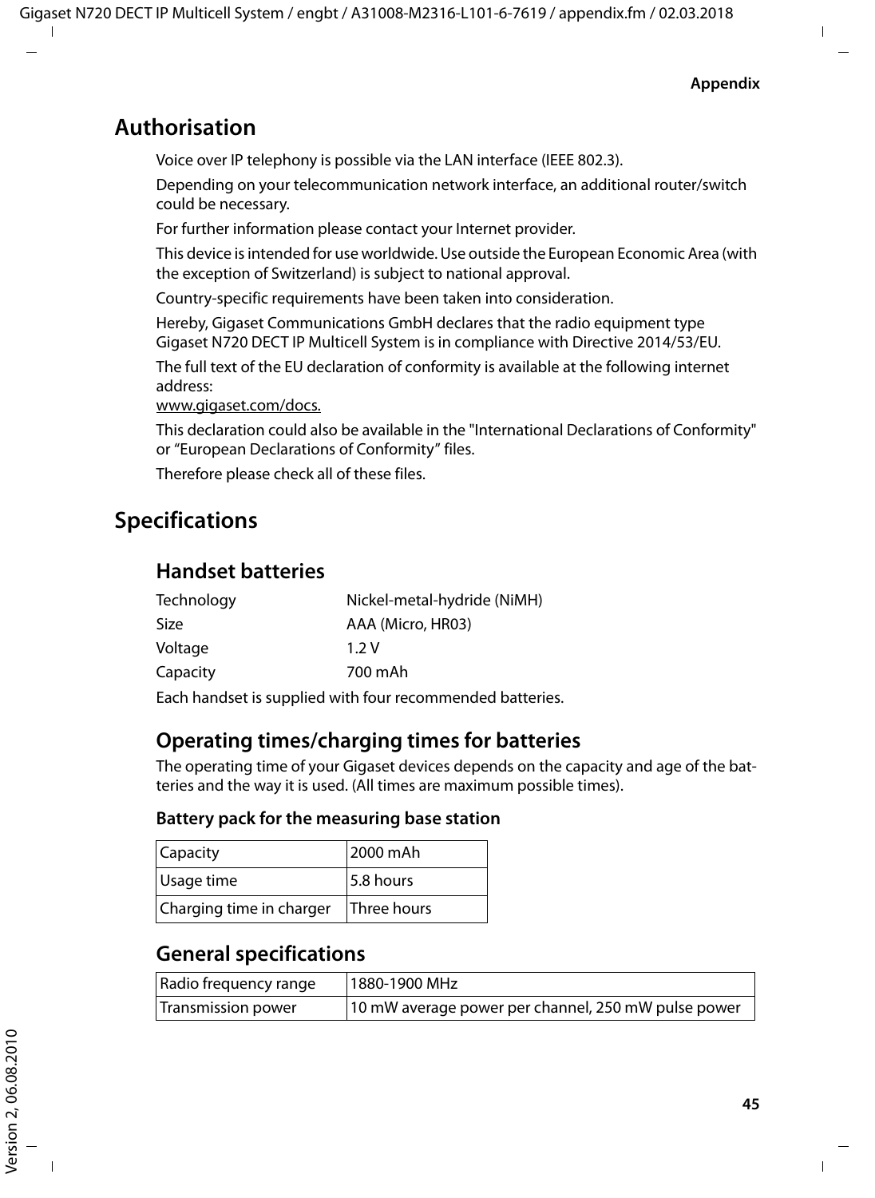## Authorisation

Voice over IP telephony is possible via the LAN interface (IEEE 802.3).

Depending on your telecommunication network interface, an additional router/switch could be necessary.

For further information please contact your Internet provider.

This device is intended for use worldwide. Use outside the European Economic Area (with the exception of Switzerland) is subject to national approval.

Country-specific requirements have been taken into consideration.

Hereby, Gigaset Communications GmbH declares that the radio equipment type Gigaset N720 DECT IP Multicell System is in compliance with Directive 2014/53/EU.

The full text of the EU declaration of conformity is available at the following internet address:
www.gigaset.com/docs.

This declaration could also be available in the "International Declarations of Conformity" or "European Declarations of Conformity" files.

Therefore please check all of these files.

## Specifications

### Handset batteries

| | |
|---|---|
| Technology | Nickel-metal-hydride (NiMH) |
| Size | AAA (Micro, HR03) |
| Voltage | 1.2 V |
| Capacity | 700 mAh |

Each handset is supplied with four recommended batteries.

### Operating times/charging times for batteries

The operating time of your Gigaset devices depends on the capacity and age of the batteries and the way it is used. (All times are maximum possible times).

**Battery pack for the measuring base station**

| | |
|---|---|
| Capacity | 2000 mAh |
| Usage time | 5.8 hours |
| Charging time in charger | Three hours |

### General specifications

| | |
|---|---|
| Radio frequency range | 1880-1900 MHz |
| Transmission power | 10 mW average power per channel, 250 mW pulse power |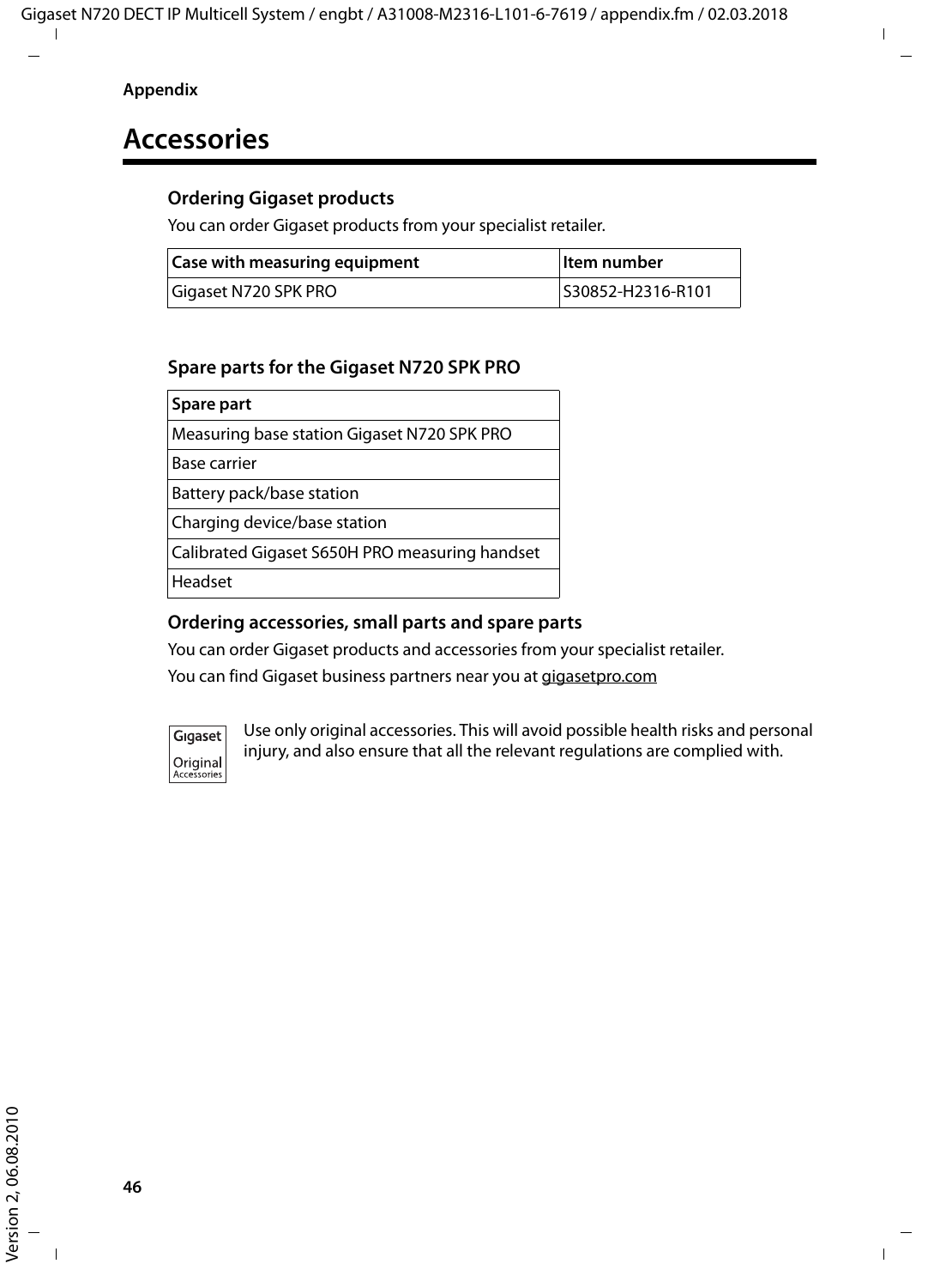# Accessories

### Ordering Gigaset products

You can order Gigaset products from your specialist retailer.

| Case with measuring equipment | Item number |
|---|---|
| Gigaset N720 SPK PRO | S30852-H2316-R101 |

### Spare parts for the Gigaset N720 SPK PRO

| Spare part |
|---|
| Measuring base station Gigaset N720 SPK PRO |
| Base carrier |
| Battery pack/base station |
| Charging device/base station |
| Calibrated Gigaset S650H PRO measuring handset |
| Headset |

### Ordering accessories, small parts and spare parts

You can order Gigaset products and accessories from your specialist retailer.

You can find Gigaset business partners near you at gigasetpro.com

Gigaset Original Accessories

Use only original accessories. This will avoid possible health risks and personal injury, and also ensure that all the relevant regulations are complied with.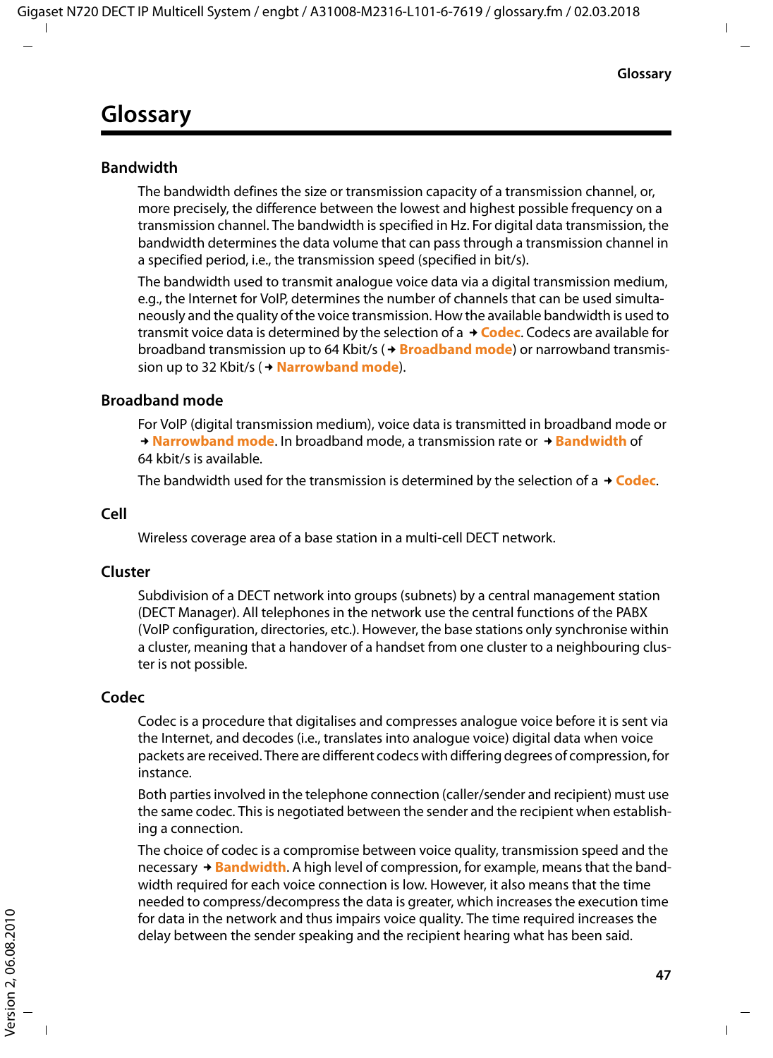# Glossary

### Bandwidth

The bandwidth defines the size or transmission capacity of a transmission channel, or, more precisely, the difference between the lowest and highest possible frequency on a transmission channel. The bandwidth is specified in Hz. For digital data transmission, the bandwidth determines the data volume that can pass through a transmission channel in a specified period, i.e., the transmission speed (specified in bit/s).

The bandwidth used to transmit analogue voice data via a digital transmission medium, e.g., the Internet for VoIP, determines the number of channels that can be used simultaneously and the quality of the voice transmission. How the available bandwidth is used to transmit voice data is determined by the selection of a → **Codec**. Codecs are available for broadband transmission up to 64 Kbit/s (→ **Broadband mode**) or narrowband transmission up to 32 Kbit/s (→ **Narrowband mode**).

### Broadband mode

For VoIP (digital transmission medium), voice data is transmitted in broadband mode or → **Narrowband mode**. In broadband mode, a transmission rate or → **Bandwidth** of 64 kbit/s is available.

The bandwidth used for the transmission is determined by the selection of a → **Codec**.

### Cell

Wireless coverage area of a base station in a multi-cell DECT network.

### Cluster

Subdivision of a DECT network into groups (subnets) by a central management station (DECT Manager). All telephones in the network use the central functions of the PABX (VoIP configuration, directories, etc.). However, the base stations only synchronise within a cluster, meaning that a handover of a handset from one cluster to a neighbouring cluster is not possible.

### Codec

Codec is a procedure that digitalises and compresses analogue voice before it is sent via the Internet, and decodes (i.e., translates into analogue voice) digital data when voice packets are received. There are different codecs with differing degrees of compression, for instance.

Both parties involved in the telephone connection (caller/sender and recipient) must use the same codec. This is negotiated between the sender and the recipient when establishing a connection.

The choice of codec is a compromise between voice quality, transmission speed and the necessary → **Bandwidth**. A high level of compression, for example, means that the bandwidth required for each voice connection is low. However, it also means that the time needed to compress/decompress the data is greater, which increases the execution time for data in the network and thus impairs voice quality. The time required increases the delay between the sender speaking and the recipient hearing what has been said.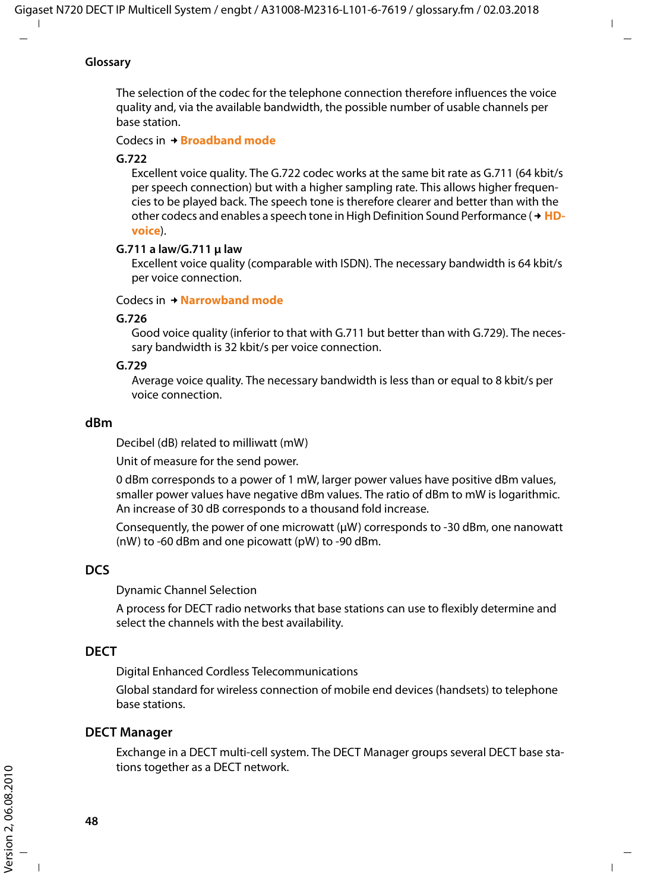## Glossary

The selection of the codec for the telephone connection therefore influences the voice quality and, via the available bandwidth, the possible number of usable channels per base station.

Codecs in → **Broadband mode**

**G.722**
Excellent voice quality. The G.722 codec works at the same bit rate as G.711 (64 kbit/s per speech connection) but with a higher sampling rate. This allows higher frequencies to be played back. The speech tone is therefore clearer and better than with the other codecs and enables a speech tone in High Definition Sound Performance (→ **HD-voice**).

**G.711 a law/G.711 μ law**
Excellent voice quality (comparable with ISDN). The necessary bandwidth is 64 kbit/s per voice connection.

Codecs in → **Narrowband mode**

**G.726**
Good voice quality (inferior to that with G.711 but better than with G.729). The necessary bandwidth is 32 kbit/s per voice connection.

**G.729**
Average voice quality. The necessary bandwidth is less than or equal to 8 kbit/s per voice connection.

### dBm

Decibel (dB) related to milliwatt (mW)

Unit of measure for the send power.

0 dBm corresponds to a power of 1 mW, larger power values have positive dBm values, smaller power values have negative dBm values. The ratio of dBm to mW is logarithmic. An increase of 30 dB corresponds to a thousand fold increase.

Consequently, the power of one microwatt (μW) corresponds to -30 dBm, one nanowatt (nW) to -60 dBm and one picowatt (pW) to -90 dBm.

### DCS

Dynamic Channel Selection

A process for DECT radio networks that base stations can use to flexibly determine and select the channels with the best availability.

### DECT

Digital Enhanced Cordless Telecommunications

Global standard for wireless connection of mobile end devices (handsets) to telephone base stations.

### DECT Manager

Exchange in a DECT multi-cell system. The DECT Manager groups several DECT base stations together as a DECT network.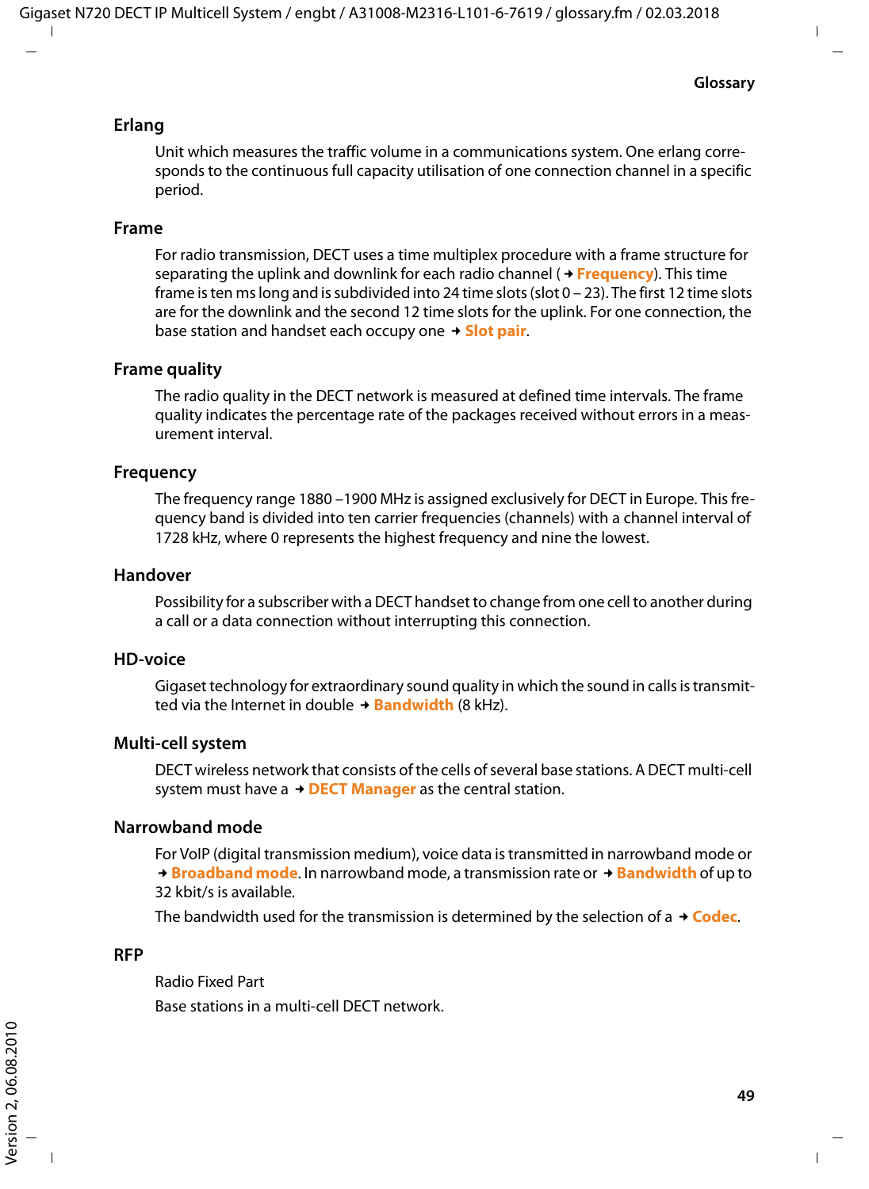### Erlang

Unit which measures the traffic volume in a communications system. One erlang corresponds to the continuous full capacity utilisation of one connection channel in a specific period.

### Frame

For radio transmission, DECT uses a time multiplex procedure with a frame structure for separating the uplink and downlink for each radio channel ( → **Frequency**). This time frame is ten ms long and is subdivided into 24 time slots (slot 0 – 23). The first 12 time slots are for the downlink and the second 12 time slots for the uplink. For one connection, the base station and handset each occupy one → **Slot pair**.

### Frame quality

The radio quality in the DECT network is measured at defined time intervals. The frame quality indicates the percentage rate of the packages received without errors in a measurement interval.

### Frequency

The frequency range 1880 –1900 MHz is assigned exclusively for DECT in Europe. This frequency band is divided into ten carrier frequencies (channels) with a channel interval of 1728 kHz, where 0 represents the highest frequency and nine the lowest.

### Handover

Possibility for a subscriber with a DECT handset to change from one cell to another during a call or a data connection without interrupting this connection.

### HD-voice

Gigaset technology for extraordinary sound quality in which the sound in calls is transmitted via the Internet in double → **Bandwidth** (8 kHz).

### Multi-cell system

DECT wireless network that consists of the cells of several base stations. A DECT multi-cell system must have a → **DECT Manager** as the central station.

### Narrowband mode

For VoIP (digital transmission medium), voice data is transmitted in narrowband mode or → **Broadband mode**. In narrowband mode, a transmission rate or → **Bandwidth** of up to 32 kbit/s is available.

The bandwidth used for the transmission is determined by the selection of a → **Codec**.

### RFP

Radio Fixed Part

Base stations in a multi-cell DECT network.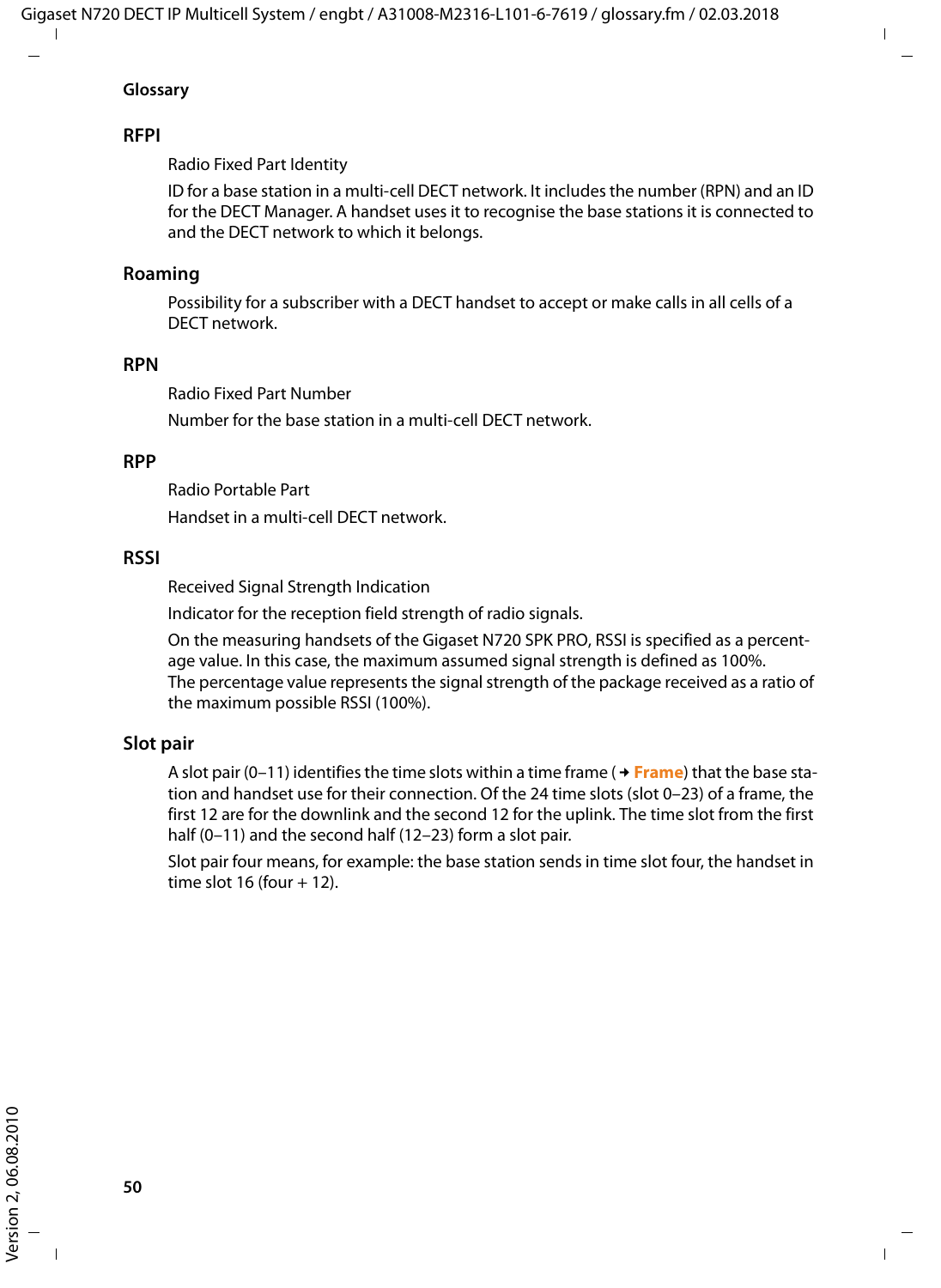# Glossary

## RFPI

Radio Fixed Part Identity

ID for a base station in a multi-cell DECT network. It includes the number (RPN) and an ID for the DECT Manager. A handset uses it to recognise the base stations it is connected to and the DECT network to which it belongs.

## Roaming

Possibility for a subscriber with a DECT handset to accept or make calls in all cells of a DECT network.

## RPN

Radio Fixed Part Number

Number for the base station in a multi-cell DECT network.

## RPP

Radio Portable Part

Handset in a multi-cell DECT network.

## RSSI

Received Signal Strength Indication

Indicator for the reception field strength of radio signals.

On the measuring handsets of the Gigaset N720 SPK PRO, RSSI is specified as a percentage value. In this case, the maximum assumed signal strength is defined as 100%. The percentage value represents the signal strength of the package received as a ratio of the maximum possible RSSI (100%).

## Slot pair

A slot pair (0–11) identifies the time slots within a time frame (→ **Frame**) that the base station and handset use for their connection. Of the 24 time slots (slot 0–23) of a frame, the first 12 are for the downlink and the second 12 for the uplink. The time slot from the first half (0–11) and the second half (12–23) form a slot pair.

Slot pair four means, for example: the base station sends in time slot four, the handset in time slot 16 (four + 12).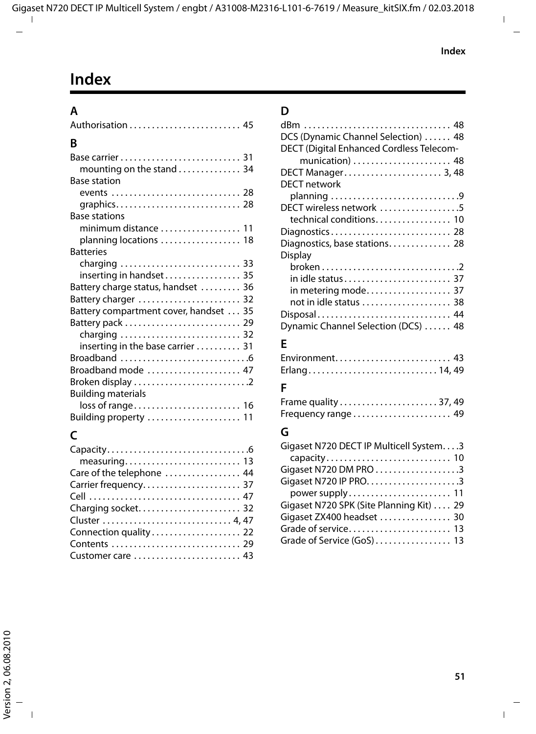# Index

## A

Authorisation . . . . . . . . . . . . . . . . . . . . . . . . . 45

## B

Base carrier . . . . . . . . . . . . . . . . . . . . . . . . . . 31
  mounting on the stand . . . . . . . . . . . . . 34
Base station
  events . . . . . . . . . . . . . . . . . . . . . . . . . . . . 28
  graphics. . . . . . . . . . . . . . . . . . . . . . . . . . . 28
Base stations
  minimum distance . . . . . . . . . . . . . . . . . 11
  planning locations . . . . . . . . . . . . . . . . . 18
Batteries
  charging . . . . . . . . . . . . . . . . . . . . . . . . . . 33
  inserting in handset . . . . . . . . . . . . . . . . 35
Battery charge status, handset . . . . . . . . . 36
Battery charger . . . . . . . . . . . . . . . . . . . . . . 32
Battery compartment cover, handset . . . 35
Battery pack . . . . . . . . . . . . . . . . . . . . . . . . . 29
  charging . . . . . . . . . . . . . . . . . . . . . . . . . . 32
  inserting in the base carrier . . . . . . . . . . 31
Broadband . . . . . . . . . . . . . . . . . . . . . . . . . . . .6
Broadband mode . . . . . . . . . . . . . . . . . . . . 47
Broken display . . . . . . . . . . . . . . . . . . . . . . . . .2
Building materials
  loss of range . . . . . . . . . . . . . . . . . . . . . . . 16
Building property . . . . . . . . . . . . . . . . . . . . 11

## C

Capacity. . . . . . . . . . . . . . . . . . . . . . . . . . . . . . .6
  measuring. . . . . . . . . . . . . . . . . . . . . . . . . 13
Care of the telephone . . . . . . . . . . . . . . . . 44
Carrier frequency. . . . . . . . . . . . . . . . . . . . . 37
Cell . . . . . . . . . . . . . . . . . . . . . . . . . . . . . . . . . 47
Charging socket. . . . . . . . . . . . . . . . . . . . . . 32
Cluster . . . . . . . . . . . . . . . . . . . . . . . . . . . . 4, 47
Connection quality . . . . . . . . . . . . . . . . . . . 22
Contents . . . . . . . . . . . . . . . . . . . . . . . . . . . . 29
Customer care . . . . . . . . . . . . . . . . . . . . . . . 43

## D

dBm . . . . . . . . . . . . . . . . . . . . . . . . . . . . . . . . 48
DCS (Dynamic Channel Selection) . . . . . . 48
DECT (Digital Enhanced Cordless Telecommunication) . . . . . . . . . . . . . . . . . . . . . 48
DECT Manager. . . . . . . . . . . . . . . . . . . . . 3, 48
DECT network
  planning . . . . . . . . . . . . . . . . . . . . . . . . . . . .9
DECT wireless network . . . . . . . . . . . . . . . . .5
  technical conditions. . . . . . . . . . . . . . . . 10
Diagnostics . . . . . . . . . . . . . . . . . . . . . . . . . . 28
Diagnostics, base stations. . . . . . . . . . . . . 28
Display
  broken . . . . . . . . . . . . . . . . . . . . . . . . . . . . .2
  in idle status . . . . . . . . . . . . . . . . . . . . . . . 37
  in metering mode. . . . . . . . . . . . . . . . . . . 37
  not in idle status . . . . . . . . . . . . . . . . . . . 38
Disposal . . . . . . . . . . . . . . . . . . . . . . . . . . . . . 44
Dynamic Channel Selection (DCS) . . . . . . 48

## E

Environment. . . . . . . . . . . . . . . . . . . . . . . . . 43
Erlang . . . . . . . . . . . . . . . . . . . . . . . . . . . . 14, 49

## F

Frame quality . . . . . . . . . . . . . . . . . . . . . 37, 49
Frequency range . . . . . . . . . . . . . . . . . . . . . 49

## G

Gigaset N720 DECT IP Multicell System. . . .3
  capacity . . . . . . . . . . . . . . . . . . . . . . . . . . . 10
Gigaset N720 DM PRO . . . . . . . . . . . . . . . . . .3
Gigaset N720 IP PRO. . . . . . . . . . . . . . . . . . . .3
  power supply . . . . . . . . . . . . . . . . . . . . . . 11
Gigaset N720 SPK (Site Planning Kit) . . . . 29
Gigaset ZX400 headset . . . . . . . . . . . . . . . 30
Grade of service. . . . . . . . . . . . . . . . . . . . . . 13
Grade of Service (GoS) . . . . . . . . . . . . . . . . 13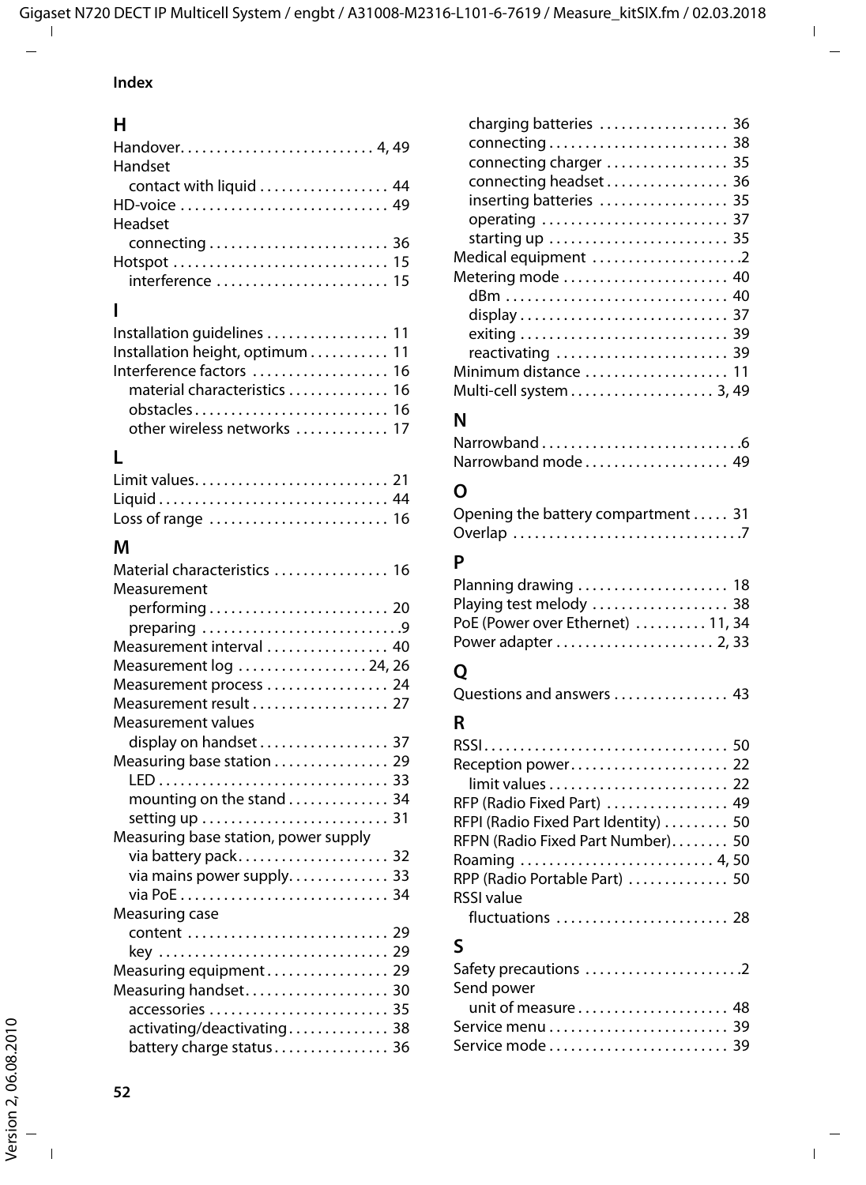## Index

### H

Handover . . . . . . . . . . . . . . . . . . . . . . . . . . . 4, 49
Handset
  contact with liquid . . . . . . . . . . . . . . . . . . 44
HD-voice . . . . . . . . . . . . . . . . . . . . . . . . . . . . 49
Headset
  connecting . . . . . . . . . . . . . . . . . . . . . . . . . 36
Hotspot . . . . . . . . . . . . . . . . . . . . . . . . . . . . . . 15
  interference . . . . . . . . . . . . . . . . . . . . . . . . 15

### I

Installation guidelines . . . . . . . . . . . . . . . . . 11
Installation height, optimum . . . . . . . . . . . 11
Interference factors . . . . . . . . . . . . . . . . . . . 16
  material characteristics . . . . . . . . . . . . . 16
  obstacles . . . . . . . . . . . . . . . . . . . . . . . . . . . 16
  other wireless networks . . . . . . . . . . . . . 17

### L

Limit values . . . . . . . . . . . . . . . . . . . . . . . . . . 21
Liquid . . . . . . . . . . . . . . . . . . . . . . . . . . . . . . . . 44
Loss of range . . . . . . . . . . . . . . . . . . . . . . . . . 16

### M

Material characteristics . . . . . . . . . . . . . . . . 16
Measurement
  performing . . . . . . . . . . . . . . . . . . . . . . . . . 20
  preparing . . . . . . . . . . . . . . . . . . . . . . . . . . . 9
Measurement interval . . . . . . . . . . . . . . . . . 40
Measurement log . . . . . . . . . . . . . . . . . 24, 26
Measurement process . . . . . . . . . . . . . . . . . 24
Measurement result . . . . . . . . . . . . . . . . . . . 27
Measurement values
  display on handset . . . . . . . . . . . . . . . . . . 37
Measuring base station . . . . . . . . . . . . . . . . 29
  LED . . . . . . . . . . . . . . . . . . . . . . . . . . . . . . . . 33
  mounting on the stand . . . . . . . . . . . . . . 34
  setting up . . . . . . . . . . . . . . . . . . . . . . . . . . 31
Measuring base station, power supply
  via battery pack . . . . . . . . . . . . . . . . . . . . . 32
  via mains power supply . . . . . . . . . . . . . 33
  via PoE . . . . . . . . . . . . . . . . . . . . . . . . . . . . . 34
Measuring case
  content . . . . . . . . . . . . . . . . . . . . . . . . . . . . 29
  key . . . . . . . . . . . . . . . . . . . . . . . . . . . . . . . . 29
Measuring equipment . . . . . . . . . . . . . . . . . 29
Measuring handset . . . . . . . . . . . . . . . . . . . . 30
  accessories . . . . . . . . . . . . . . . . . . . . . . . . . 35
  activating/deactivating . . . . . . . . . . . . . . 38
  battery charge status . . . . . . . . . . . . . . . . 36
  charging batteries . . . . . . . . . . . . . . . . . . 36
  connecting . . . . . . . . . . . . . . . . . . . . . . . . . 38
  connecting charger . . . . . . . . . . . . . . . . . 35
  connecting headset . . . . . . . . . . . . . . . . . 36
  inserting batteries . . . . . . . . . . . . . . . . . . 35
  operating . . . . . . . . . . . . . . . . . . . . . . . . . . 37
  starting up . . . . . . . . . . . . . . . . . . . . . . . . . 35
Medical equipment . . . . . . . . . . . . . . . . . . . . . 2
Metering mode . . . . . . . . . . . . . . . . . . . . . . . 40
  dBm . . . . . . . . . . . . . . . . . . . . . . . . . . . . . . . 40
  display . . . . . . . . . . . . . . . . . . . . . . . . . . . . . 37
  exiting . . . . . . . . . . . . . . . . . . . . . . . . . . . . . 39
  reactivating . . . . . . . . . . . . . . . . . . . . . . . . 39
Minimum distance . . . . . . . . . . . . . . . . . . . . 11
Multi-cell system . . . . . . . . . . . . . . . . . . . . 3, 49

### N

Narrowband . . . . . . . . . . . . . . . . . . . . . . . . . . . 6
Narrowband mode . . . . . . . . . . . . . . . . . . . . 49

### O

Opening the battery compartment . . . . . 31
Overlap . . . . . . . . . . . . . . . . . . . . . . . . . . . . . . . 7

### P

Planning drawing . . . . . . . . . . . . . . . . . . . . . 18
Playing test melody . . . . . . . . . . . . . . . . . . . 38
PoE (Power over Ethernet) . . . . . . . . . . 11, 34
Power adapter . . . . . . . . . . . . . . . . . . . . . . 2, 33

### Q

Questions and answers . . . . . . . . . . . . . . . . 43

### R

RSSI . . . . . . . . . . . . . . . . . . . . . . . . . . . . . . . . . 50
Reception power . . . . . . . . . . . . . . . . . . . . . . 22
  limit values . . . . . . . . . . . . . . . . . . . . . . . . . 22
RFP (Radio Fixed Part) . . . . . . . . . . . . . . . . . 49
RFPI (Radio Fixed Part Identity) . . . . . . . . . 50
RFPN (Radio Fixed Part Number) . . . . . . . . 50
Roaming . . . . . . . . . . . . . . . . . . . . . . . . . . 4, 50
RPP (Radio Portable Part) . . . . . . . . . . . . . . 50
RSSI value
  fluctuations . . . . . . . . . . . . . . . . . . . . . . . . 28

### S

Safety precautions . . . . . . . . . . . . . . . . . . . . . 2
Send power
  unit of measure . . . . . . . . . . . . . . . . . . . . . 48
Service menu . . . . . . . . . . . . . . . . . . . . . . . . . 39
Service mode . . . . . . . . . . . . . . . . . . . . . . . . . 39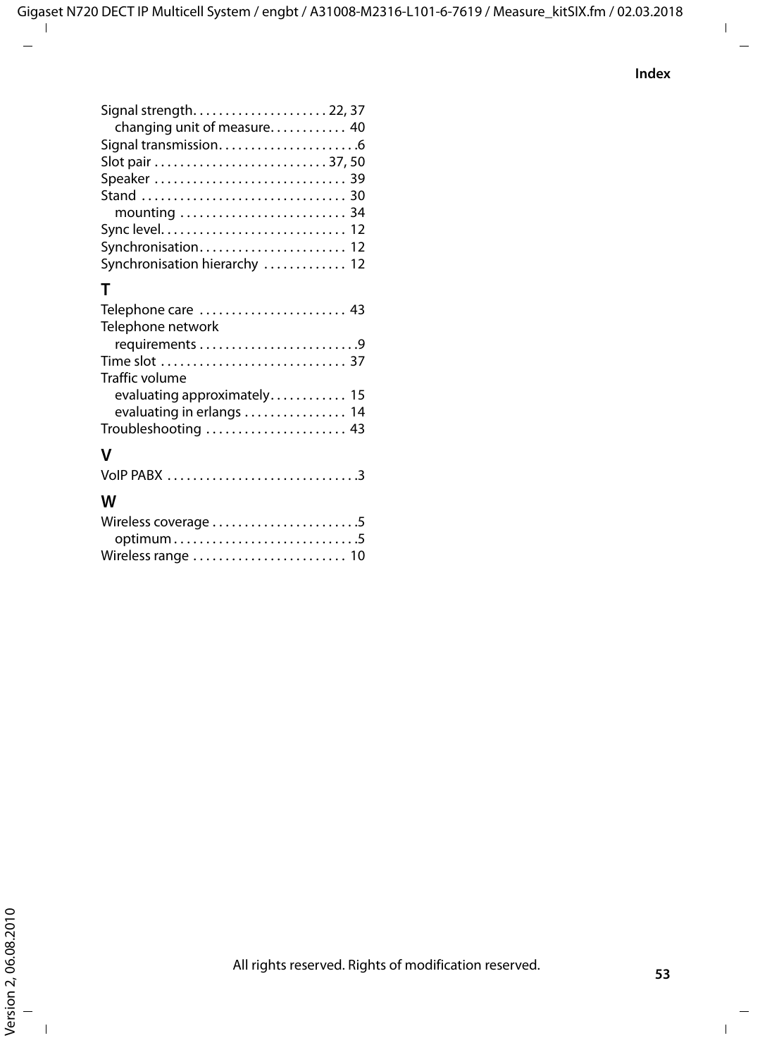Signal strength . . . . . . . . . . . . . . . . . . . . 22, 37
    changing unit of measure . . . . . . . . . . . 40
Signal transmission . . . . . . . . . . . . . . . . . . . . .6
Slot pair . . . . . . . . . . . . . . . . . . . . . . . . . . 37, 50
Speaker . . . . . . . . . . . . . . . . . . . . . . . . . . . . 39
Stand . . . . . . . . . . . . . . . . . . . . . . . . . . . . . . 30
    mounting . . . . . . . . . . . . . . . . . . . . . . . . 34
Sync level . . . . . . . . . . . . . . . . . . . . . . . . . . . 12
Synchronisation . . . . . . . . . . . . . . . . . . . . . . 12
Synchronisation hierarchy . . . . . . . . . . . . 12

## T

Telephone care . . . . . . . . . . . . . . . . . . . . . . 43
Telephone network
    requirements . . . . . . . . . . . . . . . . . . . . . . . .9
Time slot . . . . . . . . . . . . . . . . . . . . . . . . . . . 37
Traffic volume
    evaluating approximately . . . . . . . . . . . 15
    evaluating in erlangs . . . . . . . . . . . . . . . 14
Troubleshooting . . . . . . . . . . . . . . . . . . . . . 43

## V

VoIP PABX . . . . . . . . . . . . . . . . . . . . . . . . . . . .3

## W

Wireless coverage . . . . . . . . . . . . . . . . . . . . . .5
    optimum . . . . . . . . . . . . . . . . . . . . . . . . . . .5
Wireless range . . . . . . . . . . . . . . . . . . . . . . . 10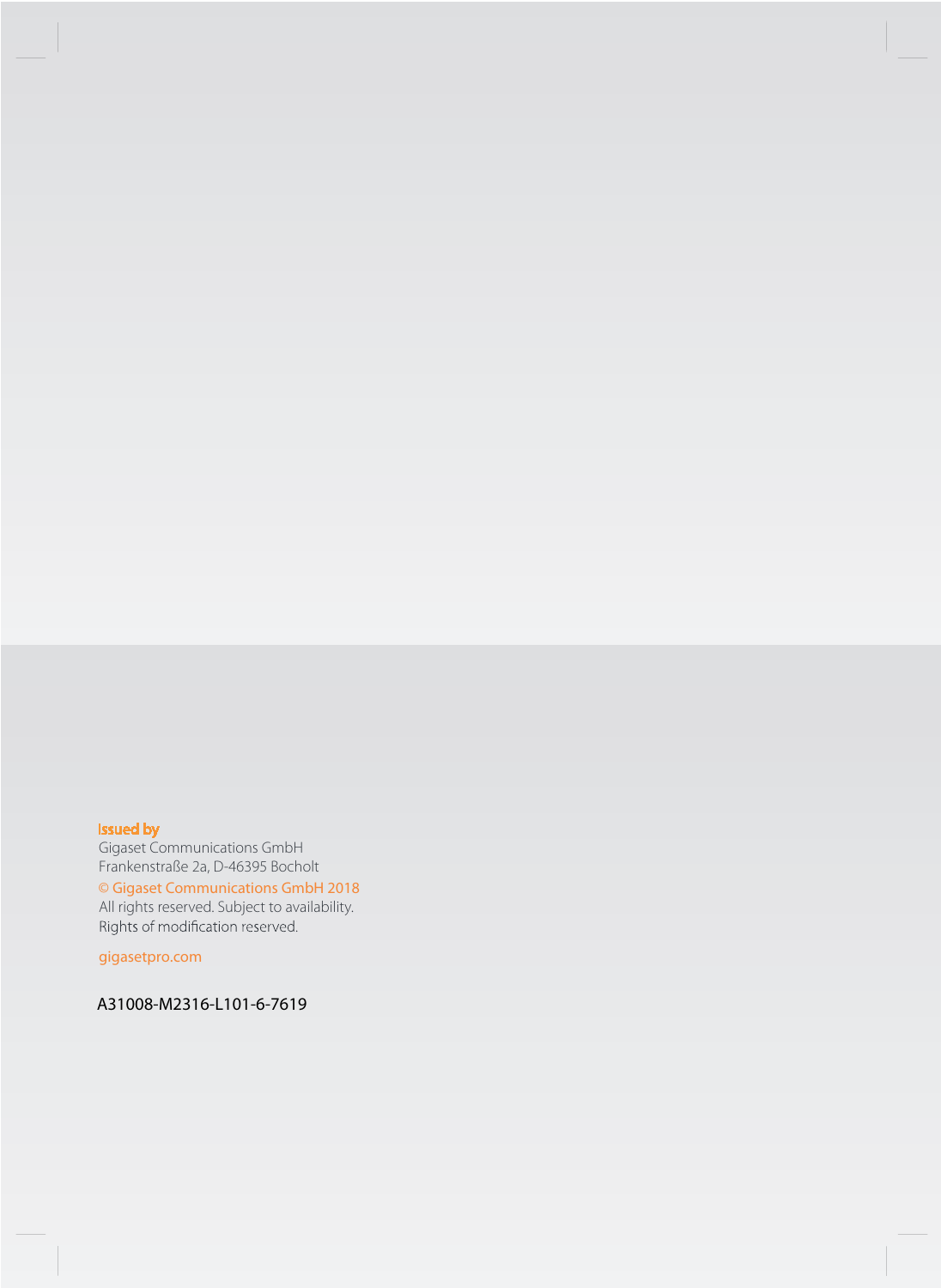**Issued by**
Gigaset Communications GmbH
Frankenstraße 2a, D-46395 Bocholt

© Gigaset Communications GmbH 2018
All rights reserved. Subject to availability.
Rights of modification reserved.

gigasetpro.com

A31008-M2316-L101-6-7619